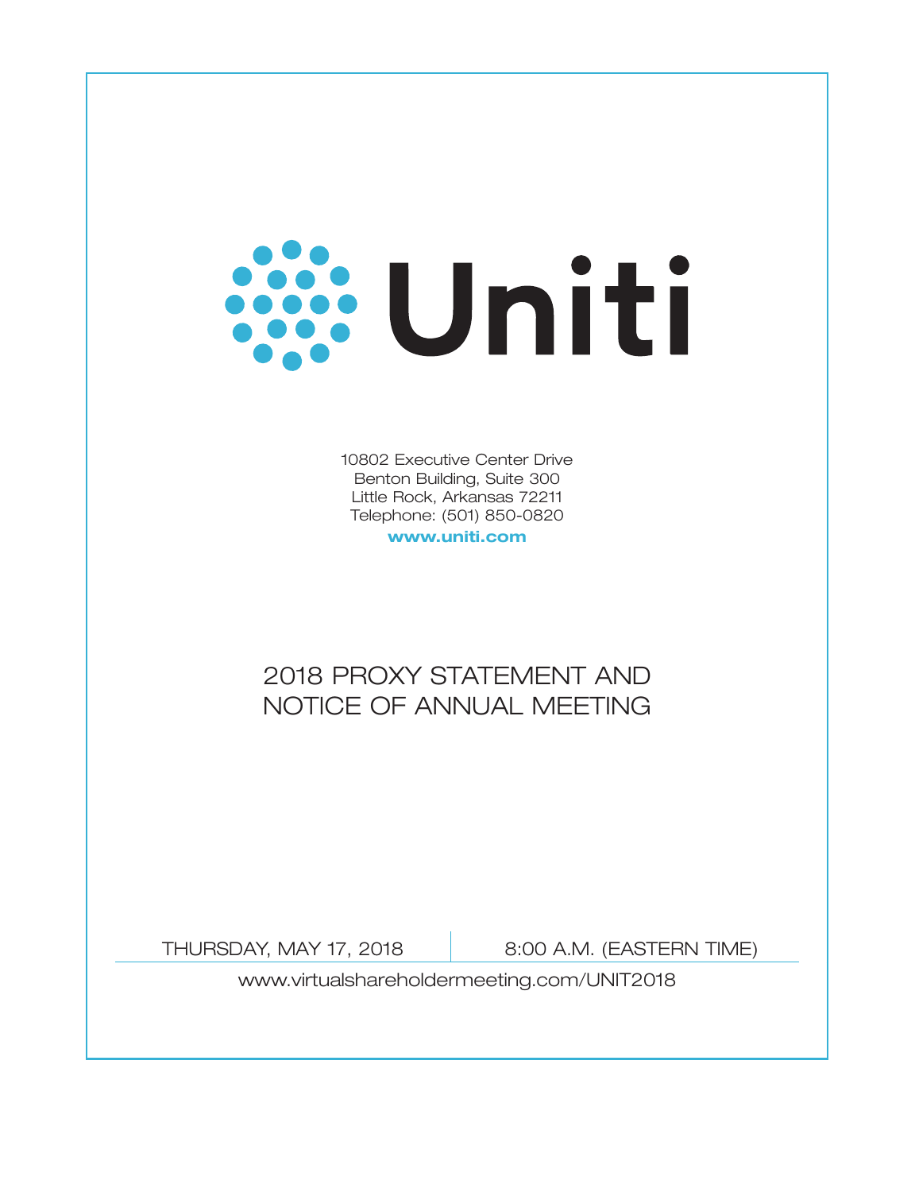# Uniti

10802 Executive Center Drive
Benton Building, Suite 300
Little Rock, Arkansas 72211
Telephone: (501) 850-0820
**www.uniti.com**

## 2018 PROXY STATEMENT AND NOTICE OF ANNUAL MEETING

THURSDAY, MAY 17, 2018 | 8:00 A.M. (EASTERN TIME)

www.virtualshareholdermeeting.com/UNIT2018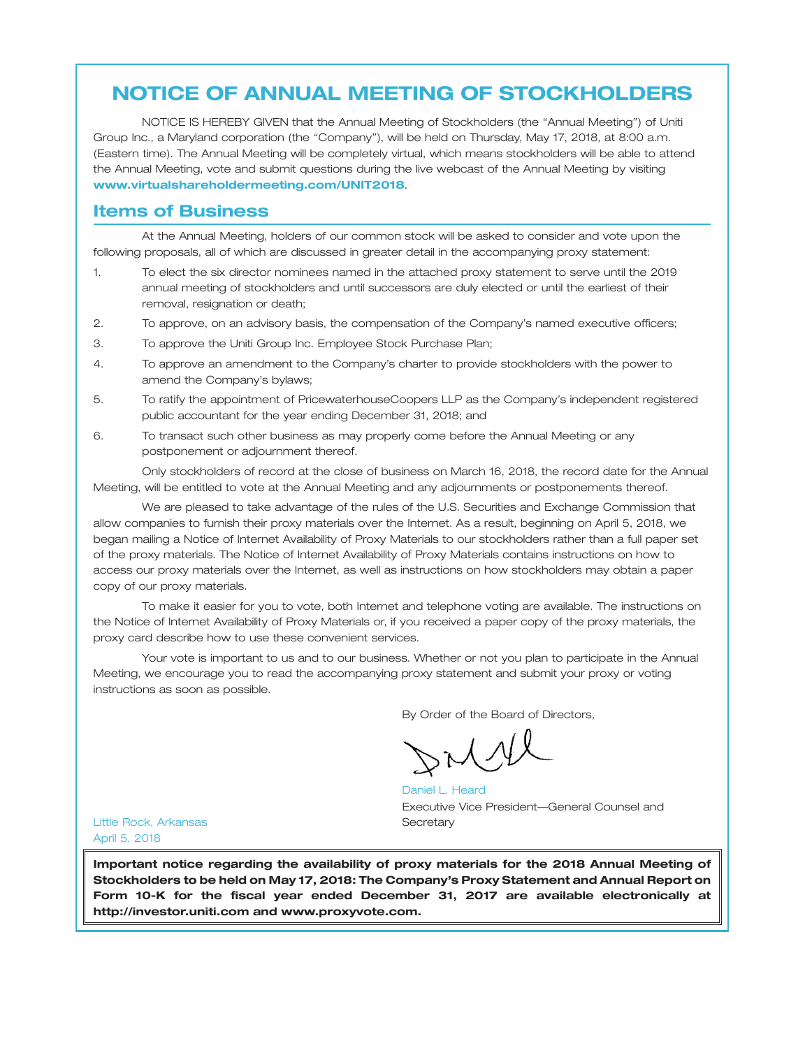# NOTICE OF ANNUAL MEETING OF STOCKHOLDERS

NOTICE IS HEREBY GIVEN that the Annual Meeting of Stockholders (the "Annual Meeting") of Uniti Group Inc., a Maryland corporation (the "Company"), will be held on Thursday, May 17, 2018, at 8:00 a.m. (Eastern time). The Annual Meeting will be completely virtual, which means stockholders will be able to attend the Annual Meeting, vote and submit questions during the live webcast of the Annual Meeting by visiting **www.virtualshareholdermeeting.com/UNIT2018**.

## Items of Business

At the Annual Meeting, holders of our common stock will be asked to consider and vote upon the following proposals, all of which are discussed in greater detail in the accompanying proxy statement:

1. To elect the six director nominees named in the attached proxy statement to serve until the 2019 annual meeting of stockholders and until successors are duly elected or until the earliest of their removal, resignation or death;
2. To approve, on an advisory basis, the compensation of the Company's named executive officers;
3. To approve the Uniti Group Inc. Employee Stock Purchase Plan;
4. To approve an amendment to the Company's charter to provide stockholders with the power to amend the Company's bylaws;
5. To ratify the appointment of PricewaterhouseCoopers LLP as the Company's independent registered public accountant for the year ending December 31, 2018; and
6. To transact such other business as may properly come before the Annual Meeting or any postponement or adjournment thereof.

Only stockholders of record at the close of business on March 16, 2018, the record date for the Annual Meeting, will be entitled to vote at the Annual Meeting and any adjournments or postponements thereof.

We are pleased to take advantage of the rules of the U.S. Securities and Exchange Commission that allow companies to furnish their proxy materials over the Internet. As a result, beginning on April 5, 2018, we began mailing a Notice of Internet Availability of Proxy Materials to our stockholders rather than a full paper set of the proxy materials. The Notice of Internet Availability of Proxy Materials contains instructions on how to access our proxy materials over the Internet, as well as instructions on how stockholders may obtain a paper copy of our proxy materials.

To make it easier for you to vote, both Internet and telephone voting are available. The instructions on the Notice of Internet Availability of Proxy Materials or, if you received a paper copy of the proxy materials, the proxy card describe how to use these convenient services.

Your vote is important to us and to our business. Whether or not you plan to participate in the Annual Meeting, we encourage you to read the accompanying proxy statement and submit your proxy or voting instructions as soon as possible.

By Order of the Board of Directors,

Daniel L. Heard
Executive Vice President—General Counsel and Secretary

Little Rock, Arkansas
April 5, 2018

**Important notice regarding the availability of proxy materials for the 2018 Annual Meeting of Stockholders to be held on May 17, 2018: The Company's Proxy Statement and Annual Report on Form 10-K for the fiscal year ended December 31, 2017 are available electronically at http://investor.uniti.com and www.proxyvote.com.**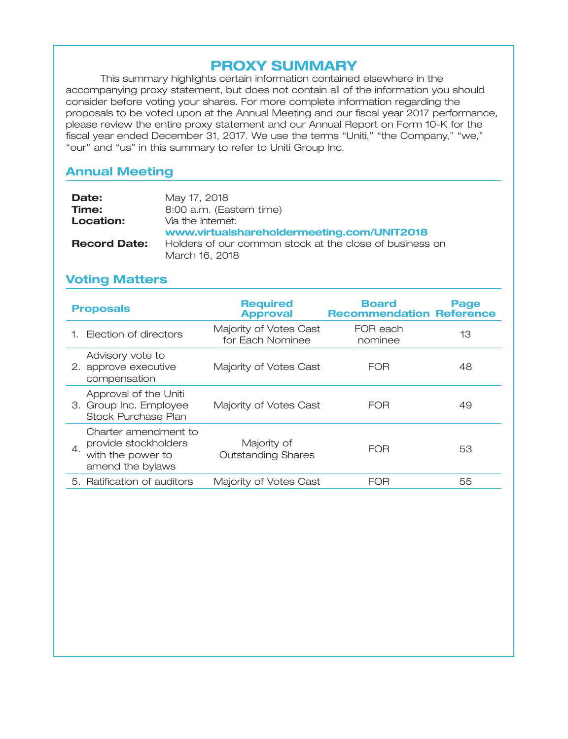# PROXY SUMMARY

This summary highlights certain information contained elsewhere in the accompanying proxy statement, but does not contain all of the information you should consider before voting your shares. For more complete information regarding the proposals to be voted upon at the Annual Meeting and our fiscal year 2017 performance, please review the entire proxy statement and our Annual Report on Form 10-K for the fiscal year ended December 31, 2017. We use the terms "Uniti," "the Company," "we," "our" and "us" in this summary to refer to Uniti Group Inc.

## Annual Meeting

**Date:** May 17, 2018
**Time:** 8:00 a.m. (Eastern time)
**Location:** Via the Internet: **www.virtualshareholdermeeting.com/UNIT2018**
**Record Date:** Holders of our common stock at the close of business on March 16, 2018

## Voting Matters

| Proposals | Required Approval | Board Recommendation | Page Reference |
|---|---|---|---|
| 1. Election of directors | Majority of Votes Cast for Each Nominee | FOR each nominee | 13 |
| 2. Advisory vote to approve executive compensation | Majority of Votes Cast | FOR | 48 |
| 3. Approval of the Uniti Group Inc. Employee Stock Purchase Plan | Majority of Votes Cast | FOR | 49 |
| 4. Charter amendment to provide stockholders with the power to amend the bylaws | Majority of Outstanding Shares | FOR | 53 |
| 5. Ratification of auditors | Majority of Votes Cast | FOR | 55 |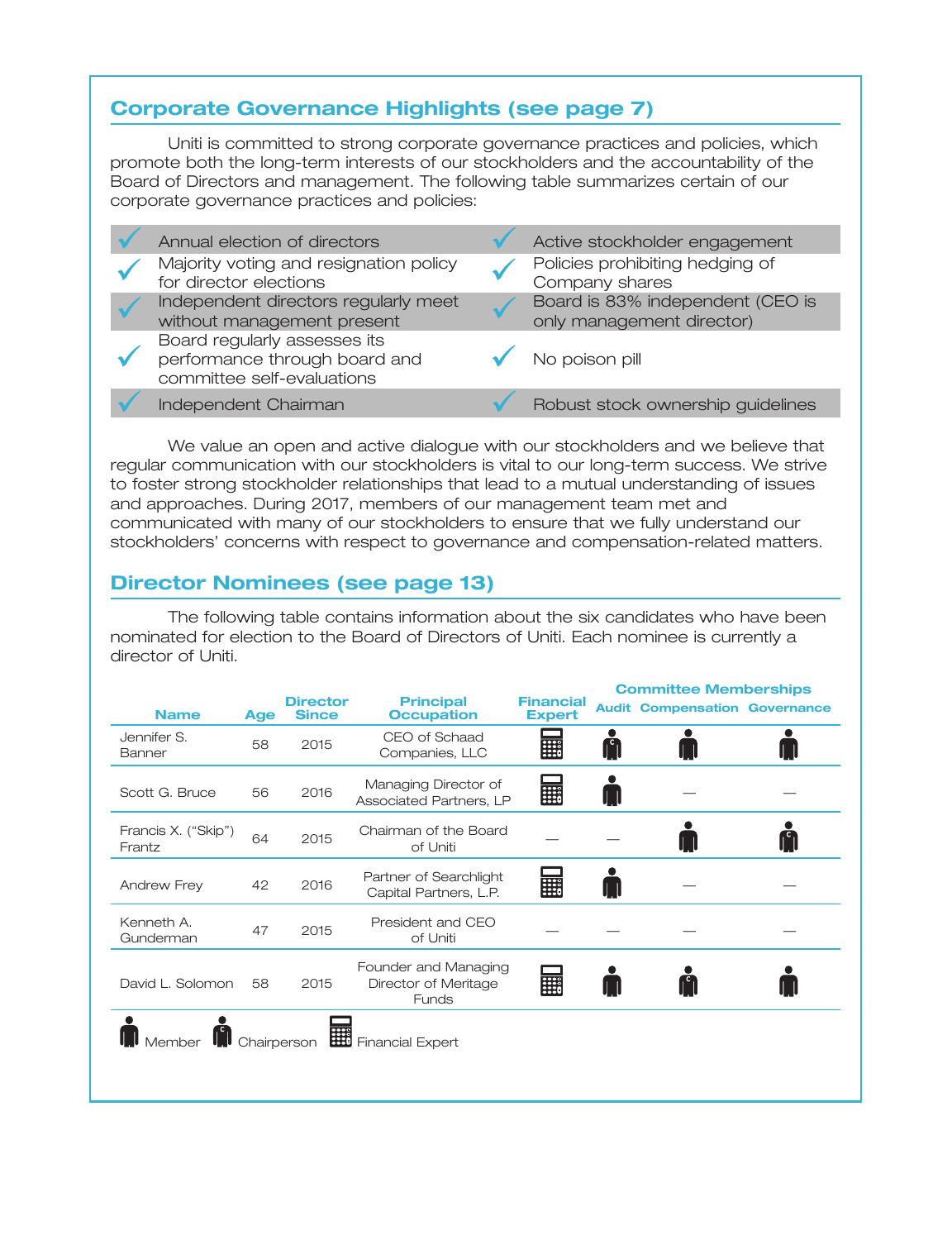## Corporate Governance Highlights (see page 7)

Uniti is committed to strong corporate governance practices and policies, which promote both the long-term interests of our stockholders and the accountability of the Board of Directors and management. The following table summarizes certain of our corporate governance practices and policies:

| | | | |
|---|---|---|---|
| ✓ | Annual election of directors | ✓ | Active stockholder engagement |
| ✓ | Majority voting and resignation policy for director elections | ✓ | Policies prohibiting hedging of Company shares |
| ✓ | Independent directors regularly meet without management present | ✓ | Board is 83% independent (CEO is only management director) |
| ✓ | Board regularly assesses its performance through board and committee self-evaluations | ✓ | No poison pill |
| ✓ | Independent Chairman | ✓ | Robust stock ownership guidelines |

We value an open and active dialogue with our stockholders and we believe that regular communication with our stockholders is vital to our long-term success. We strive to foster strong stockholder relationships that lead to a mutual understanding of issues and approaches. During 2017, members of our management team met and communicated with many of our stockholders to ensure that we fully understand our stockholders' concerns with respect to governance and compensation-related matters.

## Director Nominees (see page 13)

The following table contains information about the six candidates who have been nominated for election to the Board of Directors of Uniti. Each nominee is currently a director of Uniti.

| Name | Age | Director Since | Principal Occupation | Financial Expert | Committee Memberships | | |
|---|---|---|---|---|---|---|---|
| | | | | | Audit | Compensation | Governance |
| Jennifer S. Banner | 58 | 2015 | CEO of Schaad Companies, LLC | Financial Expert | Chairperson | Member | Member |
| Scott G. Bruce | 56 | 2016 | Managing Director of Associated Partners, LP | Financial Expert | Member | — | — |
| Francis X. ("Skip") Frantz | 64 | 2015 | Chairman of the Board of Uniti | — | — | Member | Chairperson |
| Andrew Frey | 42 | 2016 | Partner of Searchlight Capital Partners, L.P. | Financial Expert | Member | — | — |
| Kenneth A. Gunderman | 47 | 2015 | President and CEO of Uniti | — | — | — | — |
| David L. Solomon | 58 | 2015 | Founder and Managing Director of Meritage Funds | Financial Expert | Member | Chairperson | Member |

Member &nbsp; Chairperson &nbsp; Financial Expert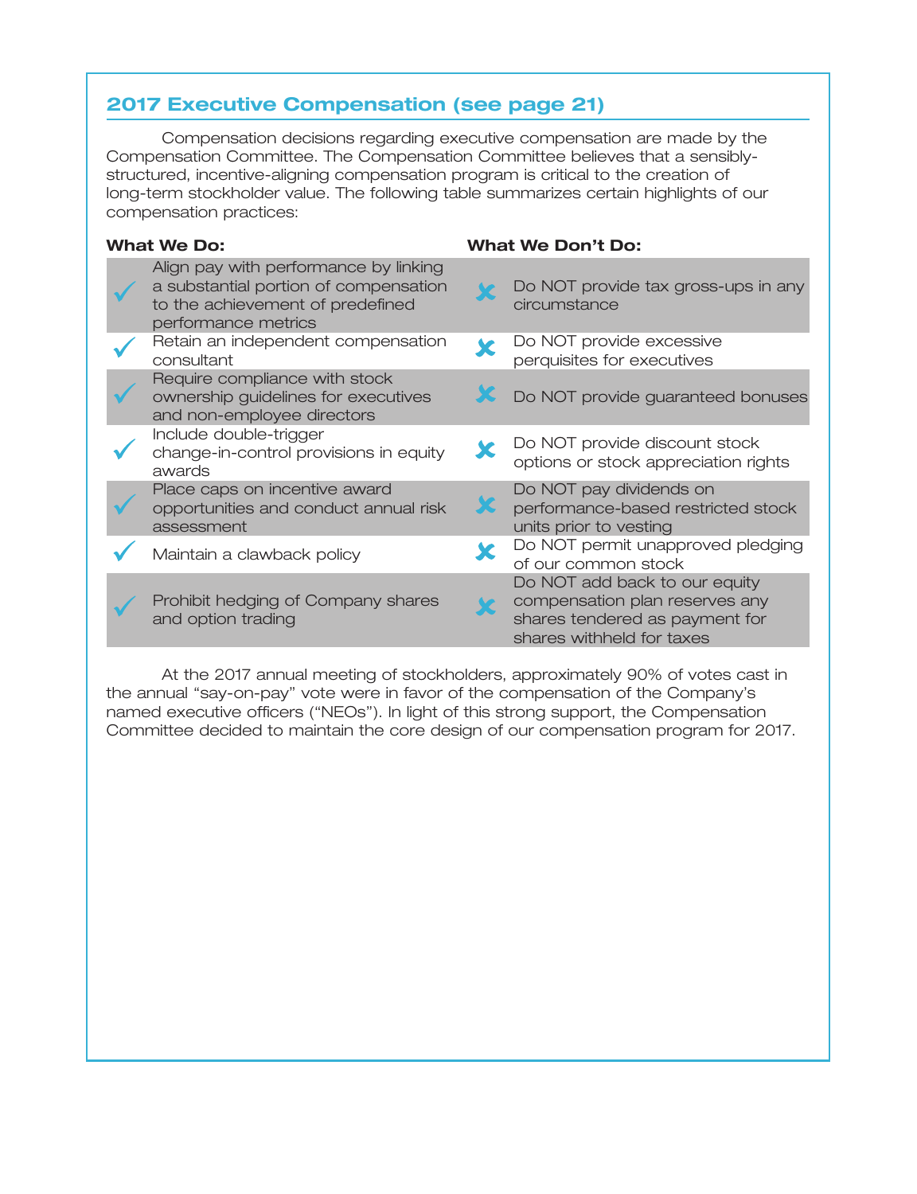## 2017 Executive Compensation (see page 21)

Compensation decisions regarding executive compensation are made by the Compensation Committee. The Compensation Committee believes that a sensibly-structured, incentive-aligning compensation program is critical to the creation of long-term stockholder value. The following table summarizes certain highlights of our compensation practices:

| What We Do: | What We Don't Do: |
| --- | --- |
| ✓ Align pay with performance by linking a substantial portion of compensation to the achievement of predefined performance metrics | ✗ Do NOT provide tax gross-ups in any circumstance |
| ✓ Retain an independent compensation consultant | ✗ Do NOT provide excessive perquisites for executives |
| ✓ Require compliance with stock ownership guidelines for executives and non-employee directors | ✗ Do NOT provide guaranteed bonuses |
| ✓ Include double-trigger change-in-control provisions in equity awards | ✗ Do NOT provide discount stock options or stock appreciation rights |
| ✓ Place caps on incentive award opportunities and conduct annual risk assessment | ✗ Do NOT pay dividends on performance-based restricted stock units prior to vesting |
| ✓ Maintain a clawback policy | ✗ Do NOT permit unapproved pledging of our common stock |
| ✓ Prohibit hedging of Company shares and option trading | ✗ Do NOT add back to our equity compensation plan reserves any shares tendered as payment for shares withheld for taxes |

At the 2017 annual meeting of stockholders, approximately 90% of votes cast in the annual "say-on-pay" vote were in favor of the compensation of the Company's named executive officers ("NEOs"). In light of this strong support, the Compensation Committee decided to maintain the core design of our compensation program for 2017.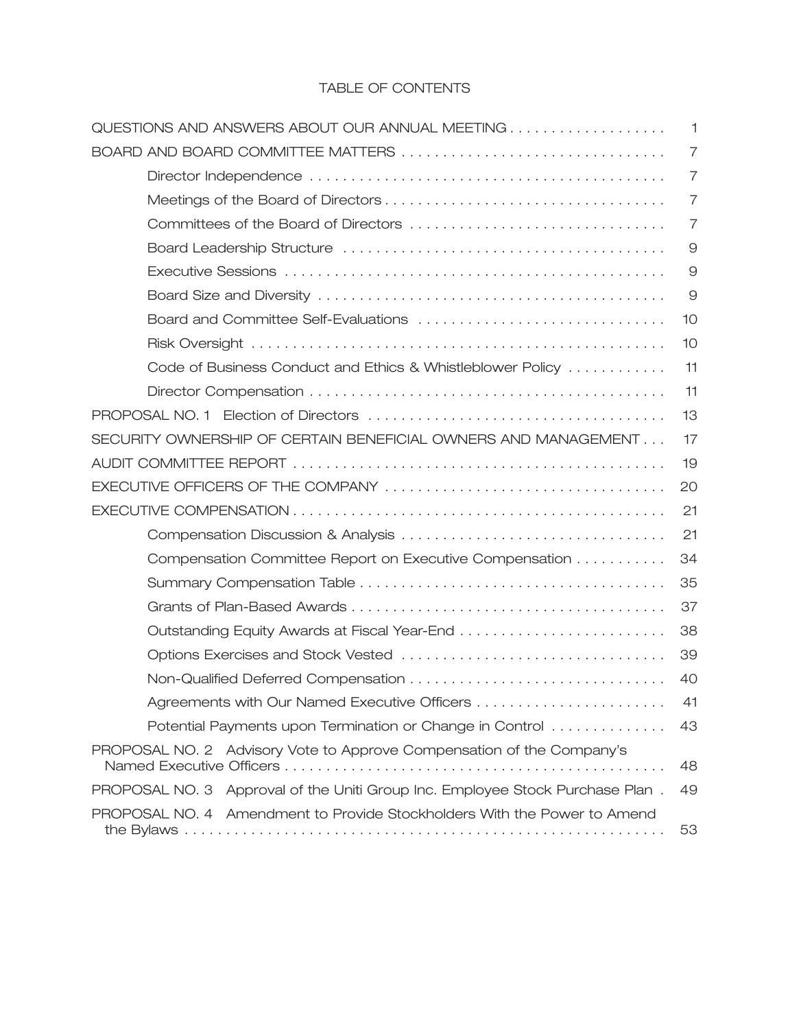# TABLE OF CONTENTS

| | |
|---|---|
| QUESTIONS AND ANSWERS ABOUT OUR ANNUAL MEETING | 1 |
| BOARD AND BOARD COMMITTEE MATTERS | 7 |
| Director Independence | 7 |
| Meetings of the Board of Directors | 7 |
| Committees of the Board of Directors | 7 |
| Board Leadership Structure | 9 |
| Executive Sessions | 9 |
| Board Size and Diversity | 9 |
| Board and Committee Self-Evaluations | 10 |
| Risk Oversight | 10 |
| Code of Business Conduct and Ethics & Whistleblower Policy | 11 |
| Director Compensation | 11 |
| PROPOSAL NO. 1 Election of Directors | 13 |
| SECURITY OWNERSHIP OF CERTAIN BENEFICIAL OWNERS AND MANAGEMENT | 17 |
| AUDIT COMMITTEE REPORT | 19 |
| EXECUTIVE OFFICERS OF THE COMPANY | 20 |
| EXECUTIVE COMPENSATION | 21 |
| Compensation Discussion & Analysis | 21 |
| Compensation Committee Report on Executive Compensation | 34 |
| Summary Compensation Table | 35 |
| Grants of Plan-Based Awards | 37 |
| Outstanding Equity Awards at Fiscal Year-End | 38 |
| Options Exercises and Stock Vested | 39 |
| Non-Qualified Deferred Compensation | 40 |
| Agreements with Our Named Executive Officers | 41 |
| Potential Payments upon Termination or Change in Control | 43 |
| PROPOSAL NO. 2 Advisory Vote to Approve Compensation of the Company's Named Executive Officers | 48 |
| PROPOSAL NO. 3 Approval of the Uniti Group Inc. Employee Stock Purchase Plan | 49 |
| PROPOSAL NO. 4 Amendment to Provide Stockholders With the Power to Amend the Bylaws | 53 |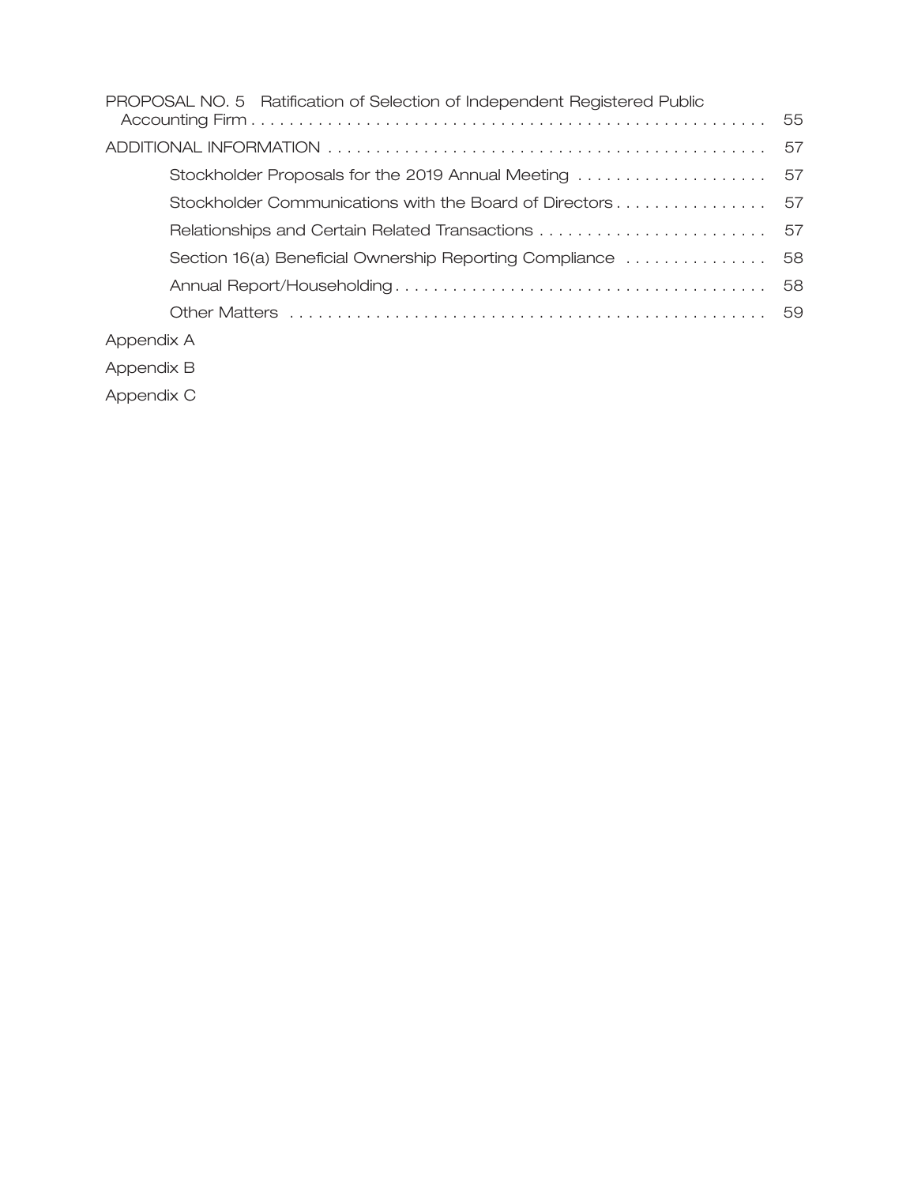| | |
|---|---|
| PROPOSAL NO. 5 Ratification of Selection of Independent Registered Public Accounting Firm | 55 |
| ADDITIONAL INFORMATION | 57 |
| Stockholder Proposals for the 2019 Annual Meeting | 57 |
| Stockholder Communications with the Board of Directors | 57 |
| Relationships and Certain Related Transactions | 57 |
| Section 16(a) Beneficial Ownership Reporting Compliance | 58 |
| Annual Report/Householding | 58 |
| Other Matters | 59 |
| Appendix A | |
| Appendix B | |
| Appendix C | |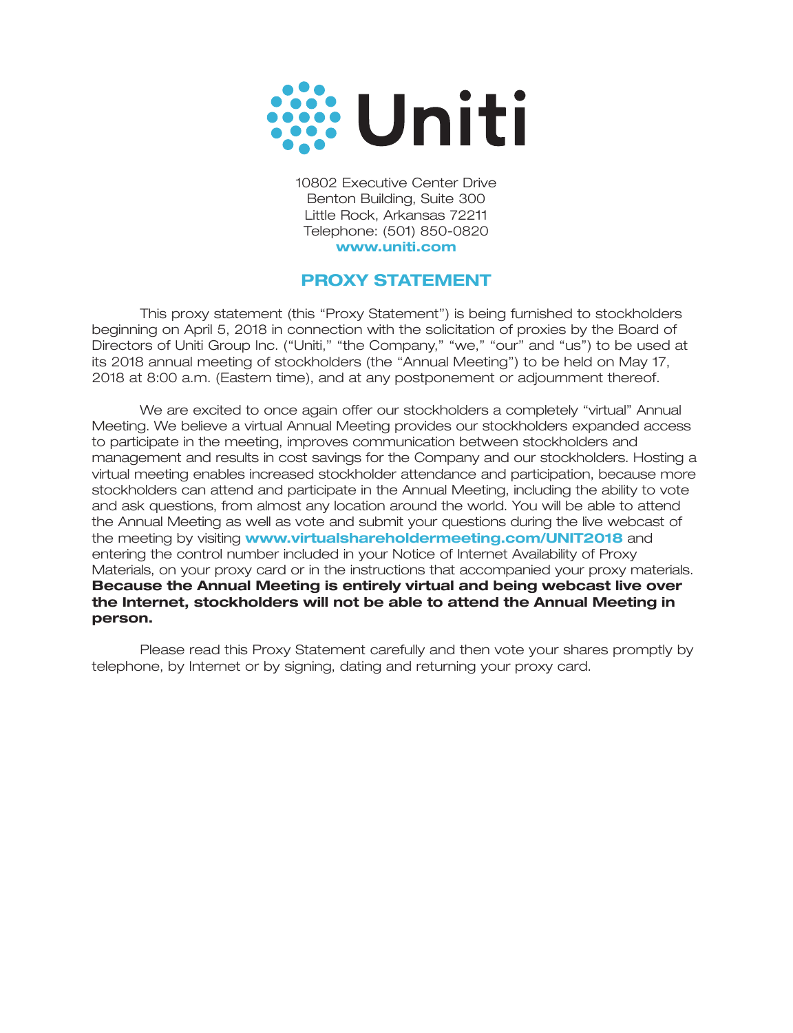Uniti

10802 Executive Center Drive
Benton Building, Suite 300
Little Rock, Arkansas 72211
Telephone: (501) 850-0820
**www.uniti.com**

# PROXY STATEMENT

This proxy statement (this "Proxy Statement") is being furnished to stockholders beginning on April 5, 2018 in connection with the solicitation of proxies by the Board of Directors of Uniti Group Inc. ("Uniti," "the Company," "we," "our" and "us") to be used at its 2018 annual meeting of stockholders (the "Annual Meeting") to be held on May 17, 2018 at 8:00 a.m. (Eastern time), and at any postponement or adjournment thereof.

We are excited to once again offer our stockholders a completely "virtual" Annual Meeting. We believe a virtual Annual Meeting provides our stockholders expanded access to participate in the meeting, improves communication between stockholders and management and results in cost savings for the Company and our stockholders. Hosting a virtual meeting enables increased stockholder attendance and participation, because more stockholders can attend and participate in the Annual Meeting, including the ability to vote and ask questions, from almost any location around the world. You will be able to attend the Annual Meeting as well as vote and submit your questions during the live webcast of the meeting by visiting **www.virtualshareholdermeeting.com/UNIT2018** and entering the control number included in your Notice of Internet Availability of Proxy Materials, on your proxy card or in the instructions that accompanied your proxy materials. **Because the Annual Meeting is entirely virtual and being webcast live over the Internet, stockholders will not be able to attend the Annual Meeting in person.**

Please read this Proxy Statement carefully and then vote your shares promptly by telephone, by Internet or by signing, dating and returning your proxy card.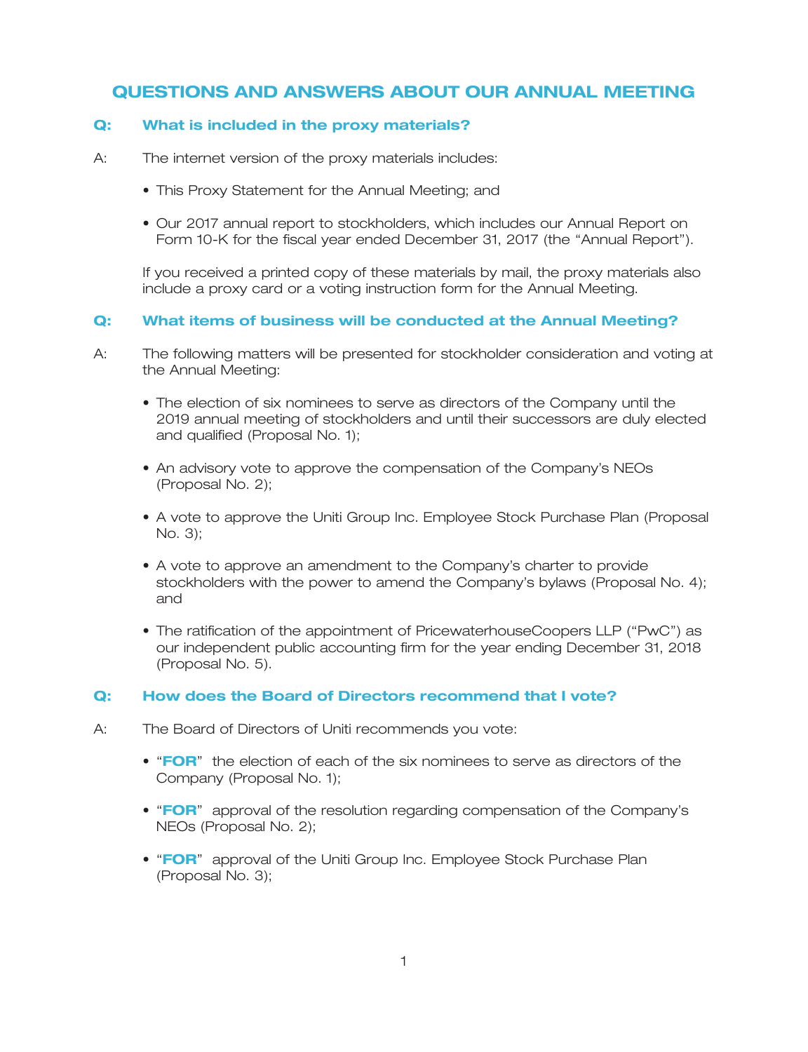# QUESTIONS AND ANSWERS ABOUT OUR ANNUAL MEETING

**Q: What is included in the proxy materials?**

A: The internet version of the proxy materials includes:

- This Proxy Statement for the Annual Meeting; and
- Our 2017 annual report to stockholders, which includes our Annual Report on Form 10-K for the fiscal year ended December 31, 2017 (the "Annual Report").

If you received a printed copy of these materials by mail, the proxy materials also include a proxy card or a voting instruction form for the Annual Meeting.

**Q: What items of business will be conducted at the Annual Meeting?**

A: The following matters will be presented for stockholder consideration and voting at the Annual Meeting:

- The election of six nominees to serve as directors of the Company until the 2019 annual meeting of stockholders and until their successors are duly elected and qualified (Proposal No. 1);
- An advisory vote to approve the compensation of the Company's NEOs (Proposal No. 2);
- A vote to approve the Uniti Group Inc. Employee Stock Purchase Plan (Proposal No. 3);
- A vote to approve an amendment to the Company's charter to provide stockholders with the power to amend the Company's bylaws (Proposal No. 4); and
- The ratification of the appointment of PricewaterhouseCoopers LLP ("PwC") as our independent public accounting firm for the year ending December 31, 2018 (Proposal No. 5).

**Q: How does the Board of Directors recommend that I vote?**

A: The Board of Directors of Uniti recommends you vote:

- "**FOR**" the election of each of the six nominees to serve as directors of the Company (Proposal No. 1);
- "**FOR**" approval of the resolution regarding compensation of the Company's NEOs (Proposal No. 2);
- "**FOR**" approval of the Uniti Group Inc. Employee Stock Purchase Plan (Proposal No. 3);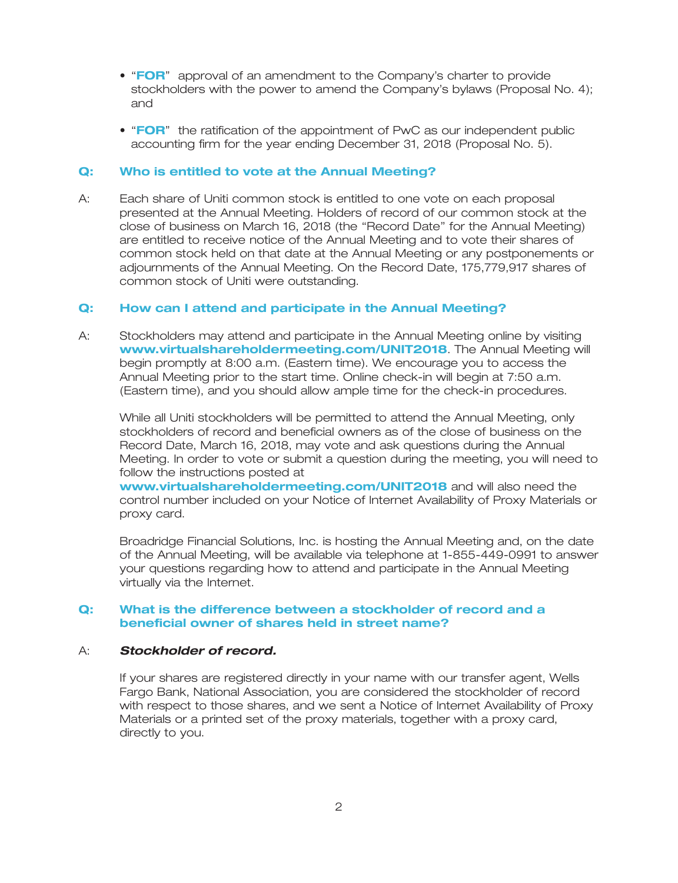- "**FOR**" approval of an amendment to the Company's charter to provide stockholders with the power to amend the Company's bylaws (Proposal No. 4); and

- "**FOR**" the ratification of the appointment of PwC as our independent public accounting firm for the year ending December 31, 2018 (Proposal No. 5).

### Q: Who is entitled to vote at the Annual Meeting?

A: Each share of Uniti common stock is entitled to one vote on each proposal presented at the Annual Meeting. Holders of record of our common stock at the close of business on March 16, 2018 (the "Record Date" for the Annual Meeting) are entitled to receive notice of the Annual Meeting and to vote their shares of common stock held on that date at the Annual Meeting or any postponements or adjournments of the Annual Meeting. On the Record Date, 175,779,917 shares of common stock of Uniti were outstanding.

### Q: How can I attend and participate in the Annual Meeting?

A: Stockholders may attend and participate in the Annual Meeting online by visiting **www.virtualshareholdermeeting.com/UNIT2018**. The Annual Meeting will begin promptly at 8:00 a.m. (Eastern time). We encourage you to access the Annual Meeting prior to the start time. Online check-in will begin at 7:50 a.m. (Eastern time), and you should allow ample time for the check-in procedures.

While all Uniti stockholders will be permitted to attend the Annual Meeting, only stockholders of record and beneficial owners as of the close of business on the Record Date, March 16, 2018, may vote and ask questions during the Annual Meeting. In order to vote or submit a question during the meeting, you will need to follow the instructions posted at **www.virtualshareholdermeeting.com/UNIT2018** and will also need the control number included on your Notice of Internet Availability of Proxy Materials or proxy card.

Broadridge Financial Solutions, Inc. is hosting the Annual Meeting and, on the date of the Annual Meeting, will be available via telephone at 1-855-449-0991 to answer your questions regarding how to attend and participate in the Annual Meeting virtually via the Internet.

### Q: What is the difference between a stockholder of record and a beneficial owner of shares held in street name?

A: ***Stockholder of record.***

If your shares are registered directly in your name with our transfer agent, Wells Fargo Bank, National Association, you are considered the stockholder of record with respect to those shares, and we sent a Notice of Internet Availability of Proxy Materials or a printed set of the proxy materials, together with a proxy card, directly to you.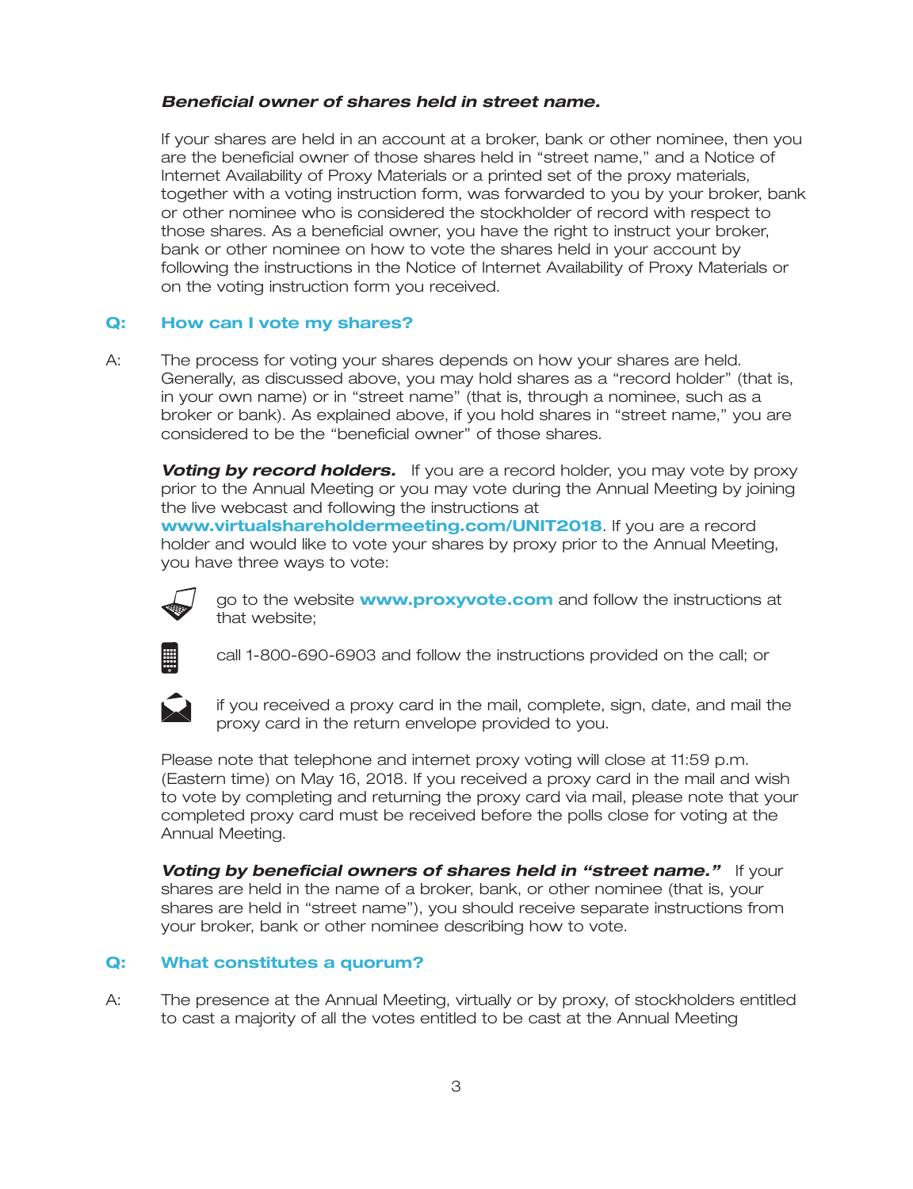***Beneficial owner of shares held in street name.***

If your shares are held in an account at a broker, bank or other nominee, then you are the beneficial owner of those shares held in "street name," and a Notice of Internet Availability of Proxy Materials or a printed set of the proxy materials, together with a voting instruction form, was forwarded to you by your broker, bank or other nominee who is considered the stockholder of record with respect to those shares. As a beneficial owner, you have the right to instruct your broker, bank or other nominee on how to vote the shares held in your account by following the instructions in the Notice of Internet Availability of Proxy Materials or on the voting instruction form you received.

**Q: How can I vote my shares?**

A: The process for voting your shares depends on how your shares are held. Generally, as discussed above, you may hold shares as a "record holder" (that is, in your own name) or in "street name" (that is, through a nominee, such as a broker or bank). As explained above, if you hold shares in "street name," you are considered to be the "beneficial owner" of those shares.

***Voting by record holders.*** If you are a record holder, you may vote by proxy prior to the Annual Meeting or you may vote during the Annual Meeting by joining the live webcast and following the instructions at **www.virtualshareholdermeeting.com/UNIT2018**. If you are a record holder and would like to vote your shares by proxy prior to the Annual Meeting, you have three ways to vote:

- go to the website **www.proxyvote.com** and follow the instructions at that website;
- call 1-800-690-6903 and follow the instructions provided on the call; or
- if you received a proxy card in the mail, complete, sign, date, and mail the proxy card in the return envelope provided to you.

Please note that telephone and internet proxy voting will close at 11:59 p.m. (Eastern time) on May 16, 2018. If you received a proxy card in the mail and wish to vote by completing and returning the proxy card via mail, please note that your completed proxy card must be received before the polls close for voting at the Annual Meeting.

***Voting by beneficial owners of shares held in "street name."*** If your shares are held in the name of a broker, bank, or other nominee (that is, your shares are held in "street name"), you should receive separate instructions from your broker, bank or other nominee describing how to vote.

**Q: What constitutes a quorum?**

A: The presence at the Annual Meeting, virtually or by proxy, of stockholders entitled to cast a majority of all the votes entitled to be cast at the Annual Meeting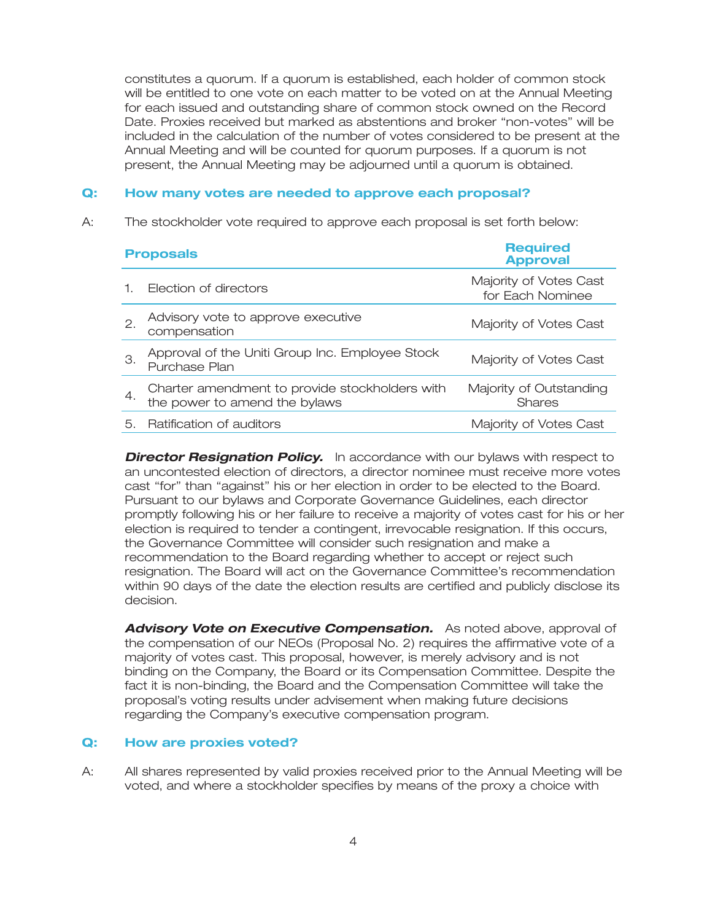constitutes a quorum. If a quorum is established, each holder of common stock will be entitled to one vote on each matter to be voted on at the Annual Meeting for each issued and outstanding share of common stock owned on the Record Date. Proxies received but marked as abstentions and broker "non-votes" will be included in the calculation of the number of votes considered to be present at the Annual Meeting and will be counted for quorum purposes. If a quorum is not present, the Annual Meeting may be adjourned until a quorum is obtained.

### Q: How many votes are needed to approve each proposal?

A: The stockholder vote required to approve each proposal is set forth below:

| Proposals | Required Approval |
|---|---|
| 1. Election of directors | Majority of Votes Cast for Each Nominee |
| 2. Advisory vote to approve executive compensation | Majority of Votes Cast |
| 3. Approval of the Uniti Group Inc. Employee Stock Purchase Plan | Majority of Votes Cast |
| 4. Charter amendment to provide stockholders with the power to amend the bylaws | Majority of Outstanding Shares |
| 5. Ratification of auditors | Majority of Votes Cast |

***Director Resignation Policy.*** In accordance with our bylaws with respect to an uncontested election of directors, a director nominee must receive more votes cast "for" than "against" his or her election in order to be elected to the Board. Pursuant to our bylaws and Corporate Governance Guidelines, each director promptly following his or her failure to receive a majority of votes cast for his or her election is required to tender a contingent, irrevocable resignation. If this occurs, the Governance Committee will consider such resignation and make a recommendation to the Board regarding whether to accept or reject such resignation. The Board will act on the Governance Committee's recommendation within 90 days of the date the election results are certified and publicly disclose its decision.

***Advisory Vote on Executive Compensation.*** As noted above, approval of the compensation of our NEOs (Proposal No. 2) requires the affirmative vote of a majority of votes cast. This proposal, however, is merely advisory and is not binding on the Company, the Board or its Compensation Committee. Despite the fact it is non-binding, the Board and the Compensation Committee will take the proposal's voting results under advisement when making future decisions regarding the Company's executive compensation program.

### Q: How are proxies voted?

A: All shares represented by valid proxies received prior to the Annual Meeting will be voted, and where a stockholder specifies by means of the proxy a choice with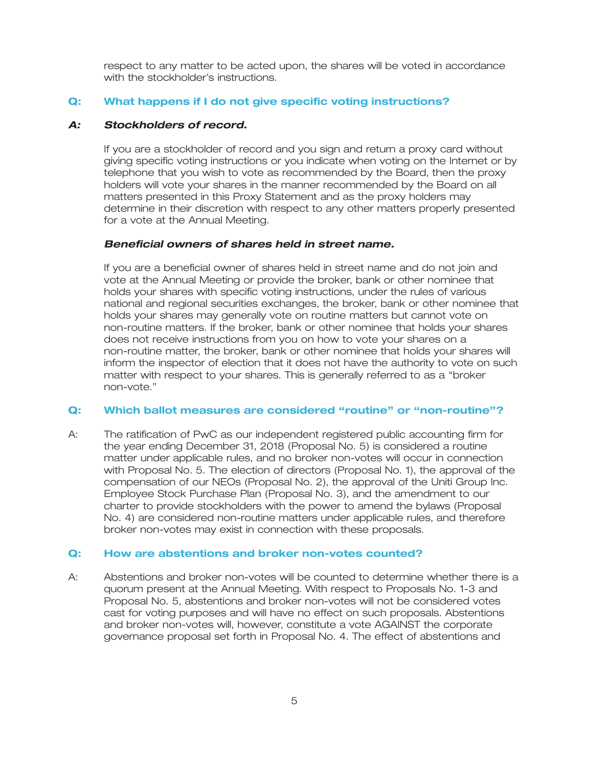respect to any matter to be acted upon, the shares will be voted in accordance with the stockholder's instructions.

### Q: What happens if I do not give specific voting instructions?

***A: Stockholders of record.***

If you are a stockholder of record and you sign and return a proxy card without giving specific voting instructions or you indicate when voting on the Internet or by telephone that you wish to vote as recommended by the Board, then the proxy holders will vote your shares in the manner recommended by the Board on all matters presented in this Proxy Statement and as the proxy holders may determine in their discretion with respect to any other matters properly presented for a vote at the Annual Meeting.

***Beneficial owners of shares held in street name.***

If you are a beneficial owner of shares held in street name and do not join and vote at the Annual Meeting or provide the broker, bank or other nominee that holds your shares with specific voting instructions, under the rules of various national and regional securities exchanges, the broker, bank or other nominee that holds your shares may generally vote on routine matters but cannot vote on non-routine matters. If the broker, bank or other nominee that holds your shares does not receive instructions from you on how to vote your shares on a non-routine matter, the broker, bank or other nominee that holds your shares will inform the inspector of election that it does not have the authority to vote on such matter with respect to your shares. This is generally referred to as a "broker non-vote."

### Q: Which ballot measures are considered "routine" or "non-routine"?

A: The ratification of PwC as our independent registered public accounting firm for the year ending December 31, 2018 (Proposal No. 5) is considered a routine matter under applicable rules, and no broker non-votes will occur in connection with Proposal No. 5. The election of directors (Proposal No. 1), the approval of the compensation of our NEOs (Proposal No. 2), the approval of the Uniti Group Inc. Employee Stock Purchase Plan (Proposal No. 3), and the amendment to our charter to provide stockholders with the power to amend the bylaws (Proposal No. 4) are considered non-routine matters under applicable rules, and therefore broker non-votes may exist in connection with these proposals.

### Q: How are abstentions and broker non-votes counted?

A: Abstentions and broker non-votes will be counted to determine whether there is a quorum present at the Annual Meeting. With respect to Proposals No. 1-3 and Proposal No. 5, abstentions and broker non-votes will not be considered votes cast for voting purposes and will have no effect on such proposals. Abstentions and broker non-votes will, however, constitute a vote AGAINST the corporate governance proposal set forth in Proposal No. 4. The effect of abstentions and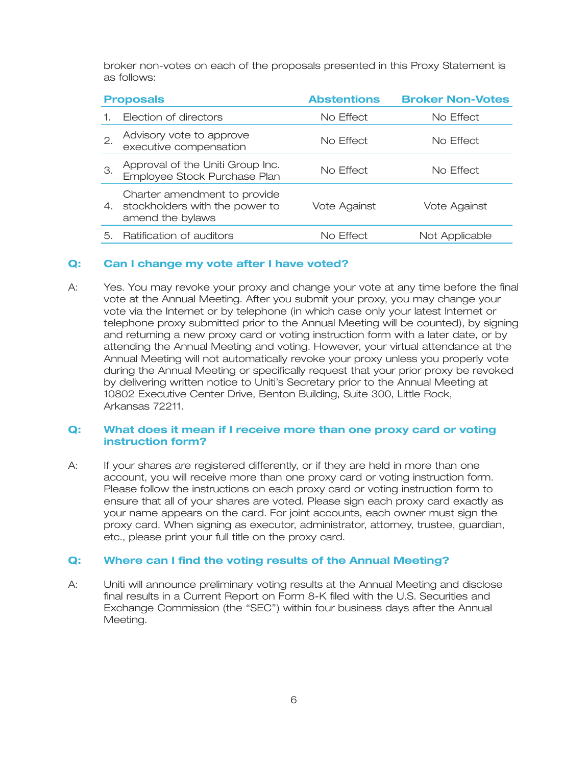broker non-votes on each of the proposals presented in this Proxy Statement is as follows:

| Proposals | Abstentions | Broker Non-Votes |
|---|---|---|
| 1. Election of directors | No Effect | No Effect |
| 2. Advisory vote to approve executive compensation | No Effect | No Effect |
| 3. Approval of the Uniti Group Inc. Employee Stock Purchase Plan | No Effect | No Effect |
| 4. Charter amendment to provide stockholders with the power to amend the bylaws | Vote Against | Vote Against |
| 5. Ratification of auditors | No Effect | Not Applicable |

### Q: Can I change my vote after I have voted?

A: Yes. You may revoke your proxy and change your vote at any time before the final vote at the Annual Meeting. After you submit your proxy, you may change your vote via the Internet or by telephone (in which case only your latest Internet or telephone proxy submitted prior to the Annual Meeting will be counted), by signing and returning a new proxy card or voting instruction form with a later date, or by attending the Annual Meeting and voting. However, your virtual attendance at the Annual Meeting will not automatically revoke your proxy unless you properly vote during the Annual Meeting or specifically request that your prior proxy be revoked by delivering written notice to Uniti's Secretary prior to the Annual Meeting at 10802 Executive Center Drive, Benton Building, Suite 300, Little Rock, Arkansas 72211.

### Q: What does it mean if I receive more than one proxy card or voting instruction form?

A: If your shares are registered differently, or if they are held in more than one account, you will receive more than one proxy card or voting instruction form. Please follow the instructions on each proxy card or voting instruction form to ensure that all of your shares are voted. Please sign each proxy card exactly as your name appears on the card. For joint accounts, each owner must sign the proxy card. When signing as executor, administrator, attorney, trustee, guardian, etc., please print your full title on the proxy card.

### Q: Where can I find the voting results of the Annual Meeting?

A: Uniti will announce preliminary voting results at the Annual Meeting and disclose final results in a Current Report on Form 8-K filed with the U.S. Securities and Exchange Commission (the "SEC") within four business days after the Annual Meeting.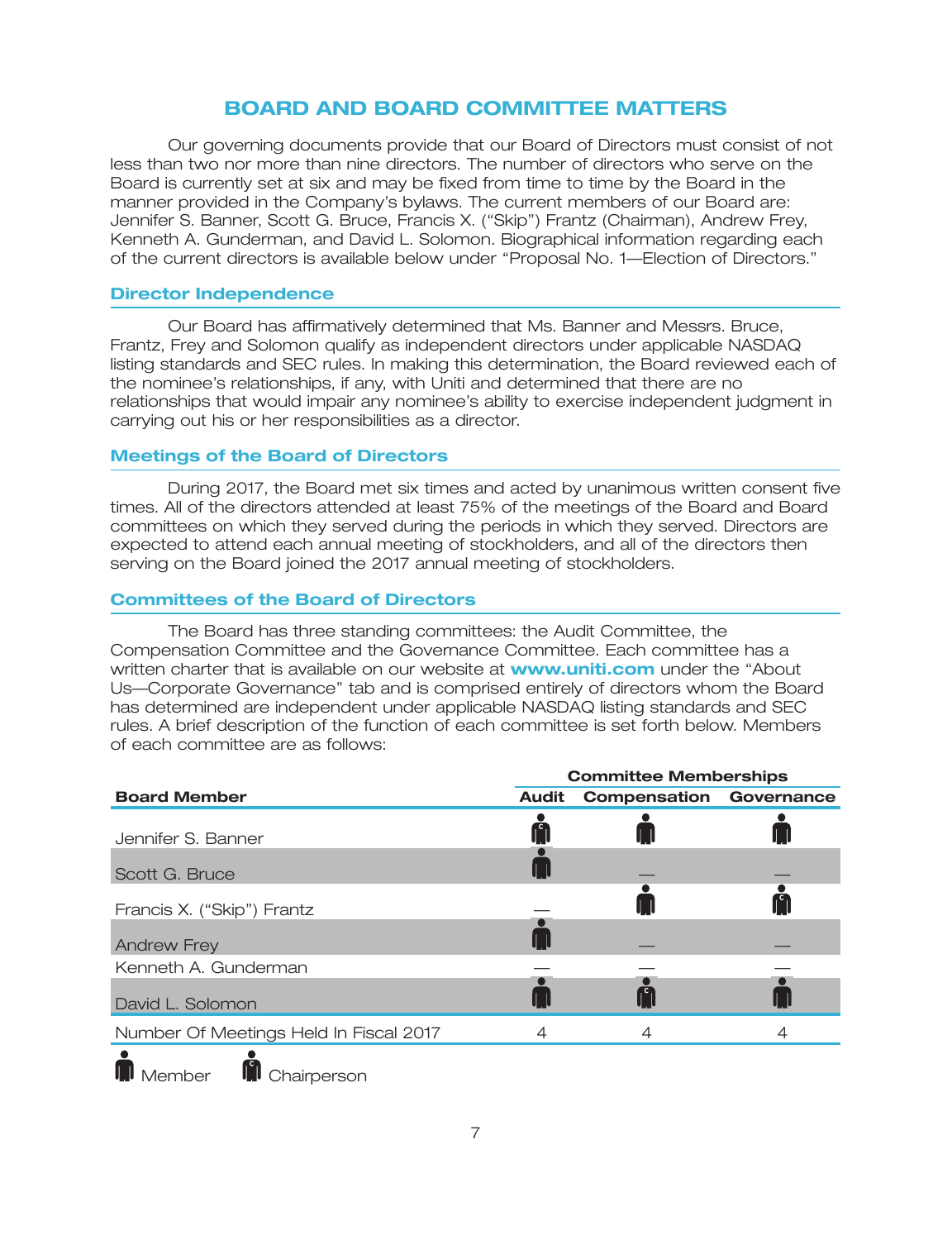## BOARD AND BOARD COMMITTEE MATTERS

Our governing documents provide that our Board of Directors must consist of not less than two nor more than nine directors. The number of directors who serve on the Board is currently set at six and may be fixed from time to time by the Board in the manner provided in the Company's bylaws. The current members of our Board are: Jennifer S. Banner, Scott G. Bruce, Francis X. ("Skip") Frantz (Chairman), Andrew Frey, Kenneth A. Gunderman, and David L. Solomon. Biographical information regarding each of the current directors is available below under "Proposal No. 1—Election of Directors."

### Director Independence

Our Board has affirmatively determined that Ms. Banner and Messrs. Bruce, Frantz, Frey and Solomon qualify as independent directors under applicable NASDAQ listing standards and SEC rules. In making this determination, the Board reviewed each of the nominee's relationships, if any, with Uniti and determined that there are no relationships that would impair any nominee's ability to exercise independent judgment in carrying out his or her responsibilities as a director.

### Meetings of the Board of Directors

During 2017, the Board met six times and acted by unanimous written consent five times. All of the directors attended at least 75% of the meetings of the Board and Board committees on which they served during the periods in which they served. Directors are expected to attend each annual meeting of stockholders, and all of the directors then serving on the Board joined the 2017 annual meeting of stockholders.

### Committees of the Board of Directors

The Board has three standing committees: the Audit Committee, the Compensation Committee and the Governance Committee. Each committee has a written charter that is available on our website at **www.uniti.com** under the "About Us—Corporate Governance" tab and is comprised entirely of directors whom the Board has determined are independent under applicable NASDAQ listing standards and SEC rules. A brief description of the function of each committee is set forth below. Members of each committee are as follows:

| | Committee Memberships | | |
|---|---|---|---|
| **Board Member** | **Audit** | **Compensation** | **Governance** |
| Jennifer S. Banner | Chairperson | Member | Member |
| Scott G. Bruce | Member | — | — |
| Francis X. ("Skip") Frantz | — | Member | Chairperson |
| Andrew Frey | Member | — | — |
| Kenneth A. Gunderman | — | — | — |
| David L. Solomon | Member | Chairperson | Member |
| Number Of Meetings Held In Fiscal 2017 | 4 | 4 | 4 |

Member    Chairperson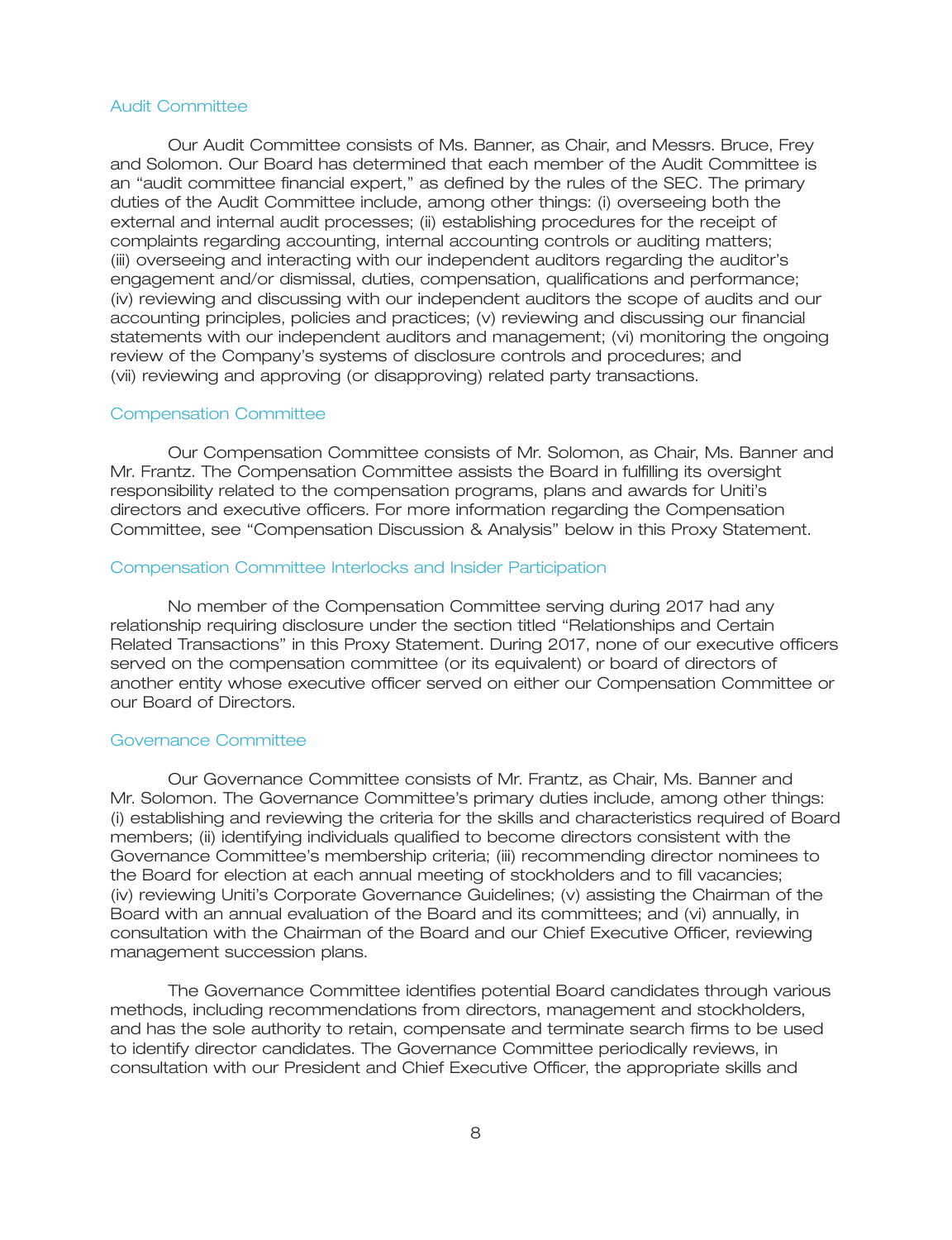### Audit Committee

Our Audit Committee consists of Ms. Banner, as Chair, and Messrs. Bruce, Frey and Solomon. Our Board has determined that each member of the Audit Committee is an "audit committee financial expert," as defined by the rules of the SEC. The primary duties of the Audit Committee include, among other things: (i) overseeing both the external and internal audit processes; (ii) establishing procedures for the receipt of complaints regarding accounting, internal accounting controls or auditing matters; (iii) overseeing and interacting with our independent auditors regarding the auditor's engagement and/or dismissal, duties, compensation, qualifications and performance; (iv) reviewing and discussing with our independent auditors the scope of audits and our accounting principles, policies and practices; (v) reviewing and discussing our financial statements with our independent auditors and management; (vi) monitoring the ongoing review of the Company's systems of disclosure controls and procedures; and (vii) reviewing and approving (or disapproving) related party transactions.

### Compensation Committee

Our Compensation Committee consists of Mr. Solomon, as Chair, Ms. Banner and Mr. Frantz. The Compensation Committee assists the Board in fulfilling its oversight responsibility related to the compensation programs, plans and awards for Uniti's directors and executive officers. For more information regarding the Compensation Committee, see "Compensation Discussion & Analysis" below in this Proxy Statement.

### Compensation Committee Interlocks and Insider Participation

No member of the Compensation Committee serving during 2017 had any relationship requiring disclosure under the section titled "Relationships and Certain Related Transactions" in this Proxy Statement. During 2017, none of our executive officers served on the compensation committee (or its equivalent) or board of directors of another entity whose executive officer served on either our Compensation Committee or our Board of Directors.

### Governance Committee

Our Governance Committee consists of Mr. Frantz, as Chair, Ms. Banner and Mr. Solomon. The Governance Committee's primary duties include, among other things: (i) establishing and reviewing the criteria for the skills and characteristics required of Board members; (ii) identifying individuals qualified to become directors consistent with the Governance Committee's membership criteria; (iii) recommending director nominees to the Board for election at each annual meeting of stockholders and to fill vacancies; (iv) reviewing Uniti's Corporate Governance Guidelines; (v) assisting the Chairman of the Board with an annual evaluation of the Board and its committees; and (vi) annually, in consultation with the Chairman of the Board and our Chief Executive Officer, reviewing management succession plans.

The Governance Committee identifies potential Board candidates through various methods, including recommendations from directors, management and stockholders, and has the sole authority to retain, compensate and terminate search firms to be used to identify director candidates. The Governance Committee periodically reviews, in consultation with our President and Chief Executive Officer, the appropriate skills and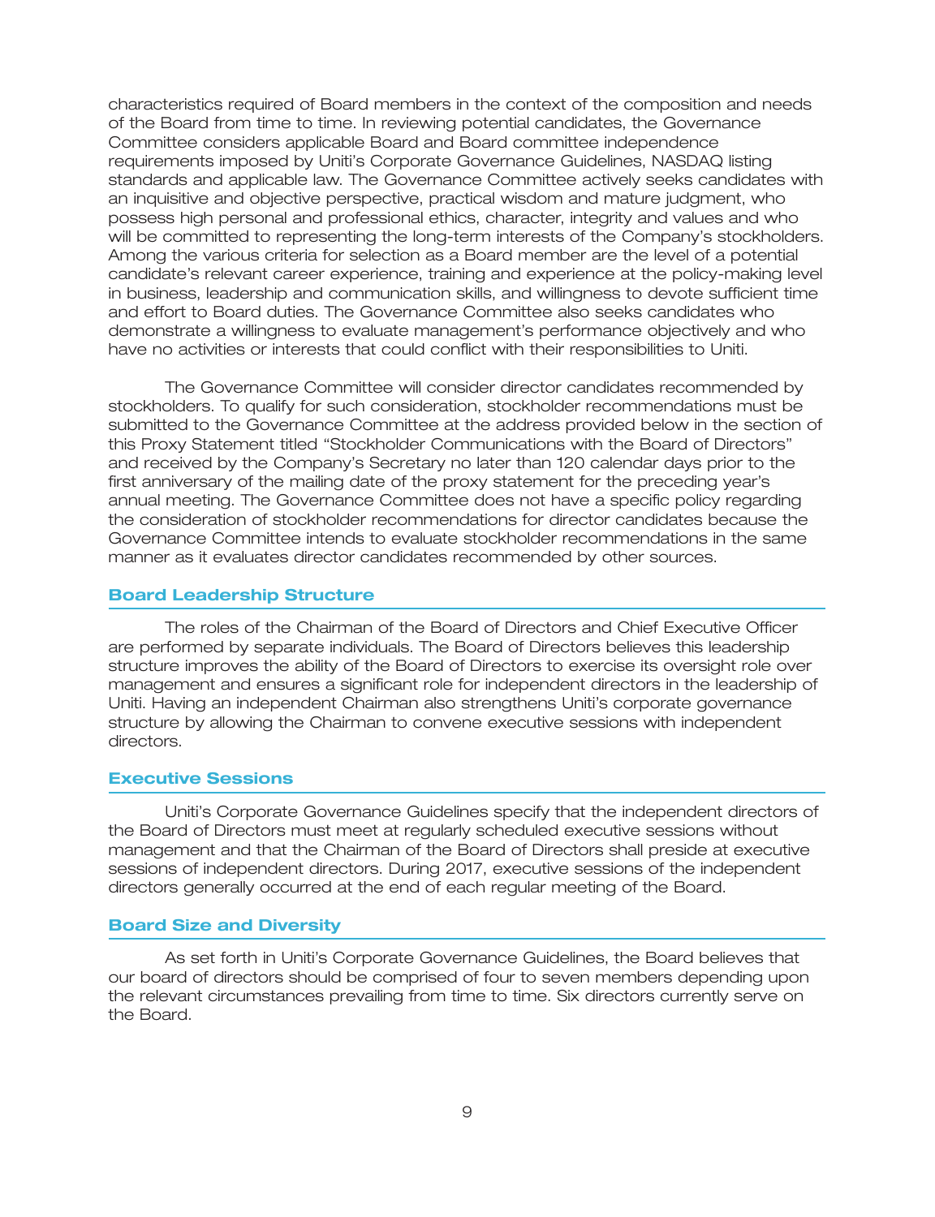characteristics required of Board members in the context of the composition and needs of the Board from time to time. In reviewing potential candidates, the Governance Committee considers applicable Board and Board committee independence requirements imposed by Uniti's Corporate Governance Guidelines, NASDAQ listing standards and applicable law. The Governance Committee actively seeks candidates with an inquisitive and objective perspective, practical wisdom and mature judgment, who possess high personal and professional ethics, character, integrity and values and who will be committed to representing the long-term interests of the Company's stockholders. Among the various criteria for selection as a Board member are the level of a potential candidate's relevant career experience, training and experience at the policy-making level in business, leadership and communication skills, and willingness to devote sufficient time and effort to Board duties. The Governance Committee also seeks candidates who demonstrate a willingness to evaluate management's performance objectively and who have no activities or interests that could conflict with their responsibilities to Uniti.

The Governance Committee will consider director candidates recommended by stockholders. To qualify for such consideration, stockholder recommendations must be submitted to the Governance Committee at the address provided below in the section of this Proxy Statement titled "Stockholder Communications with the Board of Directors" and received by the Company's Secretary no later than 120 calendar days prior to the first anniversary of the mailing date of the proxy statement for the preceding year's annual meeting. The Governance Committee does not have a specific policy regarding the consideration of stockholder recommendations for director candidates because the Governance Committee intends to evaluate stockholder recommendations in the same manner as it evaluates director candidates recommended by other sources.

## Board Leadership Structure

The roles of the Chairman of the Board of Directors and Chief Executive Officer are performed by separate individuals. The Board of Directors believes this leadership structure improves the ability of the Board of Directors to exercise its oversight role over management and ensures a significant role for independent directors in the leadership of Uniti. Having an independent Chairman also strengthens Uniti's corporate governance structure by allowing the Chairman to convene executive sessions with independent directors.

## Executive Sessions

Uniti's Corporate Governance Guidelines specify that the independent directors of the Board of Directors must meet at regularly scheduled executive sessions without management and that the Chairman of the Board of Directors shall preside at executive sessions of independent directors. During 2017, executive sessions of the independent directors generally occurred at the end of each regular meeting of the Board.

## Board Size and Diversity

As set forth in Uniti's Corporate Governance Guidelines, the Board believes that our board of directors should be comprised of four to seven members depending upon the relevant circumstances prevailing from time to time. Six directors currently serve on the Board.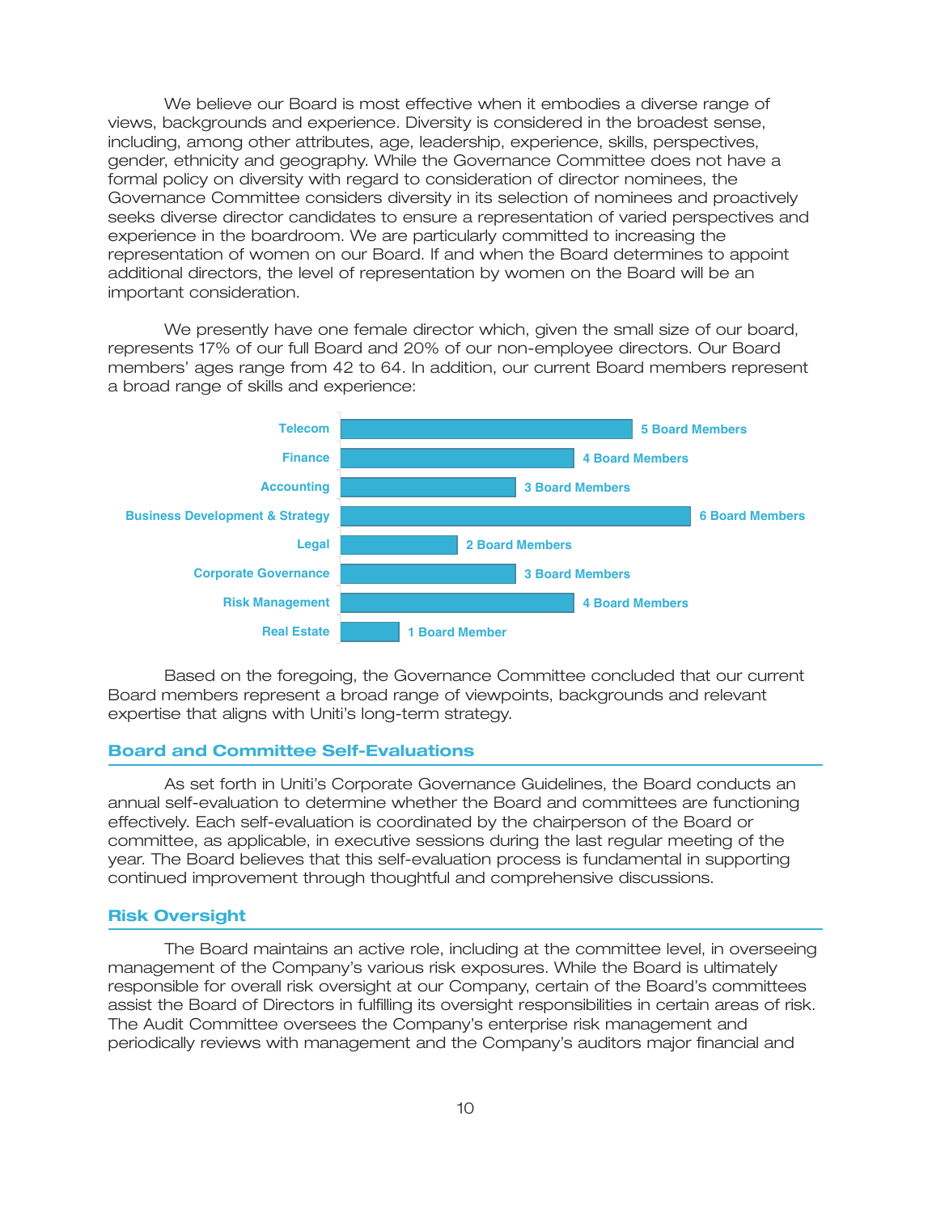We believe our Board is most effective when it embodies a diverse range of views, backgrounds and experience. Diversity is considered in the broadest sense, including, among other attributes, age, leadership, experience, skills, perspectives, gender, ethnicity and geography. While the Governance Committee does not have a formal policy on diversity with regard to consideration of director nominees, the Governance Committee considers diversity in its selection of nominees and proactively seeks diverse director candidates to ensure a representation of varied perspectives and experience in the boardroom. We are particularly committed to increasing the representation of women on our Board. If and when the Board determines to appoint additional directors, the level of representation by women on the Board will be an important consideration.

We presently have one female director which, given the small size of our board, represents 17% of our full Board and 20% of our non-employee directors. Our Board members' ages range from 42 to 64. In addition, our current Board members represent a broad range of skills and experience:

| Skill / Experience | Board Members |
| --- | --- |
| Telecom | 5 Board Members |
| Finance | 4 Board Members |
| Accounting | 3 Board Members |
| Business Development & Strategy | 6 Board Members |
| Legal | 2 Board Members |
| Corporate Governance | 3 Board Members |
| Risk Management | 4 Board Members |
| Real Estate | 1 Board Member |

Based on the foregoing, the Governance Committee concluded that our current Board members represent a broad range of viewpoints, backgrounds and relevant expertise that aligns with Uniti's long-term strategy.

## Board and Committee Self-Evaluations

As set forth in Uniti's Corporate Governance Guidelines, the Board conducts an annual self-evaluation to determine whether the Board and committees are functioning effectively. Each self-evaluation is coordinated by the chairperson of the Board or committee, as applicable, in executive sessions during the last regular meeting of the year. The Board believes that this self-evaluation process is fundamental in supporting continued improvement through thoughtful and comprehensive discussions.

## Risk Oversight

The Board maintains an active role, including at the committee level, in overseeing management of the Company's various risk exposures. While the Board is ultimately responsible for overall risk oversight at our Company, certain of the Board's committees assist the Board of Directors in fulfilling its oversight responsibilities in certain areas of risk. The Audit Committee oversees the Company's enterprise risk management and periodically reviews with management and the Company's auditors major financial and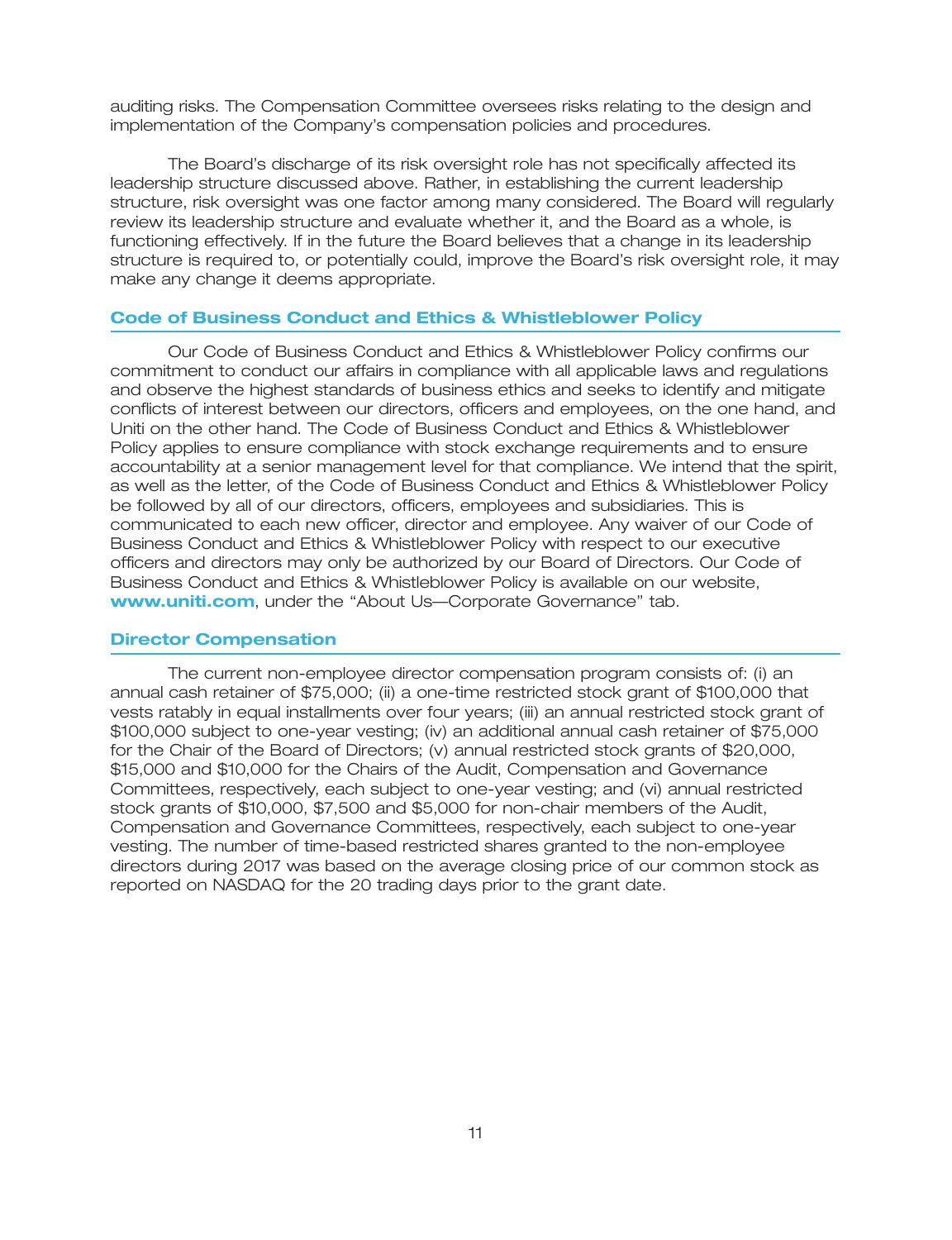auditing risks. The Compensation Committee oversees risks relating to the design and implementation of the Company's compensation policies and procedures.

The Board's discharge of its risk oversight role has not specifically affected its leadership structure discussed above. Rather, in establishing the current leadership structure, risk oversight was one factor among many considered. The Board will regularly review its leadership structure and evaluate whether it, and the Board as a whole, is functioning effectively. If in the future the Board believes that a change in its leadership structure is required to, or potentially could, improve the Board's risk oversight role, it may make any change it deems appropriate.

## Code of Business Conduct and Ethics & Whistleblower Policy

Our Code of Business Conduct and Ethics & Whistleblower Policy confirms our commitment to conduct our affairs in compliance with all applicable laws and regulations and observe the highest standards of business ethics and seeks to identify and mitigate conflicts of interest between our directors, officers and employees, on the one hand, and Uniti on the other hand. The Code of Business Conduct and Ethics & Whistleblower Policy applies to ensure compliance with stock exchange requirements and to ensure accountability at a senior management level for that compliance. We intend that the spirit, as well as the letter, of the Code of Business Conduct and Ethics & Whistleblower Policy be followed by all of our directors, officers, employees and subsidiaries. This is communicated to each new officer, director and employee. Any waiver of our Code of Business Conduct and Ethics & Whistleblower Policy with respect to our executive officers and directors may only be authorized by our Board of Directors. Our Code of Business Conduct and Ethics & Whistleblower Policy is available on our website, **www.uniti.com**, under the "About Us—Corporate Governance" tab.

## Director Compensation

The current non-employee director compensation program consists of: (i) an annual cash retainer of $75,000; (ii) a one-time restricted stock grant of $100,000 that vests ratably in equal installments over four years; (iii) an annual restricted stock grant of $100,000 subject to one-year vesting; (iv) an additional annual cash retainer of $75,000 for the Chair of the Board of Directors; (v) annual restricted stock grants of $20,000, $15,000 and $10,000 for the Chairs of the Audit, Compensation and Governance Committees, respectively, each subject to one-year vesting; and (vi) annual restricted stock grants of $10,000, $7,500 and $5,000 for non-chair members of the Audit, Compensation and Governance Committees, respectively, each subject to one-year vesting. The number of time-based restricted shares granted to the non-employee directors during 2017 was based on the average closing price of our common stock as reported on NASDAQ for the 20 trading days prior to the grant date.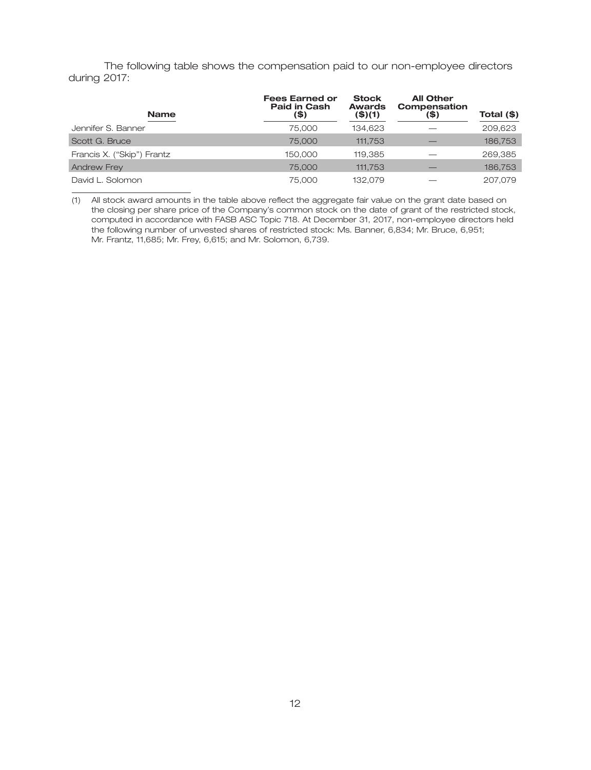The following table shows the compensation paid to our non-employee directors during 2017:

| Name | Fees Earned or Paid in Cash ($) | Stock Awards ($)(1) | All Other Compensation ($) | Total ($) |
|---|---|---|---|---|
| Jennifer S. Banner | 75,000 | 134,623 | — | 209,623 |
| Scott G. Bruce | 75,000 | 111,753 | — | 186,753 |
| Francis X. ("Skip") Frantz | 150,000 | 119,385 | — | 269,385 |
| Andrew Frey | 75,000 | 111,753 | — | 186,753 |
| David L. Solomon | 75,000 | 132,079 | — | 207,079 |

(1) All stock award amounts in the table above reflect the aggregate fair value on the grant date based on the closing per share price of the Company's common stock on the date of grant of the restricted stock, computed in accordance with FASB ASC Topic 718. At December 31, 2017, non-employee directors held the following number of unvested shares of restricted stock: Ms. Banner, 6,834; Mr. Bruce, 6,951; Mr. Frantz, 11,685; Mr. Frey, 6,615; and Mr. Solomon, 6,739.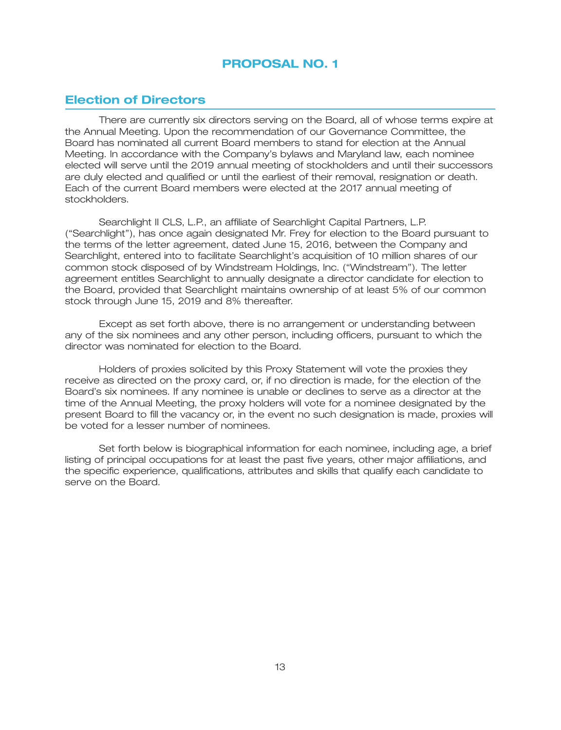# PROPOSAL NO. 1

## Election of Directors

There are currently six directors serving on the Board, all of whose terms expire at the Annual Meeting. Upon the recommendation of our Governance Committee, the Board has nominated all current Board members to stand for election at the Annual Meeting. In accordance with the Company's bylaws and Maryland law, each nominee elected will serve until the 2019 annual meeting of stockholders and until their successors are duly elected and qualified or until the earliest of their removal, resignation or death. Each of the current Board members were elected at the 2017 annual meeting of stockholders.

Searchlight II CLS, L.P., an affiliate of Searchlight Capital Partners, L.P. ("Searchlight"), has once again designated Mr. Frey for election to the Board pursuant to the terms of the letter agreement, dated June 15, 2016, between the Company and Searchlight, entered into to facilitate Searchlight's acquisition of 10 million shares of our common stock disposed of by Windstream Holdings, Inc. ("Windstream"). The letter agreement entitles Searchlight to annually designate a director candidate for election to the Board, provided that Searchlight maintains ownership of at least 5% of our common stock through June 15, 2019 and 8% thereafter.

Except as set forth above, there is no arrangement or understanding between any of the six nominees and any other person, including officers, pursuant to which the director was nominated for election to the Board.

Holders of proxies solicited by this Proxy Statement will vote the proxies they receive as directed on the proxy card, or, if no direction is made, for the election of the Board's six nominees. If any nominee is unable or declines to serve as a director at the time of the Annual Meeting, the proxy holders will vote for a nominee designated by the present Board to fill the vacancy or, in the event no such designation is made, proxies will be voted for a lesser number of nominees.

Set forth below is biographical information for each nominee, including age, a brief listing of principal occupations for at least the past five years, other major affiliations, and the specific experience, qualifications, attributes and skills that qualify each candidate to serve on the Board.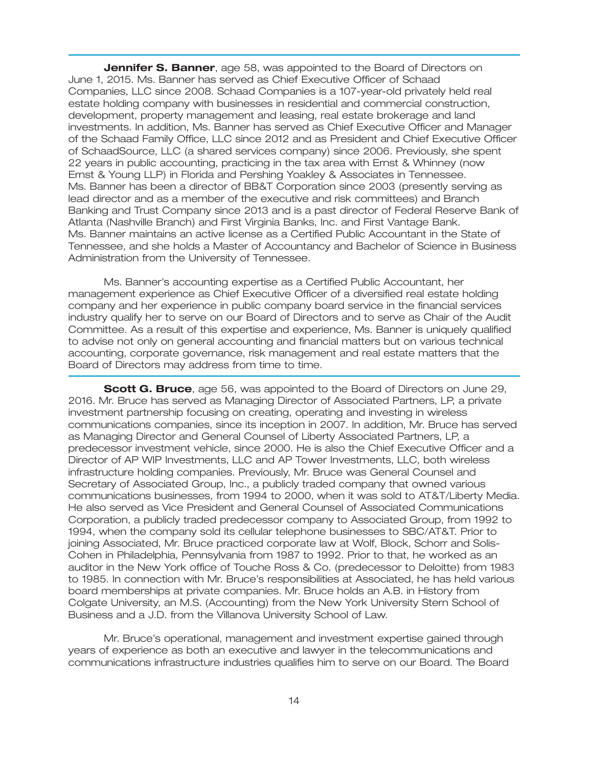**Jennifer S. Banner**, age 58, was appointed to the Board of Directors on June 1, 2015. Ms. Banner has served as Chief Executive Officer of Schaad Companies, LLC since 2008. Schaad Companies is a 107-year-old privately held real estate holding company with businesses in residential and commercial construction, development, property management and leasing, real estate brokerage and land investments. In addition, Ms. Banner has served as Chief Executive Officer and Manager of the Schaad Family Office, LLC since 2012 and as President and Chief Executive Officer of SchaadSource, LLC (a shared services company) since 2006. Previously, she spent 22 years in public accounting, practicing in the tax area with Ernst & Whinney (now Ernst & Young LLP) in Florida and Pershing Yoakley & Associates in Tennessee. Ms. Banner has been a director of BB&T Corporation since 2003 (presently serving as lead director and as a member of the executive and risk committees) and Branch Banking and Trust Company since 2013 and is a past director of Federal Reserve Bank of Atlanta (Nashville Branch) and First Virginia Banks, Inc. and First Vantage Bank. Ms. Banner maintains an active license as a Certified Public Accountant in the State of Tennessee, and she holds a Master of Accountancy and Bachelor of Science in Business Administration from the University of Tennessee.

Ms. Banner's accounting expertise as a Certified Public Accountant, her management experience as Chief Executive Officer of a diversified real estate holding company and her experience in public company board service in the financial services industry qualify her to serve on our Board of Directors and to serve as Chair of the Audit Committee. As a result of this expertise and experience, Ms. Banner is uniquely qualified to advise not only on general accounting and financial matters but on various technical accounting, corporate governance, risk management and real estate matters that the Board of Directors may address from time to time.

**Scott G. Bruce**, age 56, was appointed to the Board of Directors on June 29, 2016. Mr. Bruce has served as Managing Director of Associated Partners, LP, a private investment partnership focusing on creating, operating and investing in wireless communications companies, since its inception in 2007. In addition, Mr. Bruce has served as Managing Director and General Counsel of Liberty Associated Partners, LP, a predecessor investment vehicle, since 2000. He is also the Chief Executive Officer and a Director of AP WIP Investments, LLC and AP Tower Investments, LLC, both wireless infrastructure holding companies. Previously, Mr. Bruce was General Counsel and Secretary of Associated Group, Inc., a publicly traded company that owned various communications businesses, from 1994 to 2000, when it was sold to AT&T/Liberty Media. He also served as Vice President and General Counsel of Associated Communications Corporation, a publicly traded predecessor company to Associated Group, from 1992 to 1994, when the company sold its cellular telephone businesses to SBC/AT&T. Prior to joining Associated, Mr. Bruce practiced corporate law at Wolf, Block, Schorr and Solis-Cohen in Philadelphia, Pennsylvania from 1987 to 1992. Prior to that, he worked as an auditor in the New York office of Touche Ross & Co. (predecessor to Deloitte) from 1983 to 1985. In connection with Mr. Bruce's responsibilities at Associated, he has held various board memberships at private companies. Mr. Bruce holds an A.B. in History from Colgate University, an M.S. (Accounting) from the New York University Stern School of Business and a J.D. from the Villanova University School of Law.

Mr. Bruce's operational, management and investment expertise gained through years of experience as both an executive and lawyer in the telecommunications and communications infrastructure industries qualifies him to serve on our Board. The Board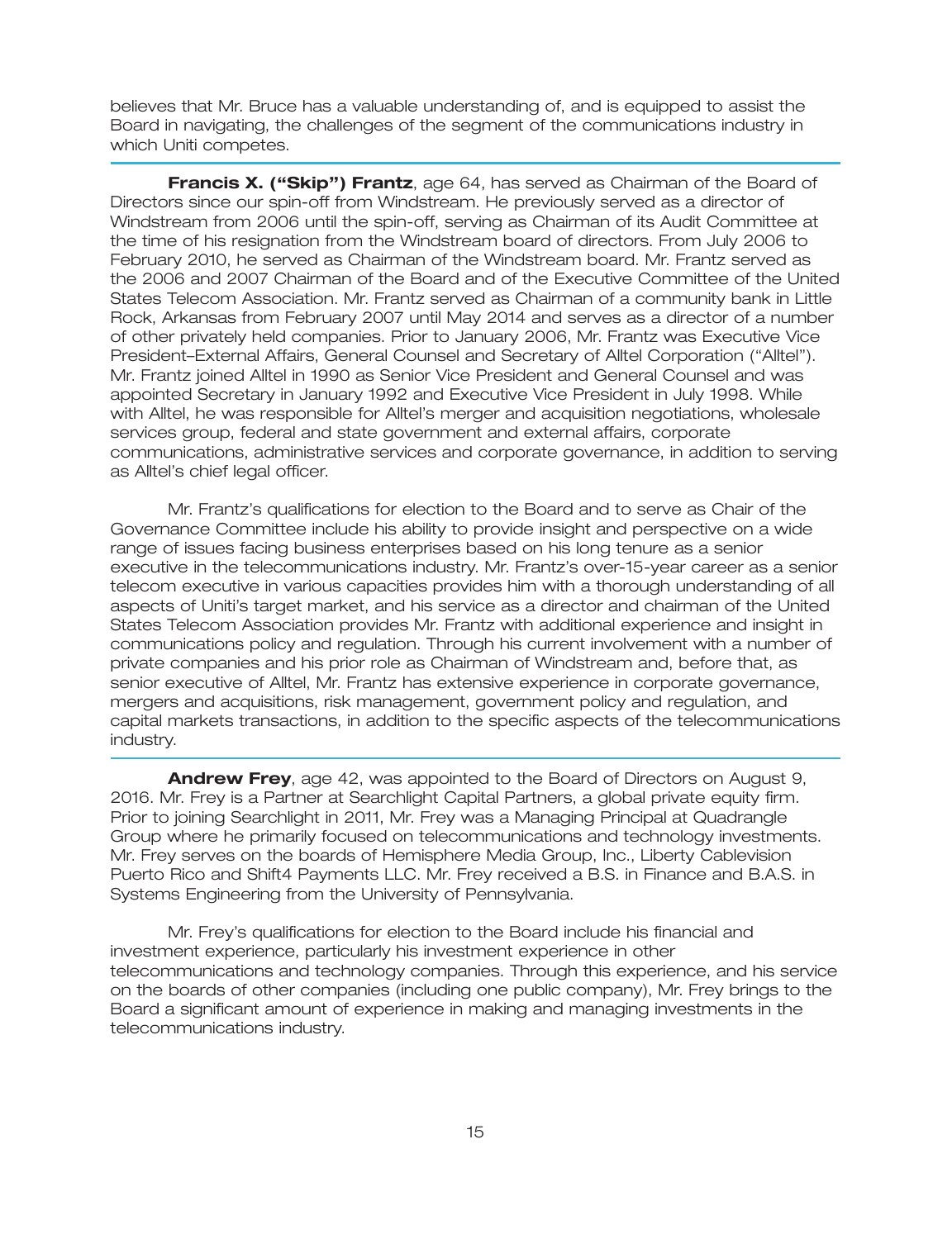believes that Mr. Bruce has a valuable understanding of, and is equipped to assist the Board in navigating, the challenges of the segment of the communications industry in which Uniti competes.

---

**Francis X. ("Skip") Frantz**, age 64, has served as Chairman of the Board of Directors since our spin-off from Windstream. He previously served as a director of Windstream from 2006 until the spin-off, serving as Chairman of its Audit Committee at the time of his resignation from the Windstream board of directors. From July 2006 to February 2010, he served as Chairman of the Windstream board. Mr. Frantz served as the 2006 and 2007 Chairman of the Board and of the Executive Committee of the United States Telecom Association. Mr. Frantz served as Chairman of a community bank in Little Rock, Arkansas from February 2007 until May 2014 and serves as a director of a number of other privately held companies. Prior to January 2006, Mr. Frantz was Executive Vice President–External Affairs, General Counsel and Secretary of Alltel Corporation ("Alltel"). Mr. Frantz joined Alltel in 1990 as Senior Vice President and General Counsel and was appointed Secretary in January 1992 and Executive Vice President in July 1998. While with Alltel, he was responsible for Alltel's merger and acquisition negotiations, wholesale services group, federal and state government and external affairs, corporate communications, administrative services and corporate governance, in addition to serving as Alltel's chief legal officer.

Mr. Frantz's qualifications for election to the Board and to serve as Chair of the Governance Committee include his ability to provide insight and perspective on a wide range of issues facing business enterprises based on his long tenure as a senior executive in the telecommunications industry. Mr. Frantz's over-15-year career as a senior telecom executive in various capacities provides him with a thorough understanding of all aspects of Uniti's target market, and his service as a director and chairman of the United States Telecom Association provides Mr. Frantz with additional experience and insight in communications policy and regulation. Through his current involvement with a number of private companies and his prior role as Chairman of Windstream and, before that, as senior executive of Alltel, Mr. Frantz has extensive experience in corporate governance, mergers and acquisitions, risk management, government policy and regulation, and capital markets transactions, in addition to the specific aspects of the telecommunications industry.

---

**Andrew Frey**, age 42, was appointed to the Board of Directors on August 9, 2016. Mr. Frey is a Partner at Searchlight Capital Partners, a global private equity firm. Prior to joining Searchlight in 2011, Mr. Frey was a Managing Principal at Quadrangle Group where he primarily focused on telecommunications and technology investments. Mr. Frey serves on the boards of Hemisphere Media Group, Inc., Liberty Cablevision Puerto Rico and Shift4 Payments LLC. Mr. Frey received a B.S. in Finance and B.A.S. in Systems Engineering from the University of Pennsylvania.

Mr. Frey's qualifications for election to the Board include his financial and investment experience, particularly his investment experience in other telecommunications and technology companies. Through this experience, and his service on the boards of other companies (including one public company), Mr. Frey brings to the Board a significant amount of experience in making and managing investments in the telecommunications industry.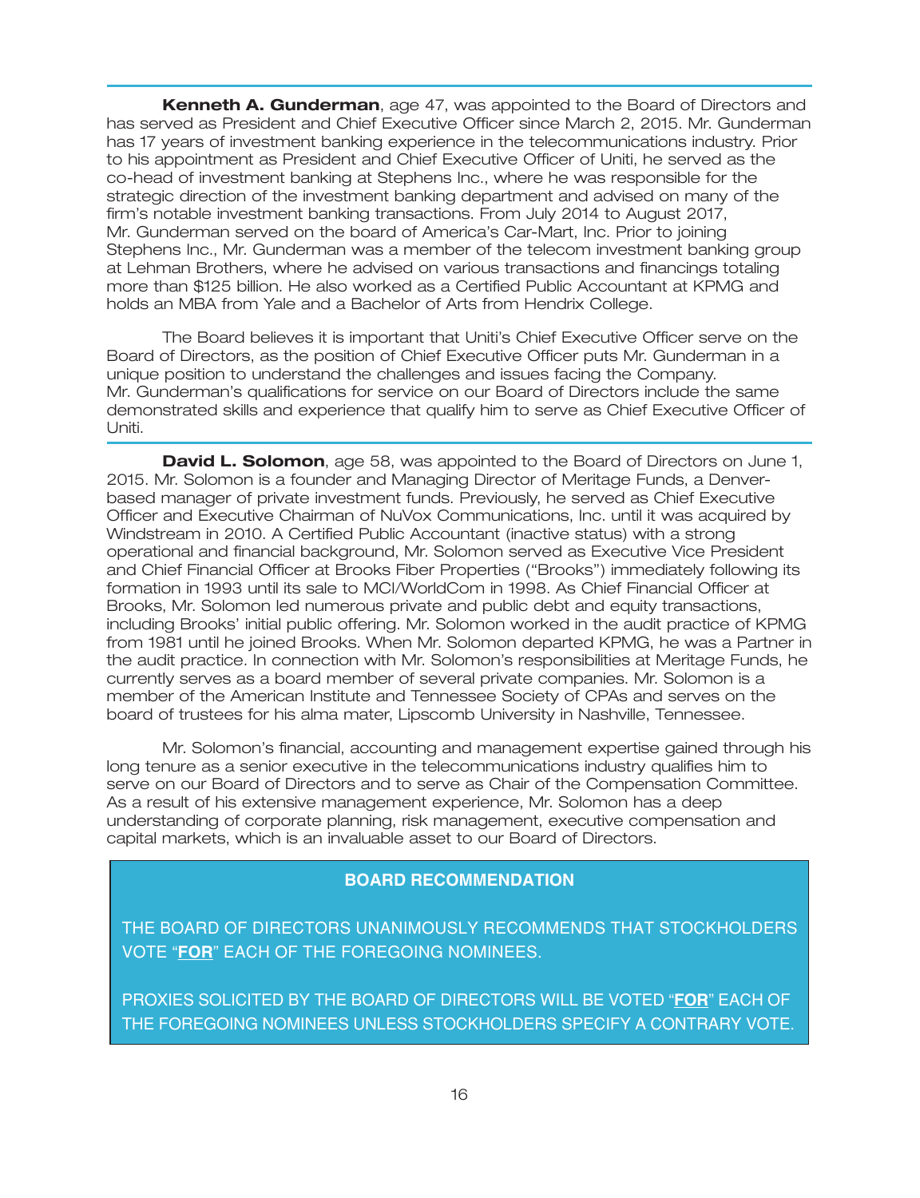---

**Kenneth A. Gunderman**, age 47, was appointed to the Board of Directors and has served as President and Chief Executive Officer since March 2, 2015. Mr. Gunderman has 17 years of investment banking experience in the telecommunications industry. Prior to his appointment as President and Chief Executive Officer of Uniti, he served as the co-head of investment banking at Stephens Inc., where he was responsible for the strategic direction of the investment banking department and advised on many of the firm's notable investment banking transactions. From July 2014 to August 2017, Mr. Gunderman served on the board of America's Car-Mart, Inc. Prior to joining Stephens Inc., Mr. Gunderman was a member of the telecom investment banking group at Lehman Brothers, where he advised on various transactions and financings totaling more than $125 billion. He also worked as a Certified Public Accountant at KPMG and holds an MBA from Yale and a Bachelor of Arts from Hendrix College.

The Board believes it is important that Uniti's Chief Executive Officer serve on the Board of Directors, as the position of Chief Executive Officer puts Mr. Gunderman in a unique position to understand the challenges and issues facing the Company. Mr. Gunderman's qualifications for service on our Board of Directors include the same demonstrated skills and experience that qualify him to serve as Chief Executive Officer of Uniti.

---

**David L. Solomon**, age 58, was appointed to the Board of Directors on June 1, 2015. Mr. Solomon is a founder and Managing Director of Meritage Funds, a Denver-based manager of private investment funds. Previously, he served as Chief Executive Officer and Executive Chairman of NuVox Communications, Inc. until it was acquired by Windstream in 2010. A Certified Public Accountant (inactive status) with a strong operational and financial background, Mr. Solomon served as Executive Vice President and Chief Financial Officer at Brooks Fiber Properties ("Brooks") immediately following its formation in 1993 until its sale to MCI/WorldCom in 1998. As Chief Financial Officer at Brooks, Mr. Solomon led numerous private and public debt and equity transactions, including Brooks' initial public offering. Mr. Solomon worked in the audit practice of KPMG from 1981 until he joined Brooks. When Mr. Solomon departed KPMG, he was a Partner in the audit practice. In connection with Mr. Solomon's responsibilities at Meritage Funds, he currently serves as a board member of several private companies. Mr. Solomon is a member of the American Institute and Tennessee Society of CPAs and serves on the board of trustees for his alma mater, Lipscomb University in Nashville, Tennessee.

Mr. Solomon's financial, accounting and management expertise gained through his long tenure as a senior executive in the telecommunications industry qualifies him to serve on our Board of Directors and to serve as Chair of the Compensation Committee. As a result of his extensive management experience, Mr. Solomon has a deep understanding of corporate planning, risk management, executive compensation and capital markets, which is an invaluable asset to our Board of Directors.

**BOARD RECOMMENDATION**

THE BOARD OF DIRECTORS UNANIMOUSLY RECOMMENDS THAT STOCKHOLDERS VOTE "**FOR**" EACH OF THE FOREGOING NOMINEES.

PROXIES SOLICITED BY THE BOARD OF DIRECTORS WILL BE VOTED "**FOR**" EACH OF THE FOREGOING NOMINEES UNLESS STOCKHOLDERS SPECIFY A CONTRARY VOTE.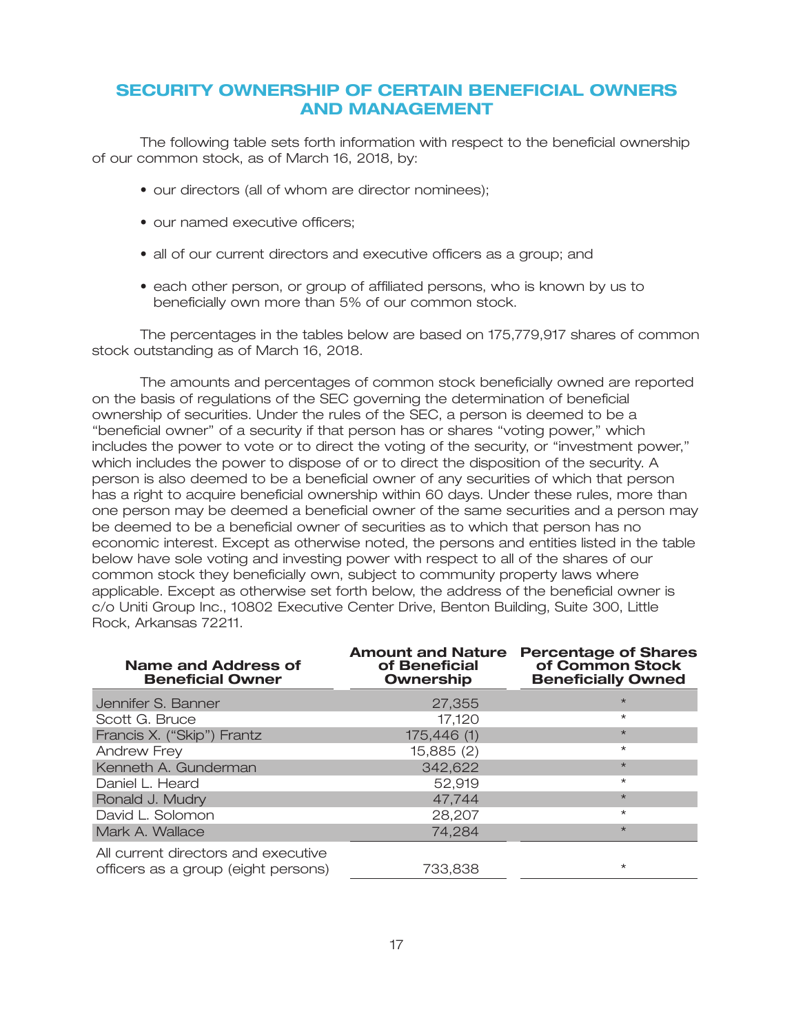## SECURITY OWNERSHIP OF CERTAIN BENEFICIAL OWNERS AND MANAGEMENT

The following table sets forth information with respect to the beneficial ownership of our common stock, as of March 16, 2018, by:

- our directors (all of whom are director nominees);
- our named executive officers;
- all of our current directors and executive officers as a group; and
- each other person, or group of affiliated persons, who is known by us to beneficially own more than 5% of our common stock.

The percentages in the tables below are based on 175,779,917 shares of common stock outstanding as of March 16, 2018.

The amounts and percentages of common stock beneficially owned are reported on the basis of regulations of the SEC governing the determination of beneficial ownership of securities. Under the rules of the SEC, a person is deemed to be a "beneficial owner" of a security if that person has or shares "voting power," which includes the power to vote or to direct the voting of the security, or "investment power," which includes the power to dispose of or to direct the disposition of the security. A person is also deemed to be a beneficial owner of any securities of which that person has a right to acquire beneficial ownership within 60 days. Under these rules, more than one person may be deemed a beneficial owner of the same securities and a person may be deemed to be a beneficial owner of securities as to which that person has no economic interest. Except as otherwise noted, the persons and entities listed in the table below have sole voting and investing power with respect to all of the shares of our common stock they beneficially own, subject to community property laws where applicable. Except as otherwise set forth below, the address of the beneficial owner is c/o Uniti Group Inc., 10802 Executive Center Drive, Benton Building, Suite 300, Little Rock, Arkansas 72211.

| Name and Address of Beneficial Owner | Amount and Nature of Beneficial Ownership | Percentage of Shares of Common Stock Beneficially Owned |
|---|---|---|
| Jennifer S. Banner | 27,355 | * |
| Scott G. Bruce | 17,120 | * |
| Francis X. ("Skip") Frantz | 175,446 (1) | * |
| Andrew Frey | 15,885 (2) | * |
| Kenneth A. Gunderman | 342,622 | * |
| Daniel L. Heard | 52,919 | * |
| Ronald J. Mudry | 47,744 | * |
| David L. Solomon | 28,207 | * |
| Mark A. Wallace | 74,284 | * |
| All current directors and executive officers as a group (eight persons) | 733,838 | * |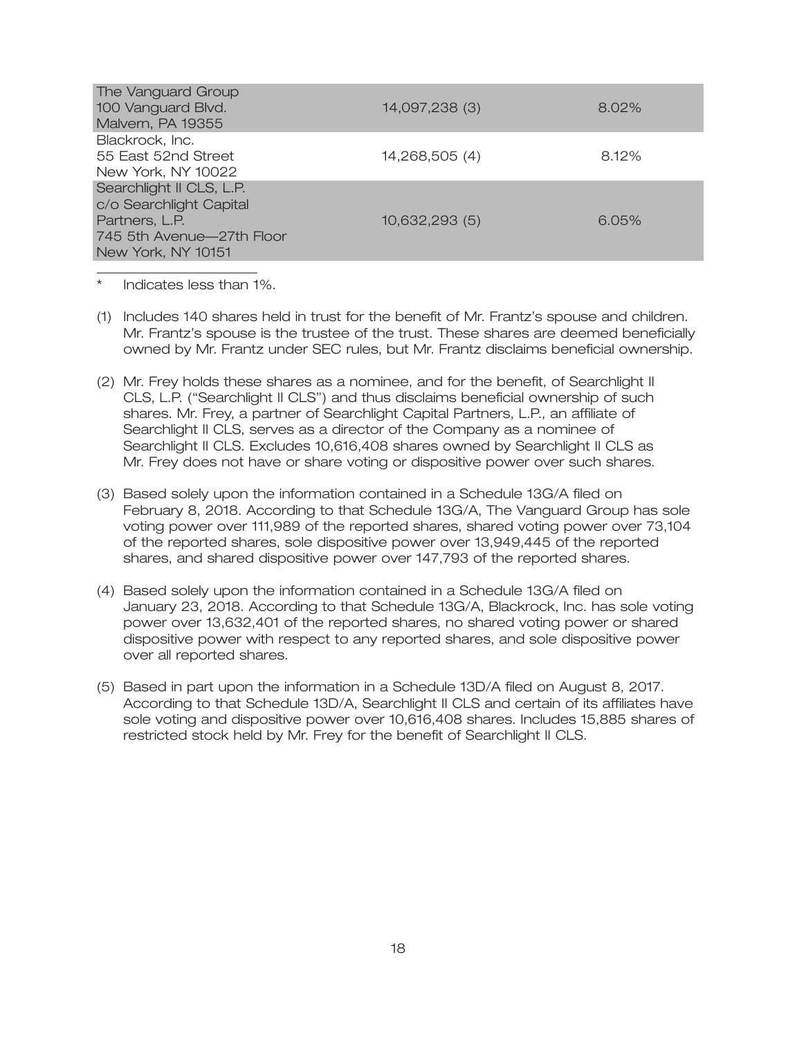| | | |
|---|---|---|
| The Vanguard Group<br>100 Vanguard Blvd.<br>Malvern, PA 19355 | 14,097,238 (3) | 8.02% |
| Blackrock, Inc.<br>55 East 52nd Street<br>New York, NY 10022 | 14,268,505 (4) | 8.12% |
| Searchlight II CLS, L.P.<br>c/o Searchlight Capital Partners, L.P.<br>745 5th Avenue—27th Floor<br>New York, NY 10151 | 10,632,293 (5) | 6.05% |

\* Indicates less than 1%.

(1) Includes 140 shares held in trust for the benefit of Mr. Frantz's spouse and children. Mr. Frantz's spouse is the trustee of the trust. These shares are deemed beneficially owned by Mr. Frantz under SEC rules, but Mr. Frantz disclaims beneficial ownership.

(2) Mr. Frey holds these shares as a nominee, and for the benefit, of Searchlight II CLS, L.P. ("Searchlight II CLS") and thus disclaims beneficial ownership of such shares. Mr. Frey, a partner of Searchlight Capital Partners, L.P., an affiliate of Searchlight II CLS, serves as a director of the Company as a nominee of Searchlight II CLS. Excludes 10,616,408 shares owned by Searchlight II CLS as Mr. Frey does not have or share voting or dispositive power over such shares.

(3) Based solely upon the information contained in a Schedule 13G/A filed on February 8, 2018. According to that Schedule 13G/A, The Vanguard Group has sole voting power over 111,989 of the reported shares, shared voting power over 73,104 of the reported shares, sole dispositive power over 13,949,445 of the reported shares, and shared dispositive power over 147,793 of the reported shares.

(4) Based solely upon the information contained in a Schedule 13G/A filed on January 23, 2018. According to that Schedule 13G/A, Blackrock, Inc. has sole voting power over 13,632,401 of the reported shares, no shared voting power or shared dispositive power with respect to any reported shares, and sole dispositive power over all reported shares.

(5) Based in part upon the information in a Schedule 13D/A filed on August 8, 2017. According to that Schedule 13D/A, Searchlight II CLS and certain of its affiliates have sole voting and dispositive power over 10,616,408 shares. Includes 15,885 shares of restricted stock held by Mr. Frey for the benefit of Searchlight II CLS.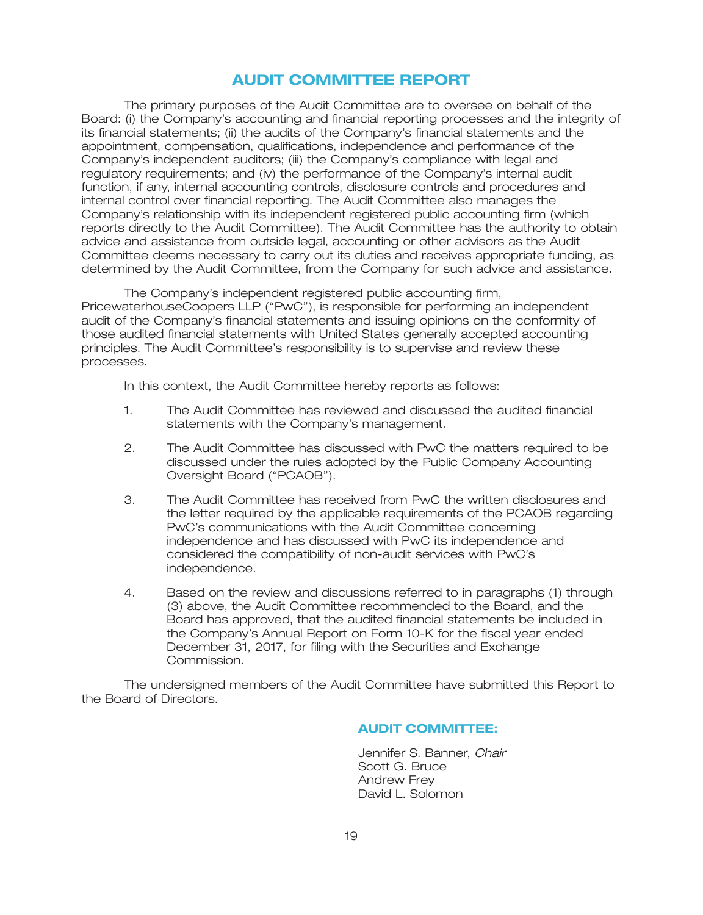# AUDIT COMMITTEE REPORT

The primary purposes of the Audit Committee are to oversee on behalf of the Board: (i) the Company's accounting and financial reporting processes and the integrity of its financial statements; (ii) the audits of the Company's financial statements and the appointment, compensation, qualifications, independence and performance of the Company's independent auditors; (iii) the Company's compliance with legal and regulatory requirements; and (iv) the performance of the Company's internal audit function, if any, internal accounting controls, disclosure controls and procedures and internal control over financial reporting. The Audit Committee also manages the Company's relationship with its independent registered public accounting firm (which reports directly to the Audit Committee). The Audit Committee has the authority to obtain advice and assistance from outside legal, accounting or other advisors as the Audit Committee deems necessary to carry out its duties and receives appropriate funding, as determined by the Audit Committee, from the Company for such advice and assistance.

The Company's independent registered public accounting firm, PricewaterhouseCoopers LLP ("PwC"), is responsible for performing an independent audit of the Company's financial statements and issuing opinions on the conformity of those audited financial statements with United States generally accepted accounting principles. The Audit Committee's responsibility is to supervise and review these processes.

In this context, the Audit Committee hereby reports as follows:

1. The Audit Committee has reviewed and discussed the audited financial statements with the Company's management.

2. The Audit Committee has discussed with PwC the matters required to be discussed under the rules adopted by the Public Company Accounting Oversight Board ("PCAOB").

3. The Audit Committee has received from PwC the written disclosures and the letter required by the applicable requirements of the PCAOB regarding PwC's communications with the Audit Committee concerning independence and has discussed with PwC its independence and considered the compatibility of non-audit services with PwC's independence.

4. Based on the review and discussions referred to in paragraphs (1) through (3) above, the Audit Committee recommended to the Board, and the Board has approved, that the audited financial statements be included in the Company's Annual Report on Form 10-K for the fiscal year ended December 31, 2017, for filing with the Securities and Exchange Commission.

The undersigned members of the Audit Committee have submitted this Report to the Board of Directors.

**AUDIT COMMITTEE:**

Jennifer S. Banner, *Chair*
Scott G. Bruce
Andrew Frey
David L. Solomon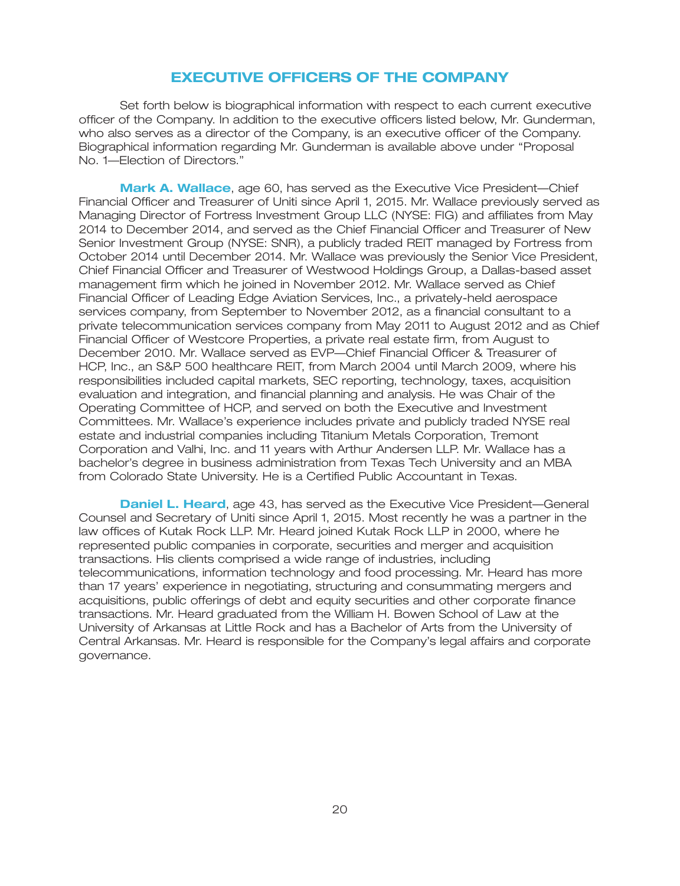# EXECUTIVE OFFICERS OF THE COMPANY

Set forth below is biographical information with respect to each current executive officer of the Company. In addition to the executive officers listed below, Mr. Gunderman, who also serves as a director of the Company, is an executive officer of the Company. Biographical information regarding Mr. Gunderman is available above under "Proposal No. 1—Election of Directors."

**Mark A. Wallace**, age 60, has served as the Executive Vice President—Chief Financial Officer and Treasurer of Uniti since April 1, 2015. Mr. Wallace previously served as Managing Director of Fortress Investment Group LLC (NYSE: FIG) and affiliates from May 2014 to December 2014, and served as the Chief Financial Officer and Treasurer of New Senior Investment Group (NYSE: SNR), a publicly traded REIT managed by Fortress from October 2014 until December 2014. Mr. Wallace was previously the Senior Vice President, Chief Financial Officer and Treasurer of Westwood Holdings Group, a Dallas-based asset management firm which he joined in November 2012. Mr. Wallace served as Chief Financial Officer of Leading Edge Aviation Services, Inc., a privately-held aerospace services company, from September to November 2012, as a financial consultant to a private telecommunication services company from May 2011 to August 2012 and as Chief Financial Officer of Westcore Properties, a private real estate firm, from August to December 2010. Mr. Wallace served as EVP—Chief Financial Officer & Treasurer of HCP, Inc., an S&P 500 healthcare REIT, from March 2004 until March 2009, where his responsibilities included capital markets, SEC reporting, technology, taxes, acquisition evaluation and integration, and financial planning and analysis. He was Chair of the Operating Committee of HCP, and served on both the Executive and Investment Committees. Mr. Wallace's experience includes private and publicly traded NYSE real estate and industrial companies including Titanium Metals Corporation, Tremont Corporation and Valhi, Inc. and 11 years with Arthur Andersen LLP. Mr. Wallace has a bachelor's degree in business administration from Texas Tech University and an MBA from Colorado State University. He is a Certified Public Accountant in Texas.

**Daniel L. Heard**, age 43, has served as the Executive Vice President—General Counsel and Secretary of Uniti since April 1, 2015. Most recently he was a partner in the law offices of Kutak Rock LLP. Mr. Heard joined Kutak Rock LLP in 2000, where he represented public companies in corporate, securities and merger and acquisition transactions. His clients comprised a wide range of industries, including telecommunications, information technology and food processing. Mr. Heard has more than 17 years' experience in negotiating, structuring and consummating mergers and acquisitions, public offerings of debt and equity securities and other corporate finance transactions. Mr. Heard graduated from the William H. Bowen School of Law at the University of Arkansas at Little Rock and has a Bachelor of Arts from the University of Central Arkansas. Mr. Heard is responsible for the Company's legal affairs and corporate governance.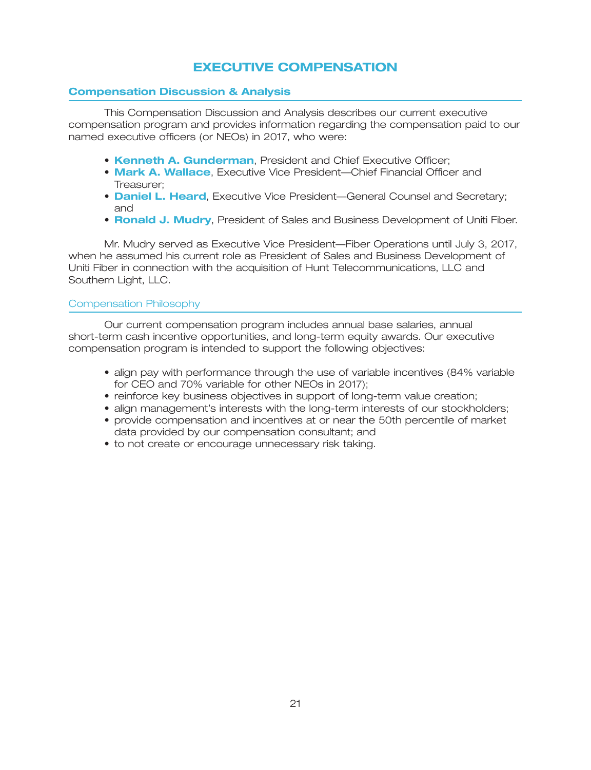# EXECUTIVE COMPENSATION

## Compensation Discussion & Analysis

This Compensation Discussion and Analysis describes our current executive compensation program and provides information regarding the compensation paid to our named executive officers (or NEOs) in 2017, who were:

- **Kenneth A. Gunderman**, President and Chief Executive Officer;
- **Mark A. Wallace**, Executive Vice President—Chief Financial Officer and Treasurer;
- **Daniel L. Heard**, Executive Vice President—General Counsel and Secretary; and
- **Ronald J. Mudry**, President of Sales and Business Development of Uniti Fiber.

Mr. Mudry served as Executive Vice President—Fiber Operations until July 3, 2017, when he assumed his current role as President of Sales and Business Development of Uniti Fiber in connection with the acquisition of Hunt Telecommunications, LLC and Southern Light, LLC.

### Compensation Philosophy

Our current compensation program includes annual base salaries, annual short-term cash incentive opportunities, and long-term equity awards. Our executive compensation program is intended to support the following objectives:

- align pay with performance through the use of variable incentives (84% variable for CEO and 70% variable for other NEOs in 2017);
- reinforce key business objectives in support of long-term value creation;
- align management's interests with the long-term interests of our stockholders;
- provide compensation and incentives at or near the 50th percentile of market data provided by our compensation consultant; and
- to not create or encourage unnecessary risk taking.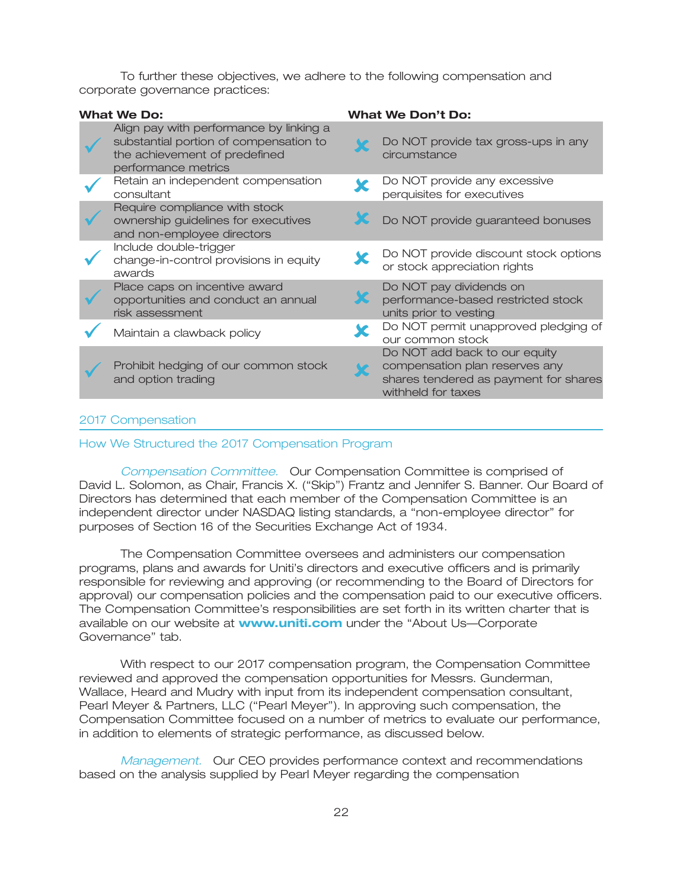To further these objectives, we adhere to the following compensation and corporate governance practices:

| What We Do: | What We Don't Do: |
| --- | --- |
| ✓ Align pay with performance by linking a substantial portion of compensation to the achievement of predefined performance metrics | ✗ Do NOT provide tax gross-ups in any circumstance |
| ✓ Retain an independent compensation consultant | ✗ Do NOT provide any excessive perquisites for executives |
| ✓ Require compliance with stock ownership guidelines for executives and non-employee directors | ✗ Do NOT provide guaranteed bonuses |
| ✓ Include double-trigger change-in-control provisions in equity awards | ✗ Do NOT provide discount stock options or stock appreciation rights |
| ✓ Place caps on incentive award opportunities and conduct an annual risk assessment | ✗ Do NOT pay dividends on performance-based restricted stock units prior to vesting |
| ✓ Maintain a clawback policy | ✗ Do NOT permit unapproved pledging of our common stock |
| ✓ Prohibit hedging of our common stock and option trading | ✗ Do NOT add back to our equity compensation plan reserves any shares tendered as payment for shares withheld for taxes |

## 2017 Compensation

### How We Structured the 2017 Compensation Program

*Compensation Committee.* Our Compensation Committee is comprised of David L. Solomon, as Chair, Francis X. ("Skip") Frantz and Jennifer S. Banner. Our Board of Directors has determined that each member of the Compensation Committee is an independent director under NASDAQ listing standards, a "non-employee director" for purposes of Section 16 of the Securities Exchange Act of 1934.

The Compensation Committee oversees and administers our compensation programs, plans and awards for Uniti's directors and executive officers and is primarily responsible for reviewing and approving (or recommending to the Board of Directors for approval) our compensation policies and the compensation paid to our executive officers. The Compensation Committee's responsibilities are set forth in its written charter that is available on our website at **www.uniti.com** under the "About Us—Corporate Governance" tab.

With respect to our 2017 compensation program, the Compensation Committee reviewed and approved the compensation opportunities for Messrs. Gunderman, Wallace, Heard and Mudry with input from its independent compensation consultant, Pearl Meyer & Partners, LLC ("Pearl Meyer"). In approving such compensation, the Compensation Committee focused on a number of metrics to evaluate our performance, in addition to elements of strategic performance, as discussed below.

*Management.* Our CEO provides performance context and recommendations based on the analysis supplied by Pearl Meyer regarding the compensation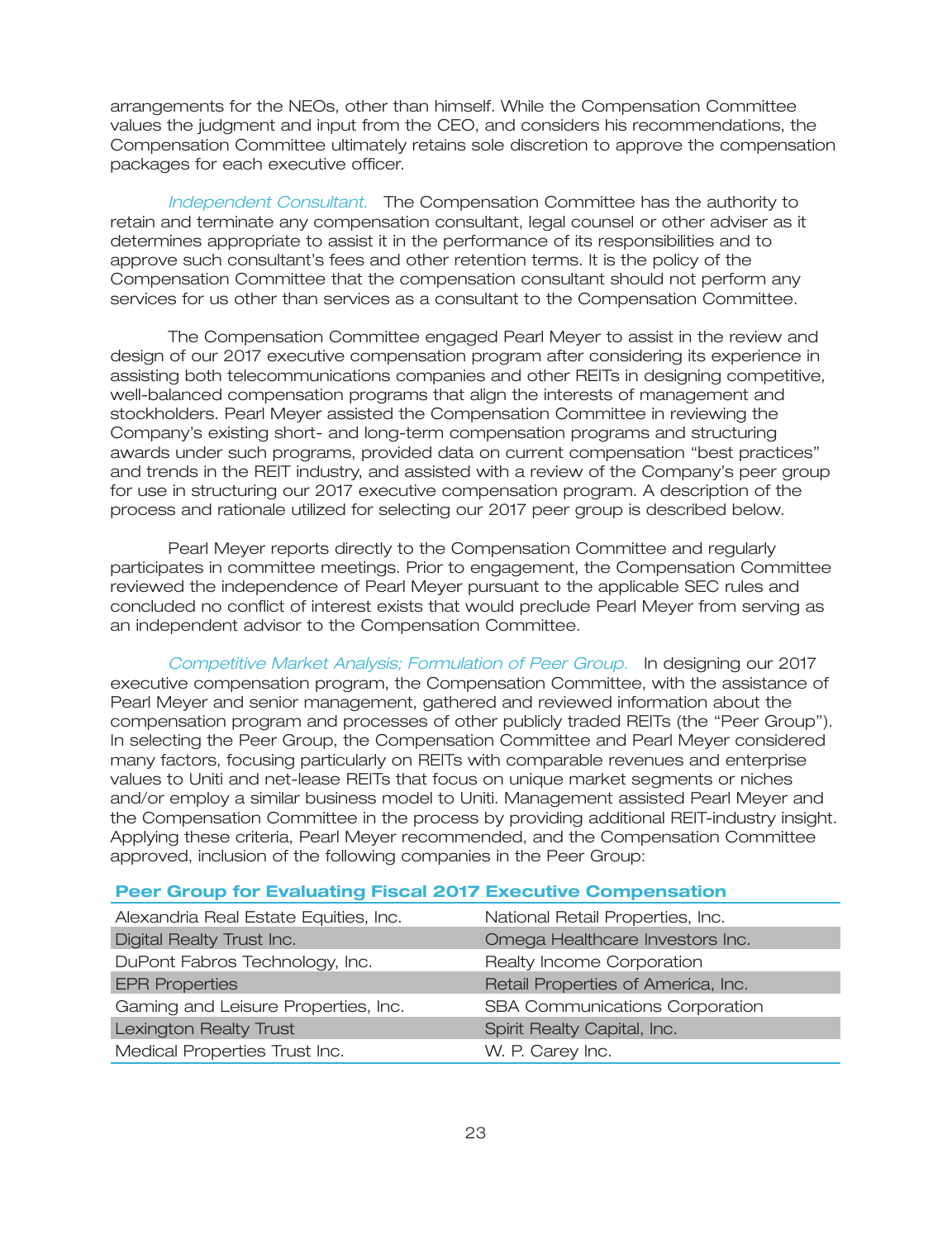arrangements for the NEOs, other than himself. While the Compensation Committee values the judgment and input from the CEO, and considers his recommendations, the Compensation Committee ultimately retains sole discretion to approve the compensation packages for each executive officer.

*Independent Consultant.* The Compensation Committee has the authority to retain and terminate any compensation consultant, legal counsel or other adviser as it determines appropriate to assist it in the performance of its responsibilities and to approve such consultant's fees and other retention terms. It is the policy of the Compensation Committee that the compensation consultant should not perform any services for us other than services as a consultant to the Compensation Committee.

The Compensation Committee engaged Pearl Meyer to assist in the review and design of our 2017 executive compensation program after considering its experience in assisting both telecommunications companies and other REITs in designing competitive, well-balanced compensation programs that align the interests of management and stockholders. Pearl Meyer assisted the Compensation Committee in reviewing the Company's existing short- and long-term compensation programs and structuring awards under such programs, provided data on current compensation "best practices" and trends in the REIT industry, and assisted with a review of the Company's peer group for use in structuring our 2017 executive compensation program. A description of the process and rationale utilized for selecting our 2017 peer group is described below.

Pearl Meyer reports directly to the Compensation Committee and regularly participates in committee meetings. Prior to engagement, the Compensation Committee reviewed the independence of Pearl Meyer pursuant to the applicable SEC rules and concluded no conflict of interest exists that would preclude Pearl Meyer from serving as an independent advisor to the Compensation Committee.

*Competitive Market Analysis; Formulation of Peer Group.* In designing our 2017 executive compensation program, the Compensation Committee, with the assistance of Pearl Meyer and senior management, gathered and reviewed information about the compensation program and processes of other publicly traded REITs (the "Peer Group"). In selecting the Peer Group, the Compensation Committee and Pearl Meyer considered many factors, focusing particularly on REITs with comparable revenues and enterprise values to Uniti and net-lease REITs that focus on unique market segments or niches and/or employ a similar business model to Uniti. Management assisted Pearl Meyer and the Compensation Committee in the process by providing additional REIT-industry insight. Applying these criteria, Pearl Meyer recommended, and the Compensation Committee approved, inclusion of the following companies in the Peer Group:

**Peer Group for Evaluating Fiscal 2017 Executive Compensation**

| | |
|---|---|
| Alexandria Real Estate Equities, Inc. | National Retail Properties, Inc. |
| Digital Realty Trust Inc. | Omega Healthcare Investors Inc. |
| DuPont Fabros Technology, Inc. | Realty Income Corporation |
| EPR Properties | Retail Properties of America, Inc. |
| Gaming and Leisure Properties, Inc. | SBA Communications Corporation |
| Lexington Realty Trust | Spirit Realty Capital, Inc. |
| Medical Properties Trust Inc. | W. P. Carey Inc. |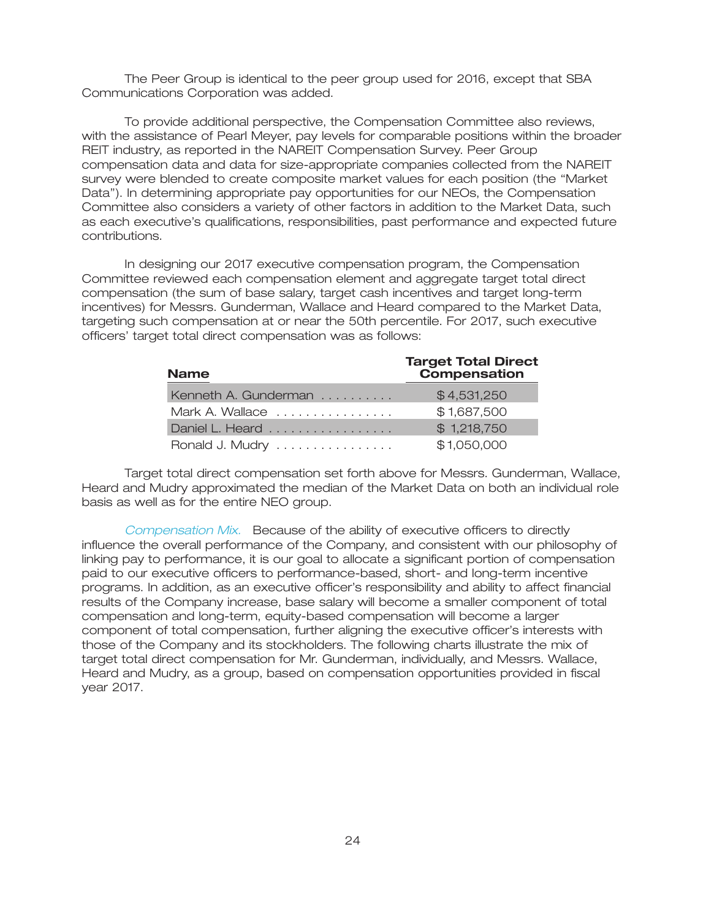The Peer Group is identical to the peer group used for 2016, except that SBA Communications Corporation was added.

To provide additional perspective, the Compensation Committee also reviews, with the assistance of Pearl Meyer, pay levels for comparable positions within the broader REIT industry, as reported in the NAREIT Compensation Survey. Peer Group compensation data and data for size-appropriate companies collected from the NAREIT survey were blended to create composite market values for each position (the "Market Data"). In determining appropriate pay opportunities for our NEOs, the Compensation Committee also considers a variety of other factors in addition to the Market Data, such as each executive's qualifications, responsibilities, past performance and expected future contributions.

In designing our 2017 executive compensation program, the Compensation Committee reviewed each compensation element and aggregate target total direct compensation (the sum of base salary, target cash incentives and target long-term incentives) for Messrs. Gunderman, Wallace and Heard compared to the Market Data, targeting such compensation at or near the 50th percentile. For 2017, such executive officers' target total direct compensation was as follows:

| Name | Target Total Direct Compensation |
|---|---|
| Kenneth A. Gunderman | $4,531,250 |
| Mark A. Wallace | $1,687,500 |
| Daniel L. Heard | $1,218,750 |
| Ronald J. Mudry | $1,050,000 |

Target total direct compensation set forth above for Messrs. Gunderman, Wallace, Heard and Mudry approximated the median of the Market Data on both an individual role basis as well as for the entire NEO group.

*Compensation Mix.* Because of the ability of executive officers to directly influence the overall performance of the Company, and consistent with our philosophy of linking pay to performance, it is our goal to allocate a significant portion of compensation paid to our executive officers to performance-based, short- and long-term incentive programs. In addition, as an executive officer's responsibility and ability to affect financial results of the Company increase, base salary will become a smaller component of total compensation and long-term, equity-based compensation will become a larger component of total compensation, further aligning the executive officer's interests with those of the Company and its stockholders. The following charts illustrate the mix of target total direct compensation for Mr. Gunderman, individually, and Messrs. Wallace, Heard and Mudry, as a group, based on compensation opportunities provided in fiscal year 2017.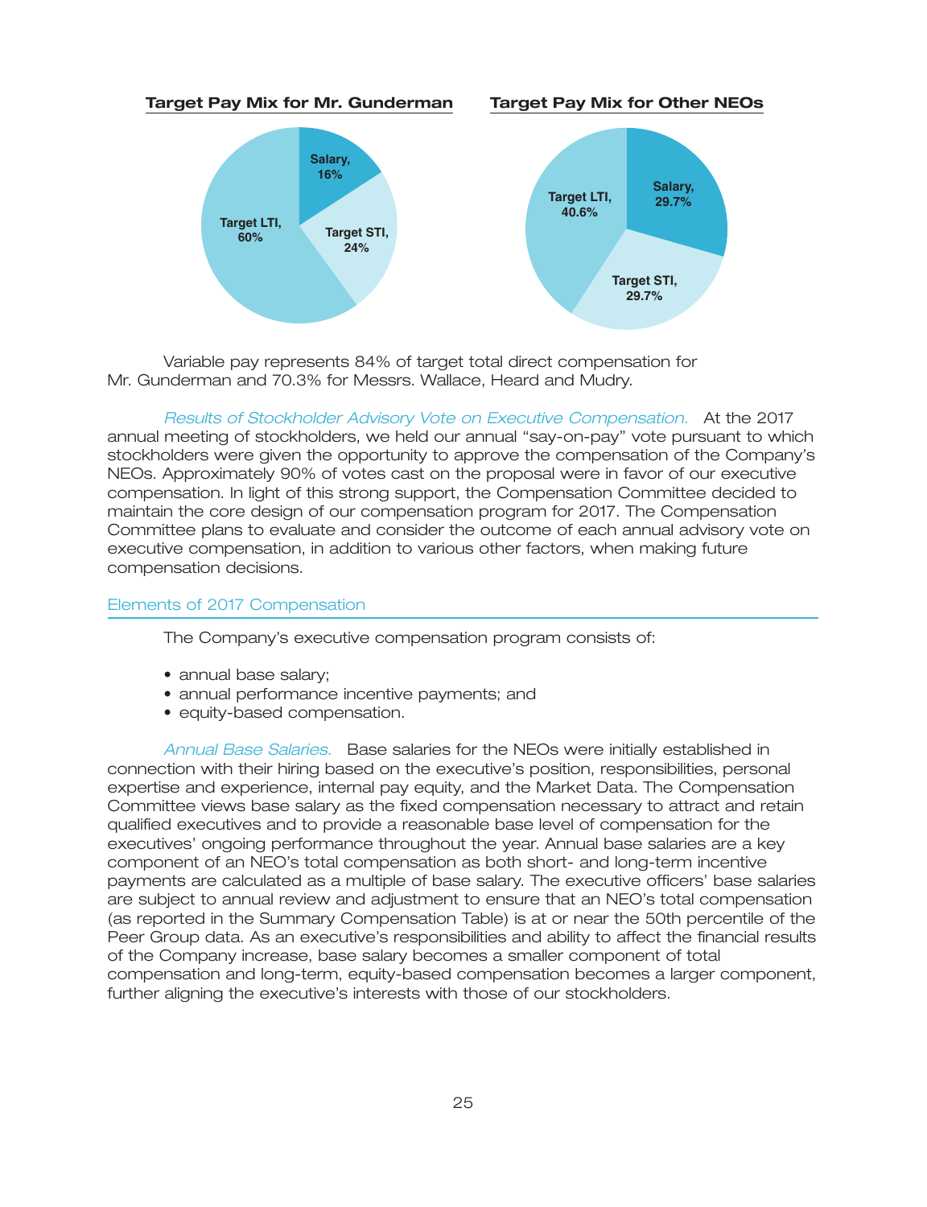**Target Pay Mix for Mr. Gunderman**

Salary, 16%
Target STI, 24%
Target LTI, 60%

**Target Pay Mix for Other NEOs**

Salary, 29.7%
Target STI, 29.7%
Target LTI, 40.6%

Variable pay represents 84% of target total direct compensation for Mr. Gunderman and 70.3% for Messrs. Wallace, Heard and Mudry.

*Results of Stockholder Advisory Vote on Executive Compensation.* At the 2017 annual meeting of stockholders, we held our annual "say-on-pay" vote pursuant to which stockholders were given the opportunity to approve the compensation of the Company's NEOs. Approximately 90% of votes cast on the proposal were in favor of our executive compensation. In light of this strong support, the Compensation Committee decided to maintain the core design of our compensation program for 2017. The Compensation Committee plans to evaluate and consider the outcome of each annual advisory vote on executive compensation, in addition to various other factors, when making future compensation decisions.

## Elements of 2017 Compensation

The Company's executive compensation program consists of:

- annual base salary;
- annual performance incentive payments; and
- equity-based compensation.

*Annual Base Salaries.* Base salaries for the NEOs were initially established in connection with their hiring based on the executive's position, responsibilities, personal expertise and experience, internal pay equity, and the Market Data. The Compensation Committee views base salary as the fixed compensation necessary to attract and retain qualified executives and to provide a reasonable base level of compensation for the executives' ongoing performance throughout the year. Annual base salaries are a key component of an NEO's total compensation as both short- and long-term incentive payments are calculated as a multiple of base salary. The executive officers' base salaries are subject to annual review and adjustment to ensure that an NEO's total compensation (as reported in the Summary Compensation Table) is at or near the 50th percentile of the Peer Group data. As an executive's responsibilities and ability to affect the financial results of the Company increase, base salary becomes a smaller component of total compensation and long-term, equity-based compensation becomes a larger component, further aligning the executive's interests with those of our stockholders.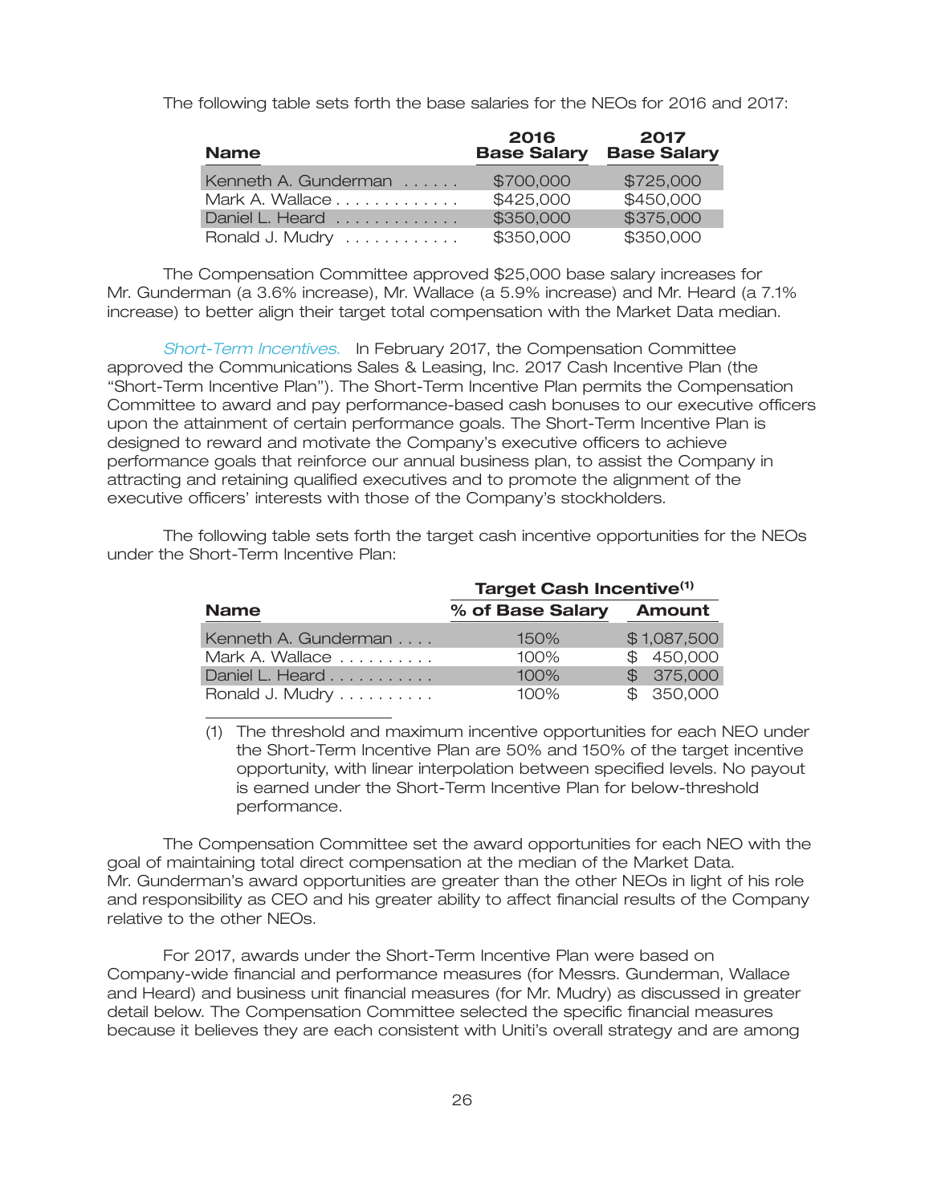The following table sets forth the base salaries for the NEOs for 2016 and 2017:

| Name | 2016 Base Salary | 2017 Base Salary |
|---|---|---|
| Kenneth A. Gunderman | $700,000 | $725,000 |
| Mark A. Wallace | $425,000 | $450,000 |
| Daniel L. Heard | $350,000 | $375,000 |
| Ronald J. Mudry | $350,000 | $350,000 |

The Compensation Committee approved $25,000 base salary increases for Mr. Gunderman (a 3.6% increase), Mr. Wallace (a 5.9% increase) and Mr. Heard (a 7.1% increase) to better align their target total compensation with the Market Data median.

*Short-Term Incentives.* In February 2017, the Compensation Committee approved the Communications Sales & Leasing, Inc. 2017 Cash Incentive Plan (the "Short-Term Incentive Plan"). The Short-Term Incentive Plan permits the Compensation Committee to award and pay performance-based cash bonuses to our executive officers upon the attainment of certain performance goals. The Short-Term Incentive Plan is designed to reward and motivate the Company's executive officers to achieve performance goals that reinforce our annual business plan, to assist the Company in attracting and retaining qualified executives and to promote the alignment of the executive officers' interests with those of the Company's stockholders.

The following table sets forth the target cash incentive opportunities for the NEOs under the Short-Term Incentive Plan:

| | Target Cash Incentive[1] | |
|---|---|---|
| Name | % of Base Salary | Amount |
| Kenneth A. Gunderman | 150% | $1,087,500 |
| Mark A. Wallace | 100% | $ 450,000 |
| Daniel L. Heard | 100% | $ 375,000 |
| Ronald J. Mudry | 100% | $ 350,000 |

(1) The threshold and maximum incentive opportunities for each NEO under the Short-Term Incentive Plan are 50% and 150% of the target incentive opportunity, with linear interpolation between specified levels. No payout is earned under the Short-Term Incentive Plan for below-threshold performance.

The Compensation Committee set the award opportunities for each NEO with the goal of maintaining total direct compensation at the median of the Market Data. Mr. Gunderman's award opportunities are greater than the other NEOs in light of his role and responsibility as CEO and his greater ability to affect financial results of the Company relative to the other NEOs.

For 2017, awards under the Short-Term Incentive Plan were based on Company-wide financial and performance measures (for Messrs. Gunderman, Wallace and Heard) and business unit financial measures (for Mr. Mudry) as discussed in greater detail below. The Compensation Committee selected the specific financial measures because it believes they are each consistent with Uniti's overall strategy and are among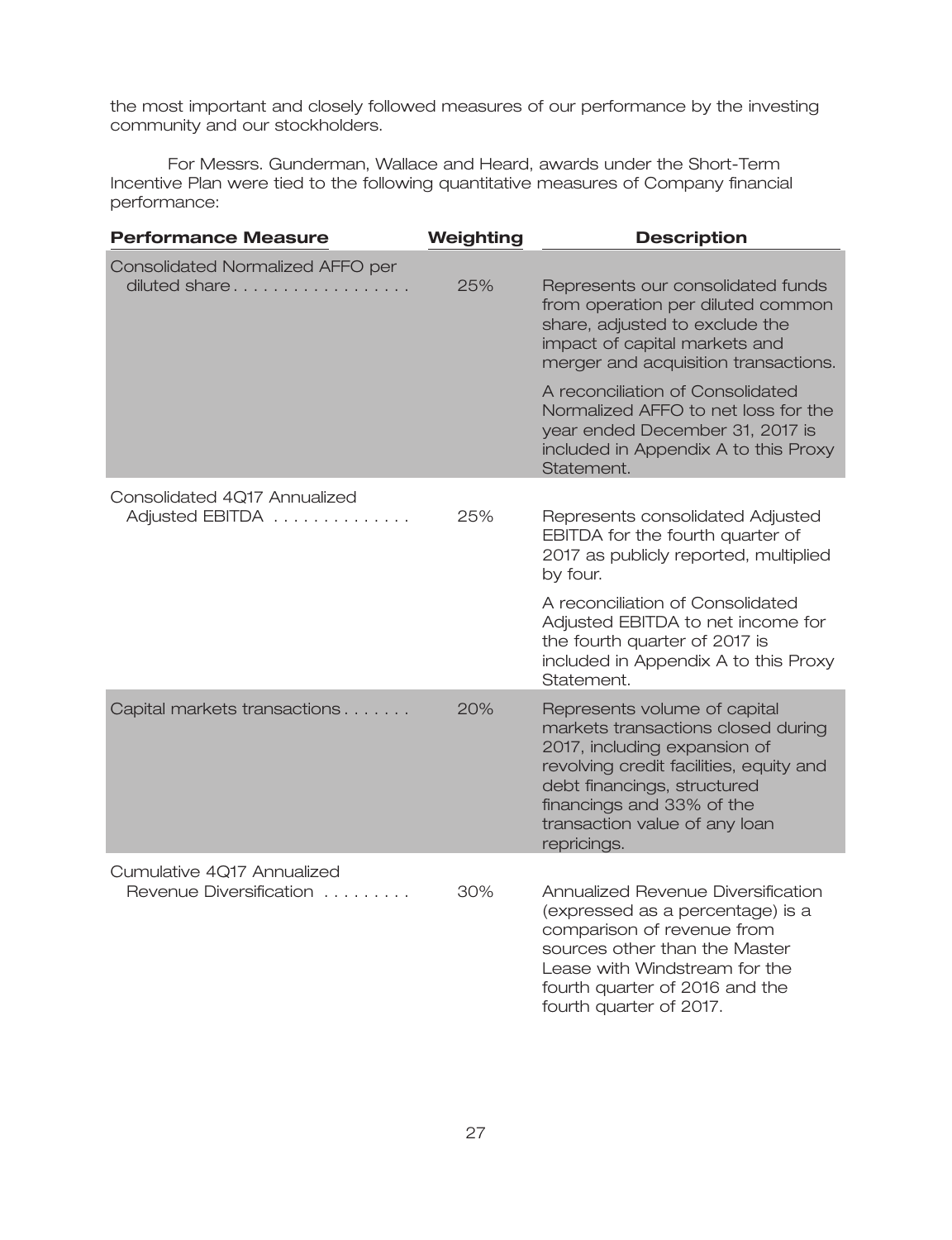the most important and closely followed measures of our performance by the investing community and our stockholders.

For Messrs. Gunderman, Wallace and Heard, awards under the Short-Term Incentive Plan were tied to the following quantitative measures of Company financial performance:

| Performance Measure | Weighting | Description |
|---|---|---|
| Consolidated Normalized AFFO per diluted share | 25% | Represents our consolidated funds from operation per diluted common share, adjusted to exclude the impact of capital markets and merger and acquisition transactions. A reconciliation of Consolidated Normalized AFFO to net loss for the year ended December 31, 2017 is included in Appendix A to this Proxy Statement. |
| Consolidated 4Q17 Annualized Adjusted EBITDA | 25% | Represents consolidated Adjusted EBITDA for the fourth quarter of 2017 as publicly reported, multiplied by four. A reconciliation of Consolidated Adjusted EBITDA to net income for the fourth quarter of 2017 is included in Appendix A to this Proxy Statement. |
| Capital markets transactions | 20% | Represents volume of capital markets transactions closed during 2017, including expansion of revolving credit facilities, equity and debt financings, structured financings and 33% of the transaction value of any loan repricings. |
| Cumulative 4Q17 Annualized Revenue Diversification | 30% | Annualized Revenue Diversification (expressed as a percentage) is a comparison of revenue from sources other than the Master Lease with Windstream for the fourth quarter of 2016 and the fourth quarter of 2017. |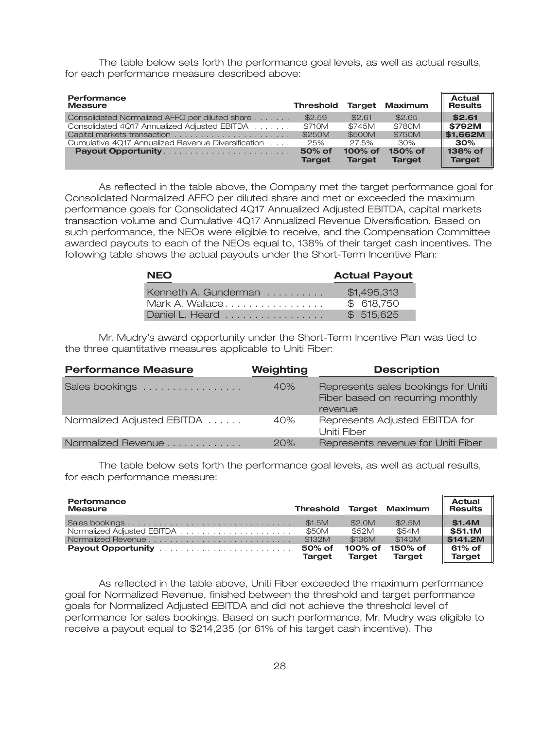The table below sets forth the performance goal levels, as well as actual results, for each performance measure described above:

| Performance Measure | Threshold | Target | Maximum | Actual Results |
|---|---|---|---|---|
| Consolidated Normalized AFFO per diluted share | $2.59 | $2.61 | $2.65 | **$2.61** |
| Consolidated 4Q17 Annualized Adjusted EBITDA | $710M | $745M | $780M | **$792M** |
| Capital markets transaction | $250M | $500M | $750M | **$1,662M** |
| Cumulative 4Q17 Annualized Revenue Diversification | 25% | 27.5% | 30% | **30%** |
| **Payout Opportunity** | **50% of Target** | **100% of Target** | **150% of Target** | **138% of Target** |

As reflected in the table above, the Company met the target performance goal for Consolidated Normalized AFFO per diluted share and met or exceeded the maximum performance goals for Consolidated 4Q17 Annualized Adjusted EBITDA, capital markets transaction volume and Cumulative 4Q17 Annualized Revenue Diversification. Based on such performance, the NEOs were eligible to receive, and the Compensation Committee awarded payouts to each of the NEOs equal to, 138% of their target cash incentives. The following table shows the actual payouts under the Short-Term Incentive Plan:

| NEO | Actual Payout |
|---|---|
| Kenneth A. Gunderman | $1,495,313 |
| Mark A. Wallace | $ 618,750 |
| Daniel L. Heard | $ 515,625 |

Mr. Mudry's award opportunity under the Short-Term Incentive Plan was tied to the three quantitative measures applicable to Uniti Fiber:

| Performance Measure | Weighting | Description |
|---|---|---|
| Sales bookings | 40% | Represents sales bookings for Uniti Fiber based on recurring monthly revenue |
| Normalized Adjusted EBITDA | 40% | Represents Adjusted EBITDA for Uniti Fiber |
| Normalized Revenue | 20% | Represents revenue for Uniti Fiber |

The table below sets forth the performance goal levels, as well as actual results, for each performance measure:

| Performance Measure | Threshold | Target | Maximum | Actual Results |
|---|---|---|---|---|
| Sales bookings | $1.5M | $2.0M | $2.5M | **$1.4M** |
| Normalized Adjusted EBITDA | $50M | $52M | $54M | **$51.1M** |
| Normalized Revenue | $132M | $136M | $140M | **$141.2M** |
| **Payout Opportunity** | **50% of Target** | **100% of Target** | **150% of Target** | **61% of Target** |

As reflected in the table above, Uniti Fiber exceeded the maximum performance goal for Normalized Revenue, finished between the threshold and target performance goals for Normalized Adjusted EBITDA and did not achieve the threshold level of performance for sales bookings. Based on such performance, Mr. Mudry was eligible to receive a payout equal to $214,235 (or 61% of his target cash incentive). The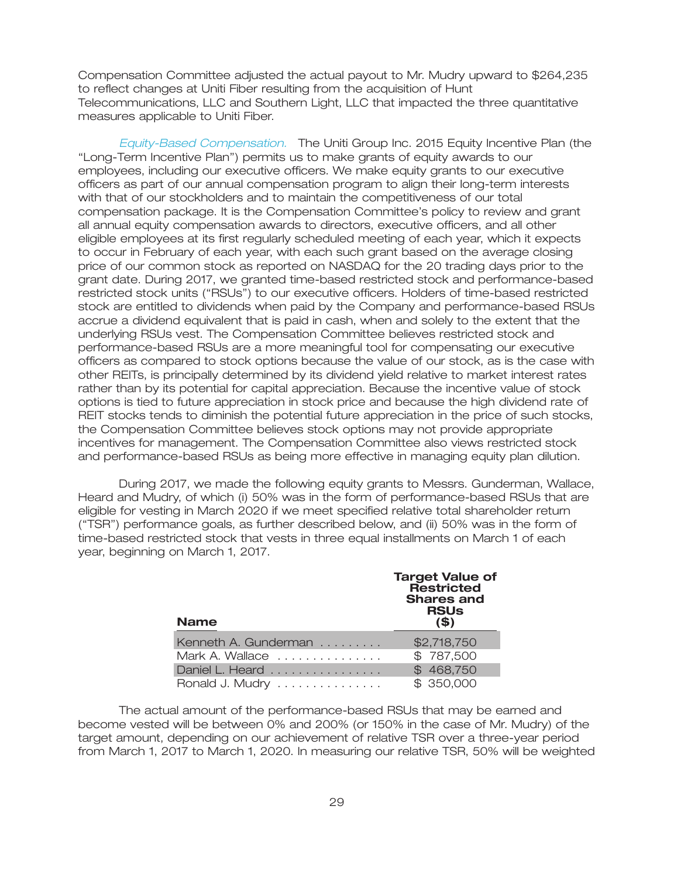Compensation Committee adjusted the actual payout to Mr. Mudry upward to $264,235 to reflect changes at Uniti Fiber resulting from the acquisition of Hunt Telecommunications, LLC and Southern Light, LLC that impacted the three quantitative measures applicable to Uniti Fiber.

*Equity-Based Compensation.* The Uniti Group Inc. 2015 Equity Incentive Plan (the "Long-Term Incentive Plan") permits us to make grants of equity awards to our employees, including our executive officers. We make equity grants to our executive officers as part of our annual compensation program to align their long-term interests with that of our stockholders and to maintain the competitiveness of our total compensation package. It is the Compensation Committee's policy to review and grant all annual equity compensation awards to directors, executive officers, and all other eligible employees at its first regularly scheduled meeting of each year, which it expects to occur in February of each year, with each such grant based on the average closing price of our common stock as reported on NASDAQ for the 20 trading days prior to the grant date. During 2017, we granted time-based restricted stock and performance-based restricted stock units ("RSUs") to our executive officers. Holders of time-based restricted stock are entitled to dividends when paid by the Company and performance-based RSUs accrue a dividend equivalent that is paid in cash, when and solely to the extent that the underlying RSUs vest. The Compensation Committee believes restricted stock and performance-based RSUs are a more meaningful tool for compensating our executive officers as compared to stock options because the value of our stock, as is the case with other REITs, is principally determined by its dividend yield relative to market interest rates rather than by its potential for capital appreciation. Because the incentive value of stock options is tied to future appreciation in stock price and because the high dividend rate of REIT stocks tends to diminish the potential future appreciation in the price of such stocks, the Compensation Committee believes stock options may not provide appropriate incentives for management. The Compensation Committee also views restricted stock and performance-based RSUs as being more effective in managing equity plan dilution.

During 2017, we made the following equity grants to Messrs. Gunderman, Wallace, Heard and Mudry, of which (i) 50% was in the form of performance-based RSUs that are eligible for vesting in March 2020 if we meet specified relative total shareholder return ("TSR") performance goals, as further described below, and (ii) 50% was in the form of time-based restricted stock that vests in three equal installments on March 1 of each year, beginning on March 1, 2017.

| Name | Target Value of Restricted Shares and RSUs ($) |
|---|---|
| Kenneth A. Gunderman | $2,718,750 |
| Mark A. Wallace | $ 787,500 |
| Daniel L. Heard | $ 468,750 |
| Ronald J. Mudry | $ 350,000 |

The actual amount of the performance-based RSUs that may be earned and become vested will be between 0% and 200% (or 150% in the case of Mr. Mudry) of the target amount, depending on our achievement of relative TSR over a three-year period from March 1, 2017 to March 1, 2020. In measuring our relative TSR, 50% will be weighted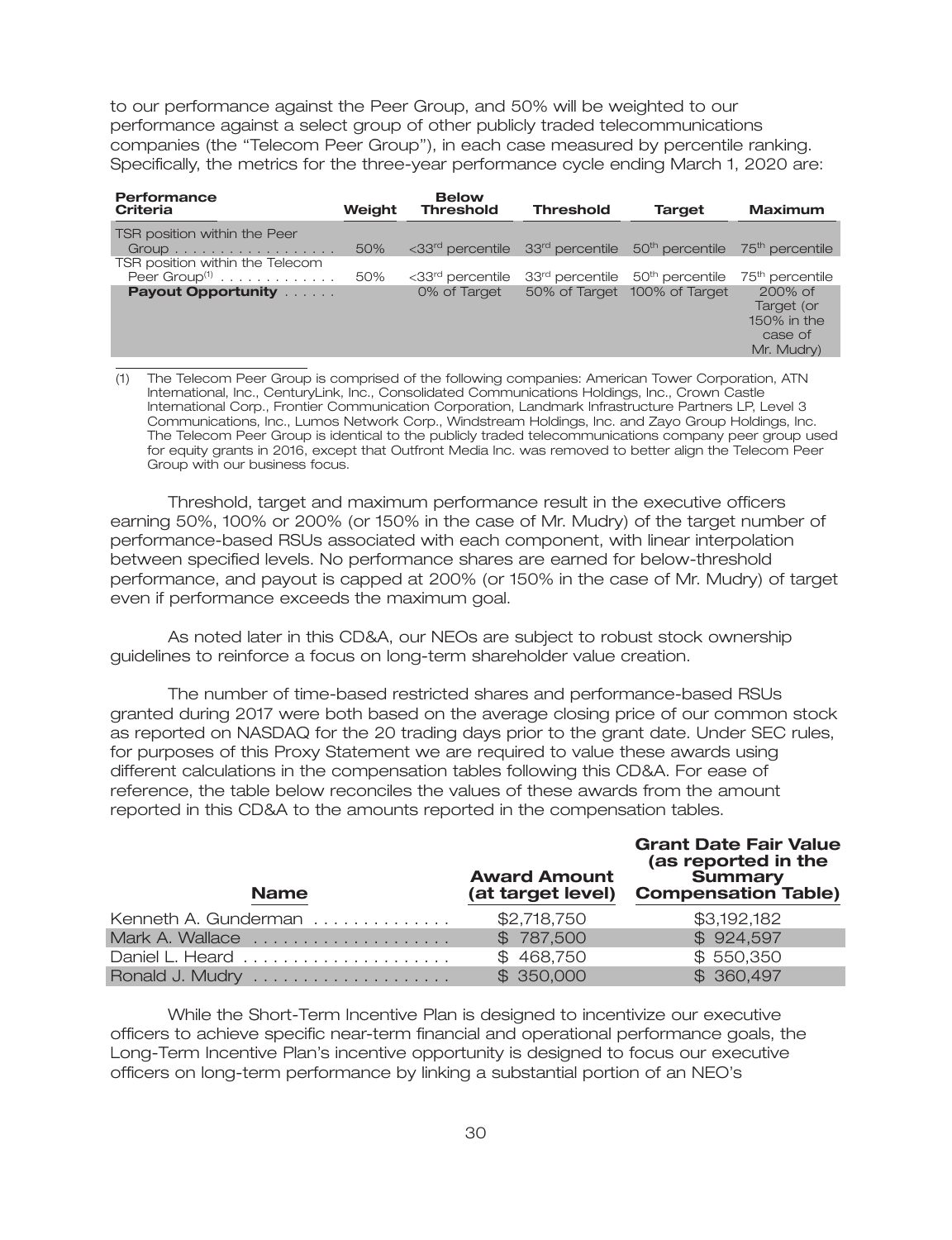to our performance against the Peer Group, and 50% will be weighted to our performance against a select group of other publicly traded telecommunications companies (the "Telecom Peer Group"), in each case measured by percentile ranking. Specifically, the metrics for the three-year performance cycle ending March 1, 2020 are:

| Performance Criteria | Weight | Below Threshold | Threshold | Target | Maximum |
|---|---|---|---|---|---|
| TSR position within the Peer Group | 50% | <33rd percentile | 33rd percentile | 50th percentile | 75th percentile |
| TSR position within the Telecom Peer Group[(1)] | 50% | <33rd percentile | 33rd percentile | 50th percentile | 75th percentile |
| **Payout Opportunity** | | 0% of Target | 50% of Target | 100% of Target | 200% of Target (or 150% in the case of Mr. Mudry) |

(1) The Telecom Peer Group is comprised of the following companies: American Tower Corporation, ATN International, Inc., CenturyLink, Inc., Consolidated Communications Holdings, Inc., Crown Castle International Corp., Frontier Communication Corporation, Landmark Infrastructure Partners LP, Level 3 Communications, Inc., Lumos Network Corp., Windstream Holdings, Inc. and Zayo Group Holdings, Inc. The Telecom Peer Group is identical to the publicly traded telecommunications company peer group used for equity grants in 2016, except that Outfront Media Inc. was removed to better align the Telecom Peer Group with our business focus.

Threshold, target and maximum performance result in the executive officers earning 50%, 100% or 200% (or 150% in the case of Mr. Mudry) of the target number of performance-based RSUs associated with each component, with linear interpolation between specified levels. No performance shares are earned for below-threshold performance, and payout is capped at 200% (or 150% in the case of Mr. Mudry) of target even if performance exceeds the maximum goal.

As noted later in this CD&A, our NEOs are subject to robust stock ownership guidelines to reinforce a focus on long-term shareholder value creation.

The number of time-based restricted shares and performance-based RSUs granted during 2017 were both based on the average closing price of our common stock as reported on NASDAQ for the 20 trading days prior to the grant date. Under SEC rules, for purposes of this Proxy Statement we are required to value these awards using different calculations in the compensation tables following this CD&A. For ease of reference, the table below reconciles the values of these awards from the amount reported in this CD&A to the amounts reported in the compensation tables.

| Name | Award Amount (at target level) | Grant Date Fair Value (as reported in the Summary Compensation Table) |
|---|---|---|
| Kenneth A. Gunderman | $2,718,750 | $3,192,182 |
| Mark A. Wallace | $ 787,500 | $ 924,597 |
| Daniel L. Heard | $ 468,750 | $ 550,350 |
| Ronald J. Mudry | $ 350,000 | $ 360,497 |

While the Short-Term Incentive Plan is designed to incentivize our executive officers to achieve specific near-term financial and operational performance goals, the Long-Term Incentive Plan's incentive opportunity is designed to focus our executive officers on long-term performance by linking a substantial portion of an NEO's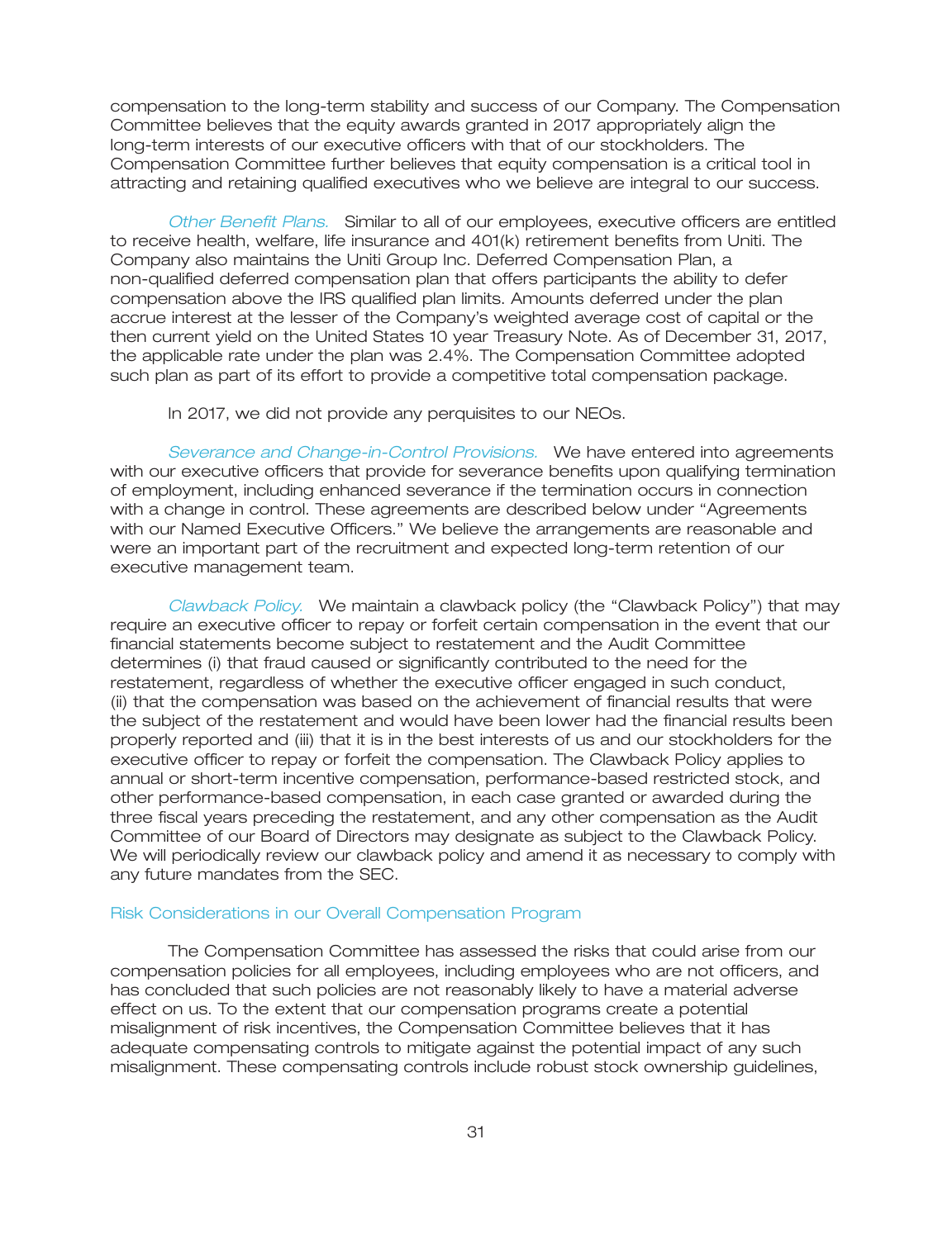compensation to the long-term stability and success of our Company. The Compensation Committee believes that the equity awards granted in 2017 appropriately align the long-term interests of our executive officers with that of our stockholders. The Compensation Committee further believes that equity compensation is a critical tool in attracting and retaining qualified executives who we believe are integral to our success.

*Other Benefit Plans.* Similar to all of our employees, executive officers are entitled to receive health, welfare, life insurance and 401(k) retirement benefits from Uniti. The Company also maintains the Uniti Group Inc. Deferred Compensation Plan, a non-qualified deferred compensation plan that offers participants the ability to defer compensation above the IRS qualified plan limits. Amounts deferred under the plan accrue interest at the lesser of the Company's weighted average cost of capital or the then current yield on the United States 10 year Treasury Note. As of December 31, 2017, the applicable rate under the plan was 2.4%. The Compensation Committee adopted such plan as part of its effort to provide a competitive total compensation package.

In 2017, we did not provide any perquisites to our NEOs.

*Severance and Change-in-Control Provisions.* We have entered into agreements with our executive officers that provide for severance benefits upon qualifying termination of employment, including enhanced severance if the termination occurs in connection with a change in control. These agreements are described below under "Agreements with our Named Executive Officers." We believe the arrangements are reasonable and were an important part of the recruitment and expected long-term retention of our executive management team.

*Clawback Policy.* We maintain a clawback policy (the "Clawback Policy") that may require an executive officer to repay or forfeit certain compensation in the event that our financial statements become subject to restatement and the Audit Committee determines (i) that fraud caused or significantly contributed to the need for the restatement, regardless of whether the executive officer engaged in such conduct, (ii) that the compensation was based on the achievement of financial results that were the subject of the restatement and would have been lower had the financial results been properly reported and (iii) that it is in the best interests of us and our stockholders for the executive officer to repay or forfeit the compensation. The Clawback Policy applies to annual or short-term incentive compensation, performance-based restricted stock, and other performance-based compensation, in each case granted or awarded during the three fiscal years preceding the restatement, and any other compensation as the Audit Committee of our Board of Directors may designate as subject to the Clawback Policy. We will periodically review our clawback policy and amend it as necessary to comply with any future mandates from the SEC.

### Risk Considerations in our Overall Compensation Program

The Compensation Committee has assessed the risks that could arise from our compensation policies for all employees, including employees who are not officers, and has concluded that such policies are not reasonably likely to have a material adverse effect on us. To the extent that our compensation programs create a potential misalignment of risk incentives, the Compensation Committee believes that it has adequate compensating controls to mitigate against the potential impact of any such misalignment. These compensating controls include robust stock ownership guidelines,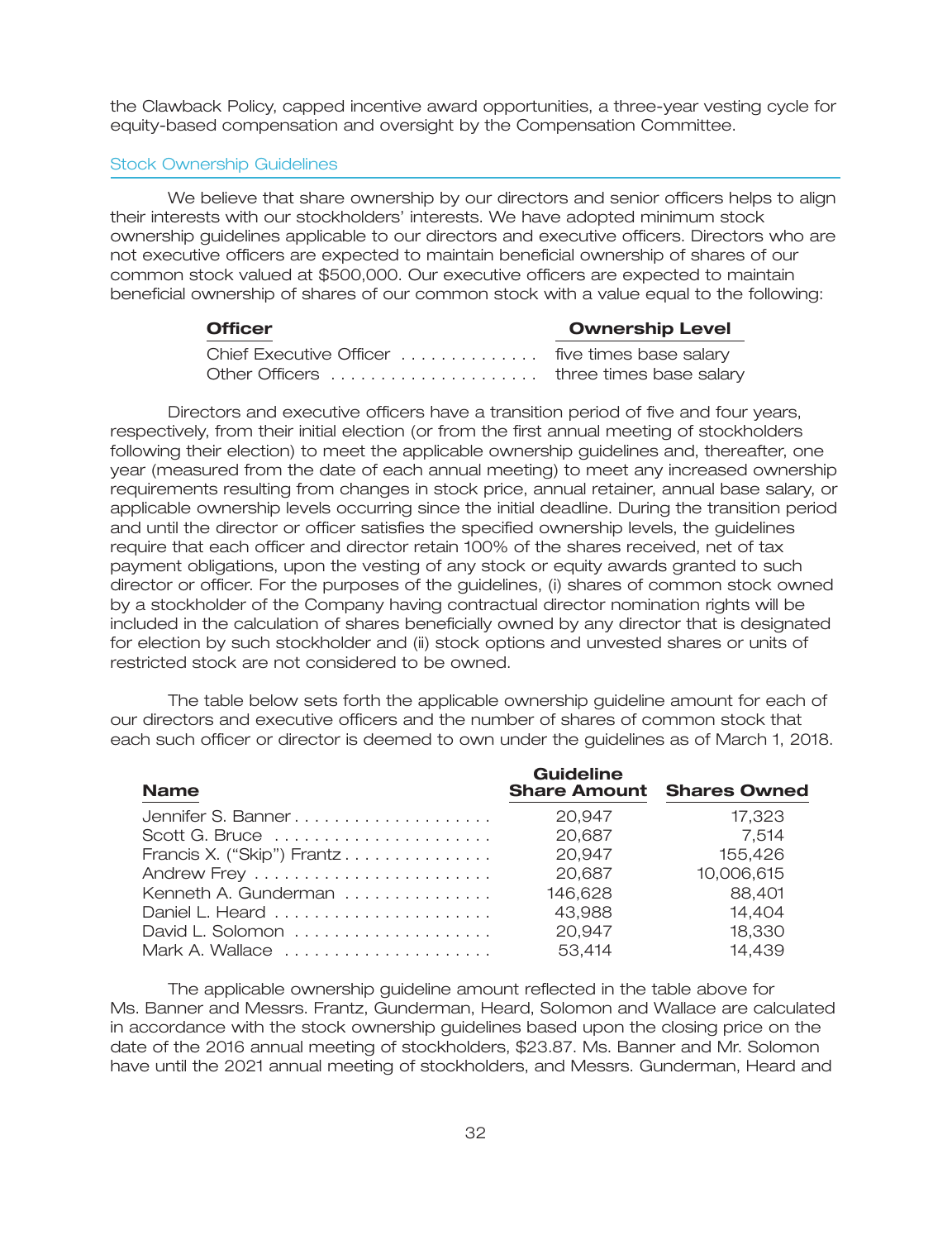the Clawback Policy, capped incentive award opportunities, a three-year vesting cycle for equity-based compensation and oversight by the Compensation Committee.

## Stock Ownership Guidelines

We believe that share ownership by our directors and senior officers helps to align their interests with our stockholders' interests. We have adopted minimum stock ownership guidelines applicable to our directors and executive officers. Directors who are not executive officers are expected to maintain beneficial ownership of shares of our common stock valued at $500,000. Our executive officers are expected to maintain beneficial ownership of shares of our common stock with a value equal to the following:

| Officer | Ownership Level |
|---|---|
| Chief Executive Officer | five times base salary |
| Other Officers | three times base salary |

Directors and executive officers have a transition period of five and four years, respectively, from their initial election (or from the first annual meeting of stockholders following their election) to meet the applicable ownership guidelines and, thereafter, one year (measured from the date of each annual meeting) to meet any increased ownership requirements resulting from changes in stock price, annual retainer, annual base salary, or applicable ownership levels occurring since the initial deadline. During the transition period and until the director or officer satisfies the specified ownership levels, the guidelines require that each officer and director retain 100% of the shares received, net of tax payment obligations, upon the vesting of any stock or equity awards granted to such director or officer. For the purposes of the guidelines, (i) shares of common stock owned by a stockholder of the Company having contractual director nomination rights will be included in the calculation of shares beneficially owned by any director that is designated for election by such stockholder and (ii) stock options and unvested shares or units of restricted stock are not considered to be owned.

The table below sets forth the applicable ownership guideline amount for each of our directors and executive officers and the number of shares of common stock that each such officer or director is deemed to own under the guidelines as of March 1, 2018.

| Name | Guideline Share Amount | Shares Owned |
|---|---|---|
| Jennifer S. Banner | 20,947 | 17,323 |
| Scott G. Bruce | 20,687 | 7,514 |
| Francis X. ("Skip") Frantz | 20,947 | 155,426 |
| Andrew Frey | 20,687 | 10,006,615 |
| Kenneth A. Gunderman | 146,628 | 88,401 |
| Daniel L. Heard | 43,988 | 14,404 |
| David L. Solomon | 20,947 | 18,330 |
| Mark A. Wallace | 53,414 | 14,439 |

The applicable ownership guideline amount reflected in the table above for Ms. Banner and Messrs. Frantz, Gunderman, Heard, Solomon and Wallace are calculated in accordance with the stock ownership guidelines based upon the closing price on the date of the 2016 annual meeting of stockholders, $23.87. Ms. Banner and Mr. Solomon have until the 2021 annual meeting of stockholders, and Messrs. Gunderman, Heard and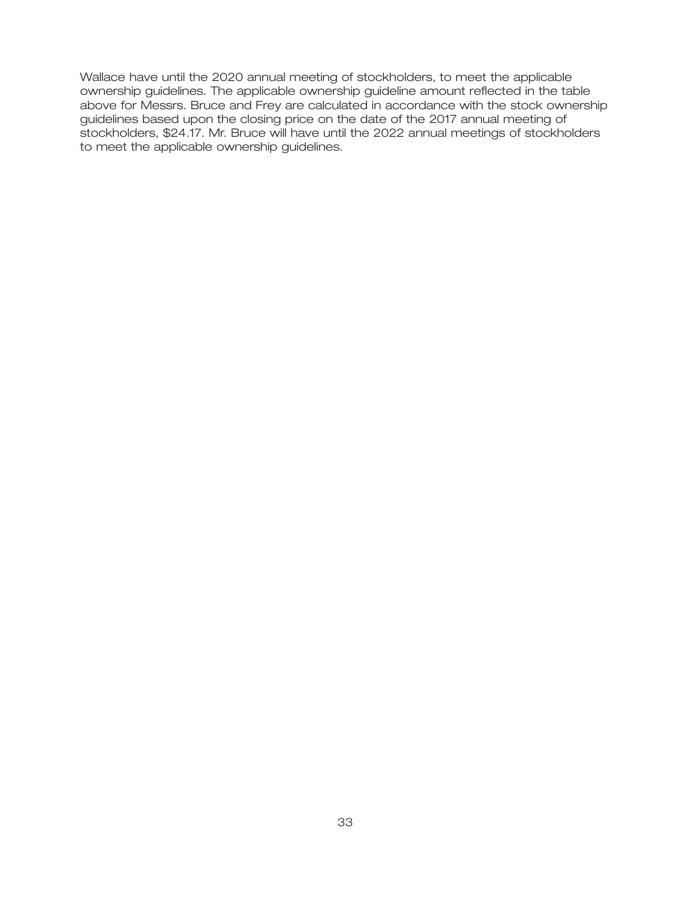Wallace have until the 2020 annual meeting of stockholders, to meet the applicable ownership guidelines. The applicable ownership guideline amount reflected in the table above for Messrs. Bruce and Frey are calculated in accordance with the stock ownership guidelines based upon the closing price on the date of the 2017 annual meeting of stockholders, $24.17. Mr. Bruce will have until the 2022 annual meetings of stockholders to meet the applicable ownership guidelines.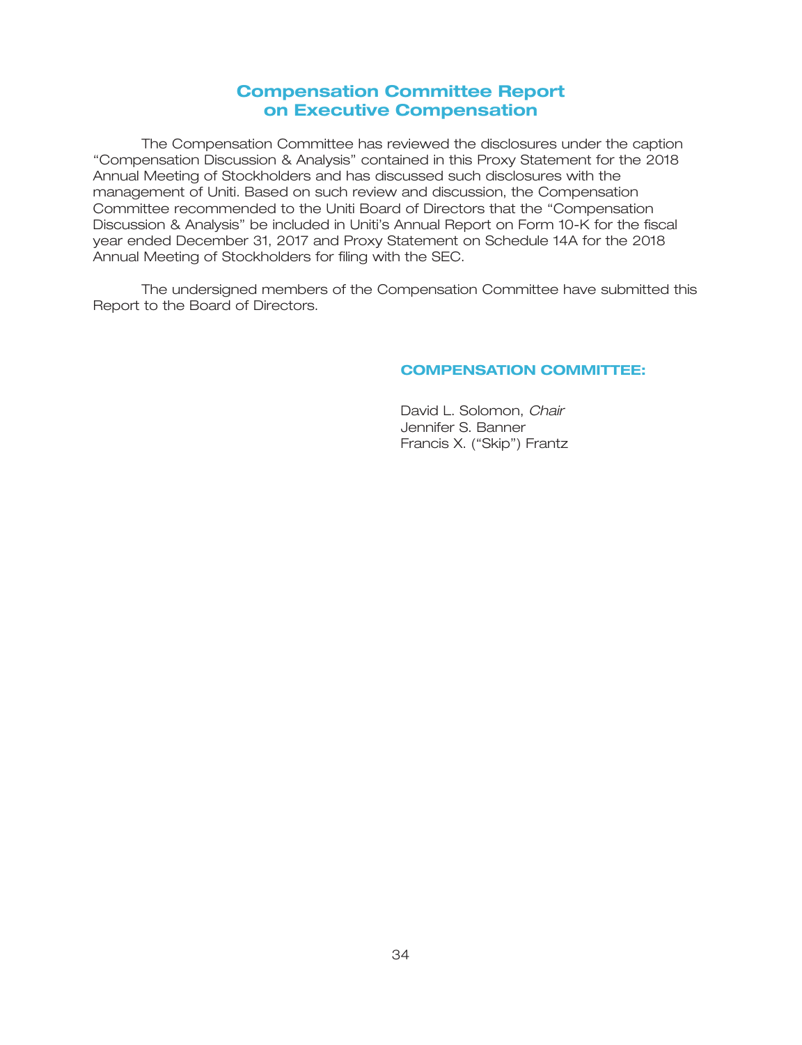# Compensation Committee Report on Executive Compensation

The Compensation Committee has reviewed the disclosures under the caption "Compensation Discussion & Analysis" contained in this Proxy Statement for the 2018 Annual Meeting of Stockholders and has discussed such disclosures with the management of Uniti. Based on such review and discussion, the Compensation Committee recommended to the Uniti Board of Directors that the "Compensation Discussion & Analysis" be included in Uniti's Annual Report on Form 10-K for the fiscal year ended December 31, 2017 and Proxy Statement on Schedule 14A for the 2018 Annual Meeting of Stockholders for filing with the SEC.

The undersigned members of the Compensation Committee have submitted this Report to the Board of Directors.

**COMPENSATION COMMITTEE:**

David L. Solomon, *Chair*
Jennifer S. Banner
Francis X. ("Skip") Frantz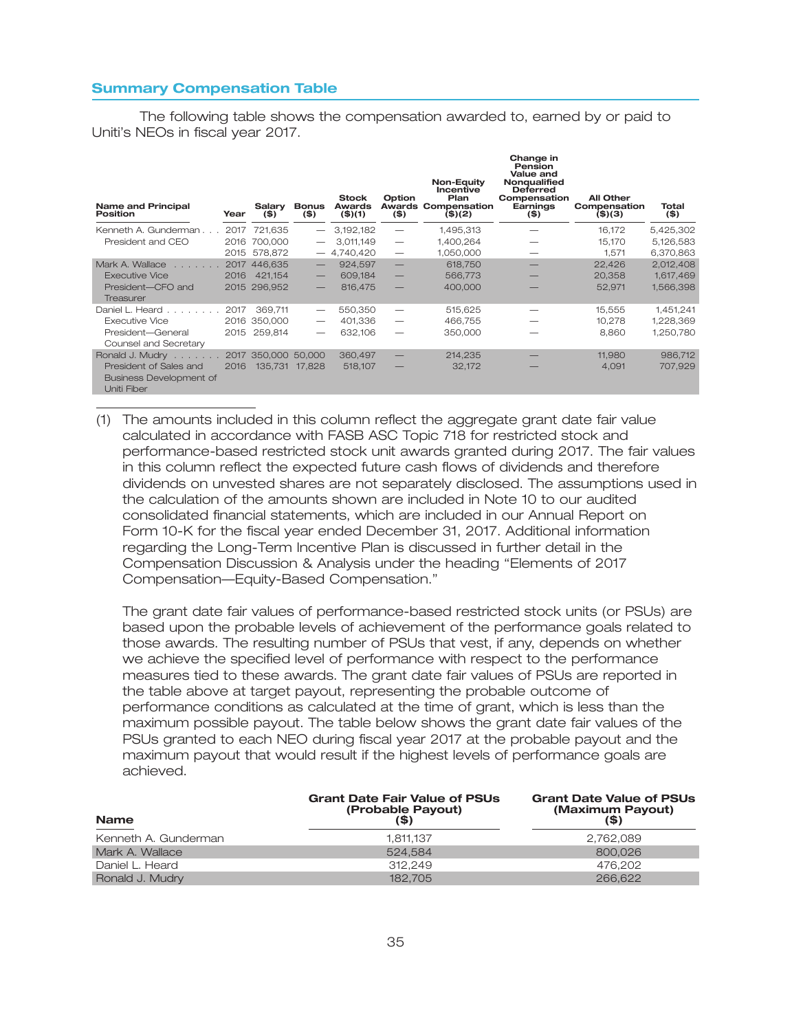## Summary Compensation Table

The following table shows the compensation awarded to, earned by or paid to Uniti's NEOs in fiscal year 2017.

| Name and Principal Position | Year | Salary ($) | Bonus ($) | Stock Awards ($)(1) | Option Awards ($) | Non-Equity Incentive Plan Compensation ($)(2) | Change in Pension Value and Nonqualified Deferred Compensation Earnings ($) | All Other Compensation ($)(3) | Total ($) |
|---|---|---|---|---|---|---|---|---|---|
| Kenneth A. Gunderman | 2017 | 721,635 | — | 3,192,182 | — | 1,495,313 | — | 16,172 | 5,425,302 |
| President and CEO | 2016 | 700,000 | — | 3,011,149 | — | 1,400,264 | — | 15,170 | 5,126,583 |
| | 2015 | 578,872 | — | 4,740,420 | — | 1,050,000 | — | 1,571 | 6,370,863 |
| Mark A. Wallace | 2017 | 446,635 | — | 924,597 | — | 618,750 | — | 22,426 | 2,012,408 |
| Executive Vice | 2016 | 421,154 | — | 609,184 | — | 566,773 | — | 20,358 | 1,617,469 |
| President—CFO and Treasurer | 2015 | 296,952 | — | 816,475 | — | 400,000 | — | 52,971 | 1,566,398 |
| Daniel L. Heard | 2017 | 369,711 | — | 550,350 | — | 515,625 | — | 15,555 | 1,451,241 |
| Executive Vice | 2016 | 350,000 | — | 401,336 | — | 466,755 | — | 10,278 | 1,228,369 |
| President—General Counsel and Secretary | 2015 | 259,814 | — | 632,106 | — | 350,000 | — | 8,860 | 1,250,780 |
| Ronald J. Mudry | 2017 | 350,000 | 50,000 | 360,497 | — | 214,235 | — | 11,980 | 986,712 |
| President of Sales and Business Development of Uniti Fiber | 2016 | 135,731 | 17,828 | 518,107 | — | 32,172 | — | 4,091 | 707,929 |

(1) The amounts included in this column reflect the aggregate grant date fair value calculated in accordance with FASB ASC Topic 718 for restricted stock and performance-based restricted stock unit awards granted during 2017. The fair values in this column reflect the expected future cash flows of dividends and therefore dividends on unvested shares are not separately disclosed. The assumptions used in the calculation of the amounts shown are included in Note 10 to our audited consolidated financial statements, which are included in our Annual Report on Form 10-K for the fiscal year ended December 31, 2017. Additional information regarding the Long-Term Incentive Plan is discussed in further detail in the Compensation Discussion & Analysis under the heading "Elements of 2017 Compensation—Equity-Based Compensation."

The grant date fair values of performance-based restricted stock units (or PSUs) are based upon the probable levels of achievement of the performance goals related to those awards. The resulting number of PSUs that vest, if any, depends on whether we achieve the specified level of performance with respect to the performance measures tied to these awards. The grant date fair values of PSUs are reported in the table above at target payout, representing the probable outcome of performance conditions as calculated at the time of grant, which is less than the maximum possible payout. The table below shows the grant date fair values of the PSUs granted to each NEO during fiscal year 2017 at the probable payout and the maximum payout that would result if the highest levels of performance goals are achieved.

| Name | Grant Date Fair Value of PSUs (Probable Payout) ($) | Grant Date Value of PSUs (Maximum Payout) ($) |
|---|---|---|
| Kenneth A. Gunderman | 1,811,137 | 2,762,089 |
| Mark A. Wallace | 524,584 | 800,026 |
| Daniel L. Heard | 312,249 | 476,202 |
| Ronald J. Mudry | 182,705 | 266,622 |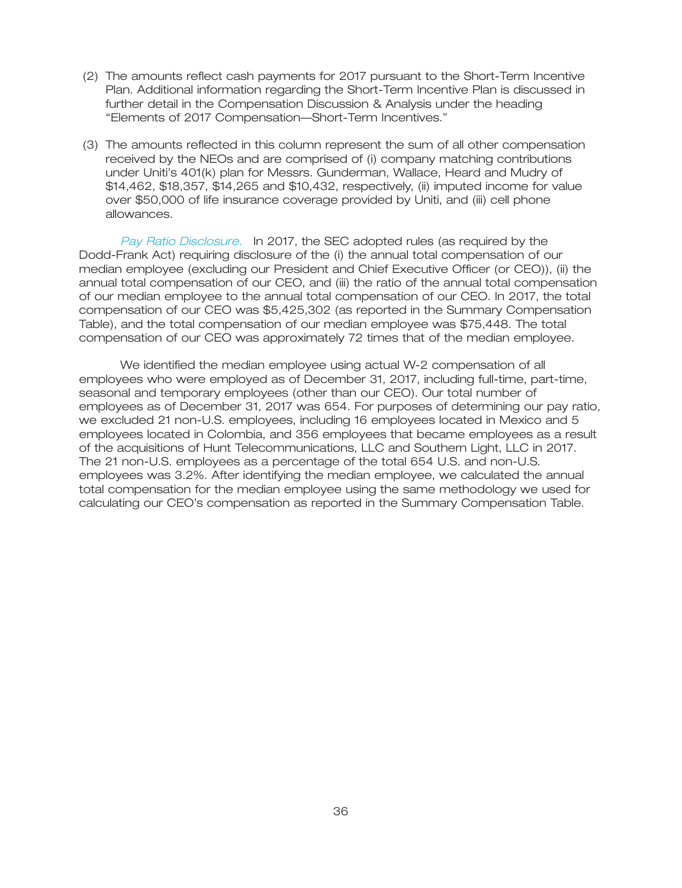(2) The amounts reflect cash payments for 2017 pursuant to the Short-Term Incentive Plan. Additional information regarding the Short-Term Incentive Plan is discussed in further detail in the Compensation Discussion & Analysis under the heading "Elements of 2017 Compensation—Short-Term Incentives."

(3) The amounts reflected in this column represent the sum of all other compensation received by the NEOs and are comprised of (i) company matching contributions under Uniti's 401(k) plan for Messrs. Gunderman, Wallace, Heard and Mudry of $14,462, $18,357, $14,265 and $10,432, respectively, (ii) imputed income for value over $50,000 of life insurance coverage provided by Uniti, and (iii) cell phone allowances.

*Pay Ratio Disclosure.* In 2017, the SEC adopted rules (as required by the Dodd-Frank Act) requiring disclosure of the (i) the annual total compensation of our median employee (excluding our President and Chief Executive Officer (or CEO)), (ii) the annual total compensation of our CEO, and (iii) the ratio of the annual total compensation of our median employee to the annual total compensation of our CEO. In 2017, the total compensation of our CEO was $5,425,302 (as reported in the Summary Compensation Table), and the total compensation of our median employee was $75,448. The total compensation of our CEO was approximately 72 times that of the median employee.

We identified the median employee using actual W-2 compensation of all employees who were employed as of December 31, 2017, including full-time, part-time, seasonal and temporary employees (other than our CEO). Our total number of employees as of December 31, 2017 was 654. For purposes of determining our pay ratio, we excluded 21 non-U.S. employees, including 16 employees located in Mexico and 5 employees located in Colombia, and 356 employees that became employees as a result of the acquisitions of Hunt Telecommunications, LLC and Southern Light, LLC in 2017. The 21 non-U.S. employees as a percentage of the total 654 U.S. and non-U.S. employees was 3.2%. After identifying the median employee, we calculated the annual total compensation for the median employee using the same methodology we used for calculating our CEO's compensation as reported in the Summary Compensation Table.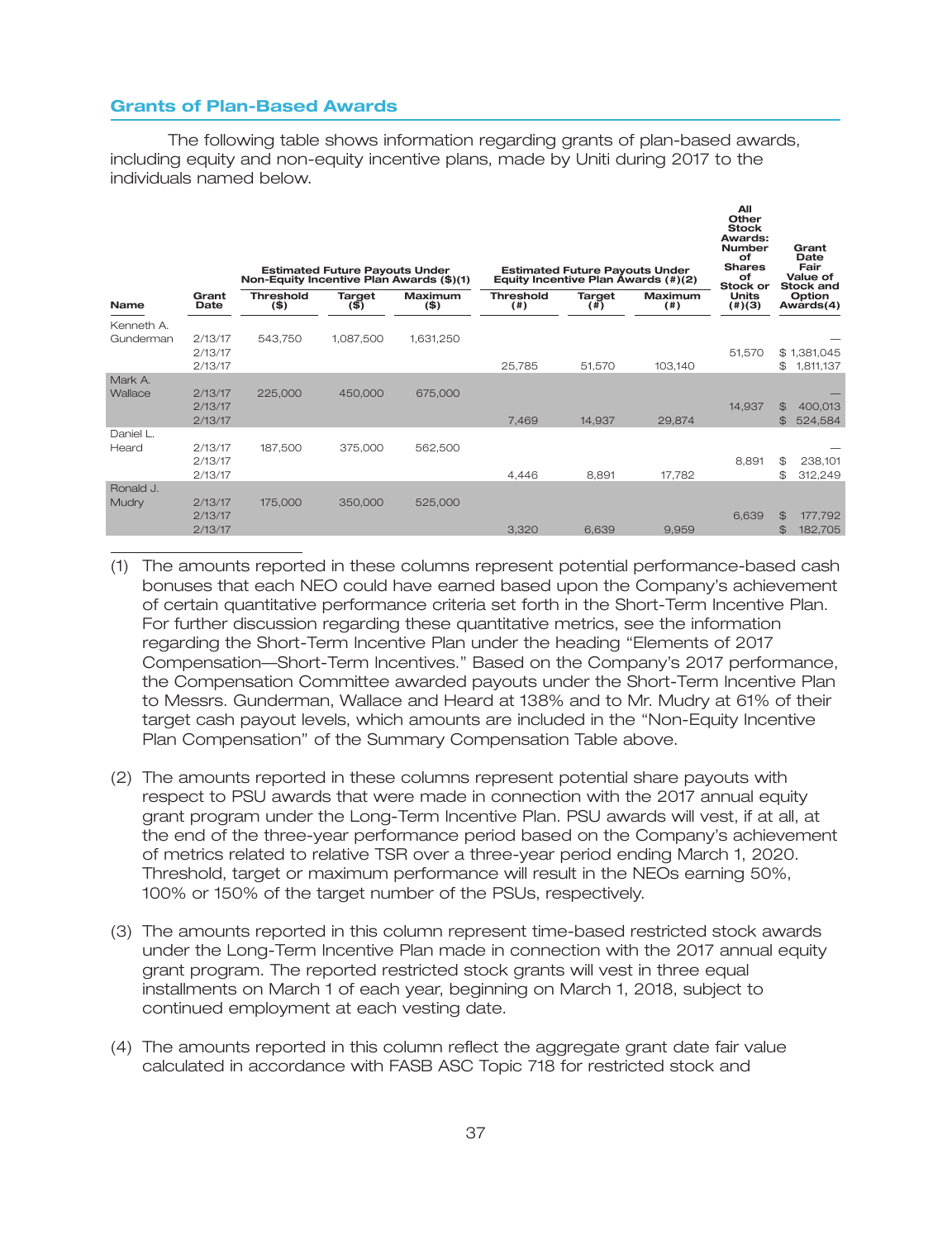## Grants of Plan-Based Awards

The following table shows information regarding grants of plan-based awards, including equity and non-equity incentive plans, made by Uniti during 2017 to the individuals named below.

| Name | Grant Date | Estimated Future Payouts Under Non-Equity Incentive Plan Awards ($)(1) | | | Estimated Future Payouts Under Equity Incentive Plan Awards (#)(2) | | | All Other Stock Awards: Number of Shares of Stock or Units (#)(3) | Grant Date Fair Value of Stock and Option Awards(4) |
|---|---|---|---|---|---|---|---|---|---|
| | | Threshold ($) | Target ($) | Maximum ($) | Threshold (#) | Target (#) | Maximum (#) | | |
| Kenneth A. Gunderman | 2/13/17 | 543,750 | 1,087,500 | 1,631,250 | | | | | — |
| | 2/13/17 | | | | | | | 51,570 | $ 1,381,045 |
| | 2/13/17 | | | | 25,785 | 51,570 | 103,140 | | $ 1,811,137 |
| Mark A. Wallace | 2/13/17 | 225,000 | 450,000 | 675,000 | | | | | — |
| | 2/13/17 | | | | | | | 14,937 | $ 400,013 |
| | 2/13/17 | | | | 7,469 | 14,937 | 29,874 | | $ 524,584 |
| Daniel L. Heard | 2/13/17 | 187,500 | 375,000 | 562,500 | | | | | — |
| | 2/13/17 | | | | | | | 8,891 | $ 238,101 |
| | 2/13/17 | | | | 4,446 | 8,891 | 17,782 | | $ 312,249 |
| Ronald J. Mudry | 2/13/17 | 175,000 | 350,000 | 525,000 | | | | | — |
| | 2/13/17 | | | | | | | 6,639 | $ 177,792 |
| | 2/13/17 | | | | 3,320 | 6,639 | 9,959 | | $ 182,705 |

(1) The amounts reported in these columns represent potential performance-based cash bonuses that each NEO could have earned based upon the Company's achievement of certain quantitative performance criteria set forth in the Short-Term Incentive Plan. For further discussion regarding these quantitative metrics, see the information regarding the Short-Term Incentive Plan under the heading "Elements of 2017 Compensation—Short-Term Incentives." Based on the Company's 2017 performance, the Compensation Committee awarded payouts under the Short-Term Incentive Plan to Messrs. Gunderman, Wallace and Heard at 138% and to Mr. Mudry at 61% of their target cash payout levels, which amounts are included in the "Non-Equity Incentive Plan Compensation" of the Summary Compensation Table above.

(2) The amounts reported in these columns represent potential share payouts with respect to PSU awards that were made in connection with the 2017 annual equity grant program under the Long-Term Incentive Plan. PSU awards will vest, if at all, at the end of the three-year performance period based on the Company's achievement of metrics related to relative TSR over a three-year period ending March 1, 2020. Threshold, target or maximum performance will result in the NEOs earning 50%, 100% or 150% of the target number of the PSUs, respectively.

(3) The amounts reported in this column represent time-based restricted stock awards under the Long-Term Incentive Plan made in connection with the 2017 annual equity grant program. The reported restricted stock grants will vest in three equal installments on March 1 of each year, beginning on March 1, 2018, subject to continued employment at each vesting date.

(4) The amounts reported in this column reflect the aggregate grant date fair value calculated in accordance with FASB ASC Topic 718 for restricted stock and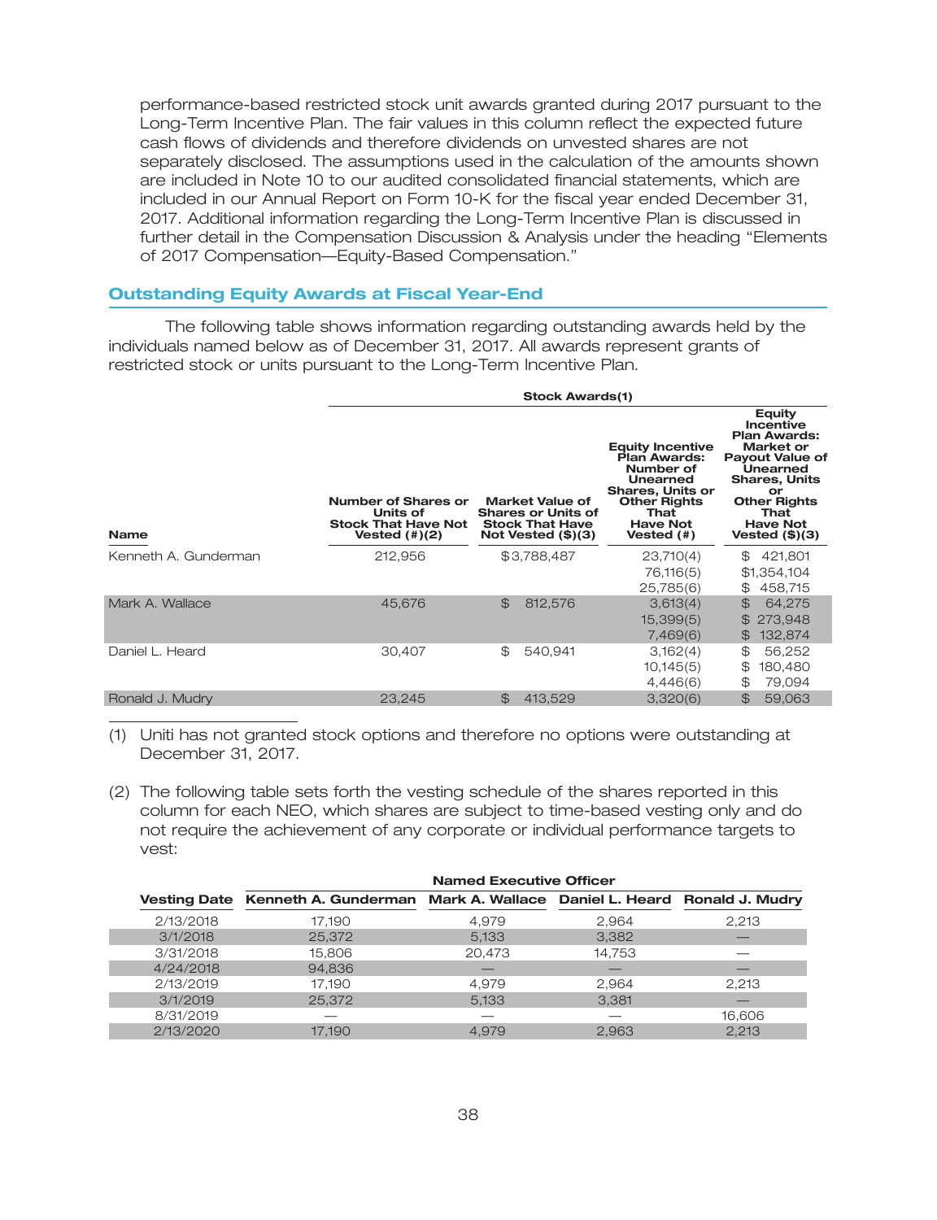performance-based restricted stock unit awards granted during 2017 pursuant to the Long-Term Incentive Plan. The fair values in this column reflect the expected future cash flows of dividends and therefore dividends on unvested shares are not separately disclosed. The assumptions used in the calculation of the amounts shown are included in Note 10 to our audited consolidated financial statements, which are included in our Annual Report on Form 10-K for the fiscal year ended December 31, 2017. Additional information regarding the Long-Term Incentive Plan is discussed in further detail in the Compensation Discussion & Analysis under the heading "Elements of 2017 Compensation—Equity-Based Compensation."

## Outstanding Equity Awards at Fiscal Year-End

The following table shows information regarding outstanding awards held by the individuals named below as of December 31, 2017. All awards represent grants of restricted stock or units pursuant to the Long-Term Incentive Plan.

| | Stock Awards(1) | | | |
|---|---|---|---|---|
| **Name** | **Number of Shares or Units of Stock That Have Not Vested (#)(2)** | **Market Value of Shares or Units of Stock That Have Not Vested ($)(3)** | **Equity Incentive Plan Awards: Number of Unearned Shares, Units or Other Rights That Have Not Vested (#)** | **Equity Incentive Plan Awards: Market or Payout Value of Unearned Shares, Units or Other Rights That Have Not Vested ($)(3)** |
| Kenneth A. Gunderman | 212,956 | $3,788,487 | 23,710(4) | $ 421,801 |
| | | | 76,116(5) | $1,354,104 |
| | | | 25,785(6) | $ 458,715 |
| Mark A. Wallace | 45,676 | $ 812,576 | 3,613(4) | $ 64,275 |
| | | | 15,399(5) | $ 273,948 |
| | | | 7,469(6) | $ 132,874 |
| Daniel L. Heard | 30,407 | $ 540,941 | 3,162(4) | $ 56,252 |
| | | | 10,145(5) | $ 180,480 |
| | | | 4,446(6) | $ 79,094 |
| Ronald J. Mudry | 23,245 | $ 413,529 | 3,320(6) | $ 59,063 |

(1) Uniti has not granted stock options and therefore no options were outstanding at December 31, 2017.

(2) The following table sets forth the vesting schedule of the shares reported in this column for each NEO, which shares are subject to time-based vesting only and do not require the achievement of any corporate or individual performance targets to vest:

| | Named Executive Officer | | | |
|---|---|---|---|---|
| **Vesting Date** | **Kenneth A. Gunderman** | **Mark A. Wallace** | **Daniel L. Heard** | **Ronald J. Mudry** |
| 2/13/2018 | 17,190 | 4,979 | 2,964 | 2,213 |
| 3/1/2018 | 25,372 | 5,133 | 3,382 | — |
| 3/31/2018 | 15,806 | 20,473 | 14,753 | — |
| 4/24/2018 | 94,836 | — | — | — |
| 2/13/2019 | 17,190 | 4,979 | 2,964 | 2,213 |
| 3/1/2019 | 25,372 | 5,133 | 3,381 | — |
| 8/31/2019 | — | — | — | 16,606 |
| 2/13/2020 | 17,190 | 4,979 | 2,963 | 2,213 |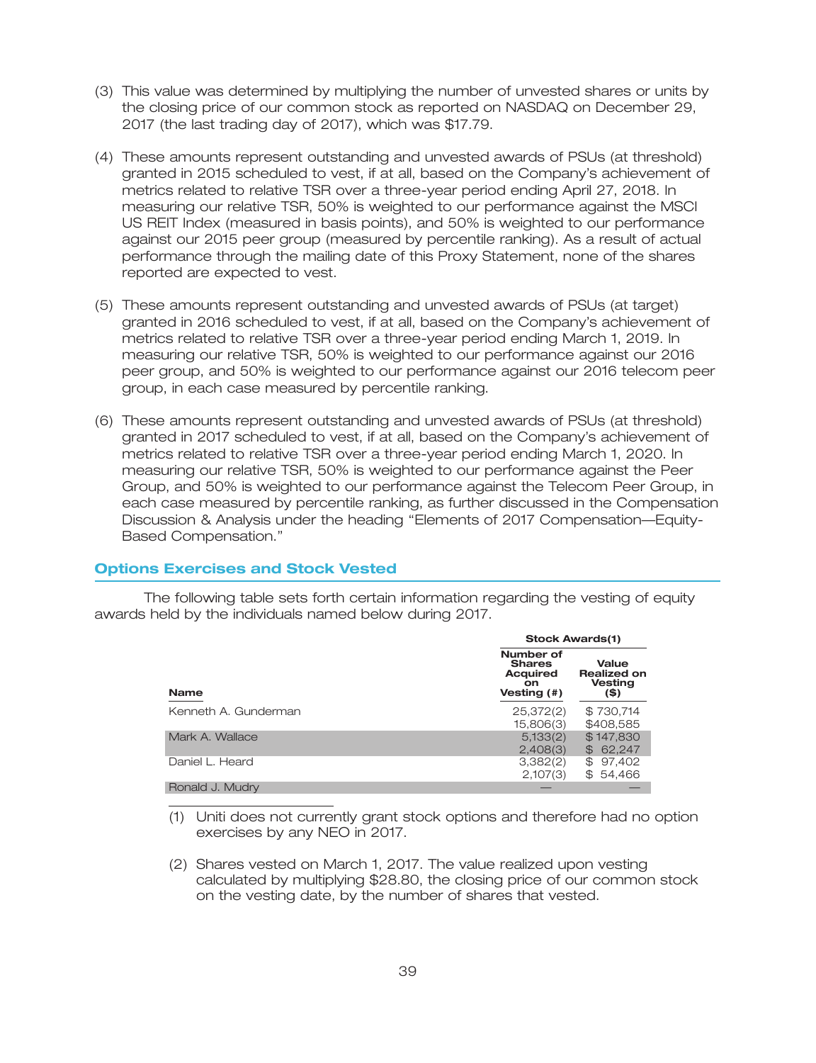(3) This value was determined by multiplying the number of unvested shares or units by the closing price of our common stock as reported on NASDAQ on December 29, 2017 (the last trading day of 2017), which was $17.79.

(4) These amounts represent outstanding and unvested awards of PSUs (at threshold) granted in 2015 scheduled to vest, if at all, based on the Company's achievement of metrics related to relative TSR over a three-year period ending April 27, 2018. In measuring our relative TSR, 50% is weighted to our performance against the MSCI US REIT Index (measured in basis points), and 50% is weighted to our performance against our 2015 peer group (measured by percentile ranking). As a result of actual performance through the mailing date of this Proxy Statement, none of the shares reported are expected to vest.

(5) These amounts represent outstanding and unvested awards of PSUs (at target) granted in 2016 scheduled to vest, if at all, based on the Company's achievement of metrics related to relative TSR over a three-year period ending March 1, 2019. In measuring our relative TSR, 50% is weighted to our performance against our 2016 peer group, and 50% is weighted to our performance against our 2016 telecom peer group, in each case measured by percentile ranking.

(6) These amounts represent outstanding and unvested awards of PSUs (at threshold) granted in 2017 scheduled to vest, if at all, based on the Company's achievement of metrics related to relative TSR over a three-year period ending March 1, 2020. In measuring our relative TSR, 50% is weighted to our performance against the Peer Group, and 50% is weighted to our performance against the Telecom Peer Group, in each case measured by percentile ranking, as further discussed in the Compensation Discussion & Analysis under the heading "Elements of 2017 Compensation—Equity-Based Compensation."

## Options Exercises and Stock Vested

The following table sets forth certain information regarding the vesting of equity awards held by the individuals named below during 2017.

| | Stock Awards(1) | |
|---|---|---|
| **Name** | **Number of Shares Acquired on Vesting (#)** | **Value Realized on Vesting ($)** |
| Kenneth A. Gunderman | 25,372(2) | $ 730,714 |
| | 15,806(3) | $408,585 |
| Mark A. Wallace | 5,133(2) | $ 147,830 |
| | 2,408(3) | $ 62,247 |
| Daniel L. Heard | 3,382(2) | $ 97,402 |
| | 2,107(3) | $ 54,466 |
| Ronald J. Mudry | — | — |

(1) Uniti does not currently grant stock options and therefore had no option exercises by any NEO in 2017.

(2) Shares vested on March 1, 2017. The value realized upon vesting calculated by multiplying $28.80, the closing price of our common stock on the vesting date, by the number of shares that vested.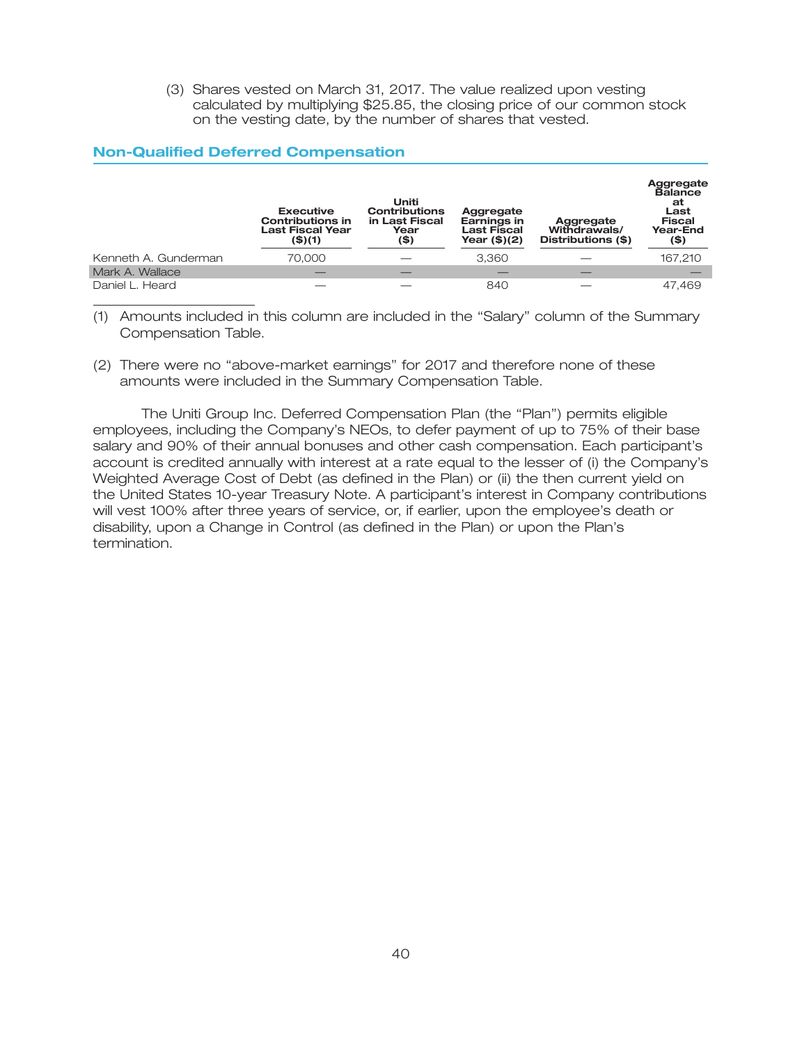(3) Shares vested on March 31, 2017. The value realized upon vesting calculated by multiplying $25.85, the closing price of our common stock on the vesting date, by the number of shares that vested.

## Non-Qualified Deferred Compensation

| | Executive Contributions in Last Fiscal Year ($)(1) | Uniti Contributions in Last Fiscal Year ($) | Aggregate Earnings in Last Fiscal Year ($)(2) | Aggregate Withdrawals/ Distributions ($) | Aggregate Balance at Last Fiscal Year-End ($) |
|---|---|---|---|---|---|
| Kenneth A. Gunderman | 70,000 | — | 3,360 | — | 167,210 |
| Mark A. Wallace | — | — | — | — | — |
| Daniel L. Heard | — | — | 840 | — | 47,469 |

(1) Amounts included in this column are included in the "Salary" column of the Summary Compensation Table.

(2) There were no "above-market earnings" for 2017 and therefore none of these amounts were included in the Summary Compensation Table.

The Uniti Group Inc. Deferred Compensation Plan (the "Plan") permits eligible employees, including the Company's NEOs, to defer payment of up to 75% of their base salary and 90% of their annual bonuses and other cash compensation. Each participant's account is credited annually with interest at a rate equal to the lesser of (i) the Company's Weighted Average Cost of Debt (as defined in the Plan) or (ii) the then current yield on the United States 10-year Treasury Note. A participant's interest in Company contributions will vest 100% after three years of service, or, if earlier, upon the employee's death or disability, upon a Change in Control (as defined in the Plan) or upon the Plan's termination.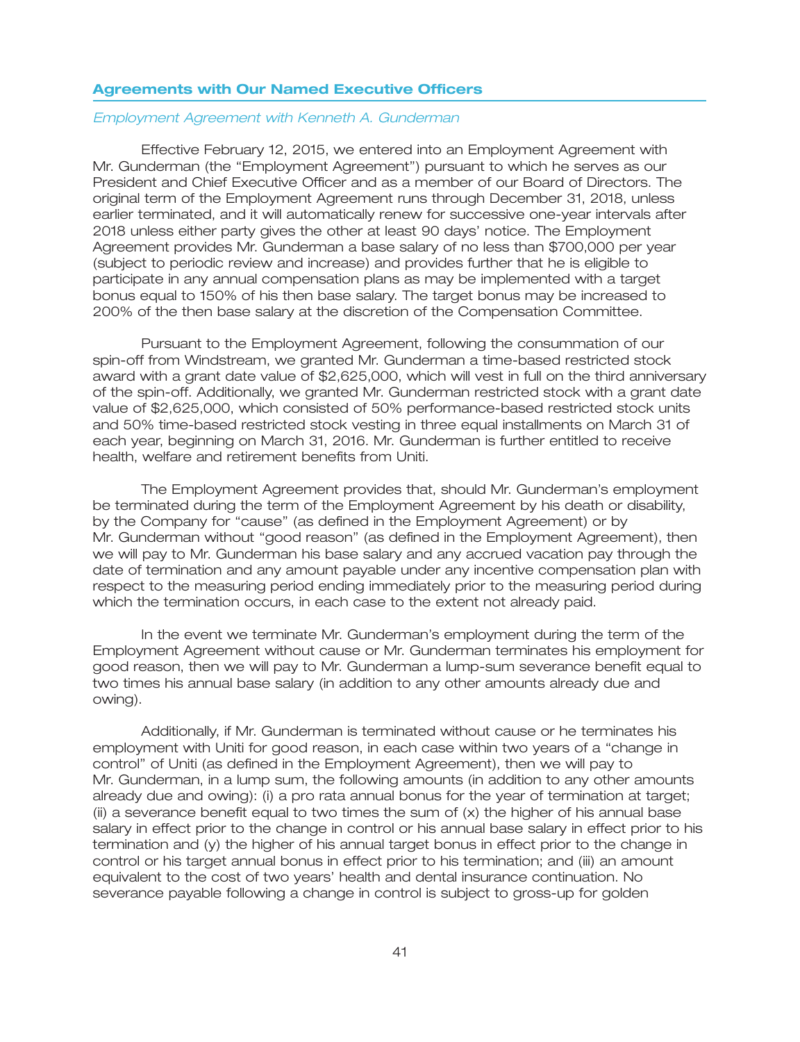## Agreements with Our Named Executive Officers

*Employment Agreement with Kenneth A. Gunderman*

Effective February 12, 2015, we entered into an Employment Agreement with Mr. Gunderman (the "Employment Agreement") pursuant to which he serves as our President and Chief Executive Officer and as a member of our Board of Directors. The original term of the Employment Agreement runs through December 31, 2018, unless earlier terminated, and it will automatically renew for successive one-year intervals after 2018 unless either party gives the other at least 90 days' notice. The Employment Agreement provides Mr. Gunderman a base salary of no less than $700,000 per year (subject to periodic review and increase) and provides further that he is eligible to participate in any annual compensation plans as may be implemented with a target bonus equal to 150% of his then base salary. The target bonus may be increased to 200% of the then base salary at the discretion of the Compensation Committee.

Pursuant to the Employment Agreement, following the consummation of our spin-off from Windstream, we granted Mr. Gunderman a time-based restricted stock award with a grant date value of $2,625,000, which will vest in full on the third anniversary of the spin-off. Additionally, we granted Mr. Gunderman restricted stock with a grant date value of $2,625,000, which consisted of 50% performance-based restricted stock units and 50% time-based restricted stock vesting in three equal installments on March 31 of each year, beginning on March 31, 2016. Mr. Gunderman is further entitled to receive health, welfare and retirement benefits from Uniti.

The Employment Agreement provides that, should Mr. Gunderman's employment be terminated during the term of the Employment Agreement by his death or disability, by the Company for "cause" (as defined in the Employment Agreement) or by Mr. Gunderman without "good reason" (as defined in the Employment Agreement), then we will pay to Mr. Gunderman his base salary and any accrued vacation pay through the date of termination and any amount payable under any incentive compensation plan with respect to the measuring period ending immediately prior to the measuring period during which the termination occurs, in each case to the extent not already paid.

In the event we terminate Mr. Gunderman's employment during the term of the Employment Agreement without cause or Mr. Gunderman terminates his employment for good reason, then we will pay to Mr. Gunderman a lump-sum severance benefit equal to two times his annual base salary (in addition to any other amounts already due and owing).

Additionally, if Mr. Gunderman is terminated without cause or he terminates his employment with Uniti for good reason, in each case within two years of a "change in control" of Uniti (as defined in the Employment Agreement), then we will pay to Mr. Gunderman, in a lump sum, the following amounts (in addition to any other amounts already due and owing): (i) a pro rata annual bonus for the year of termination at target; (ii) a severance benefit equal to two times the sum of (x) the higher of his annual base salary in effect prior to the change in control or his annual base salary in effect prior to his termination and (y) the higher of his annual target bonus in effect prior to the change in control or his target annual bonus in effect prior to his termination; and (iii) an amount equivalent to the cost of two years' health and dental insurance continuation. No severance payable following a change in control is subject to gross-up for golden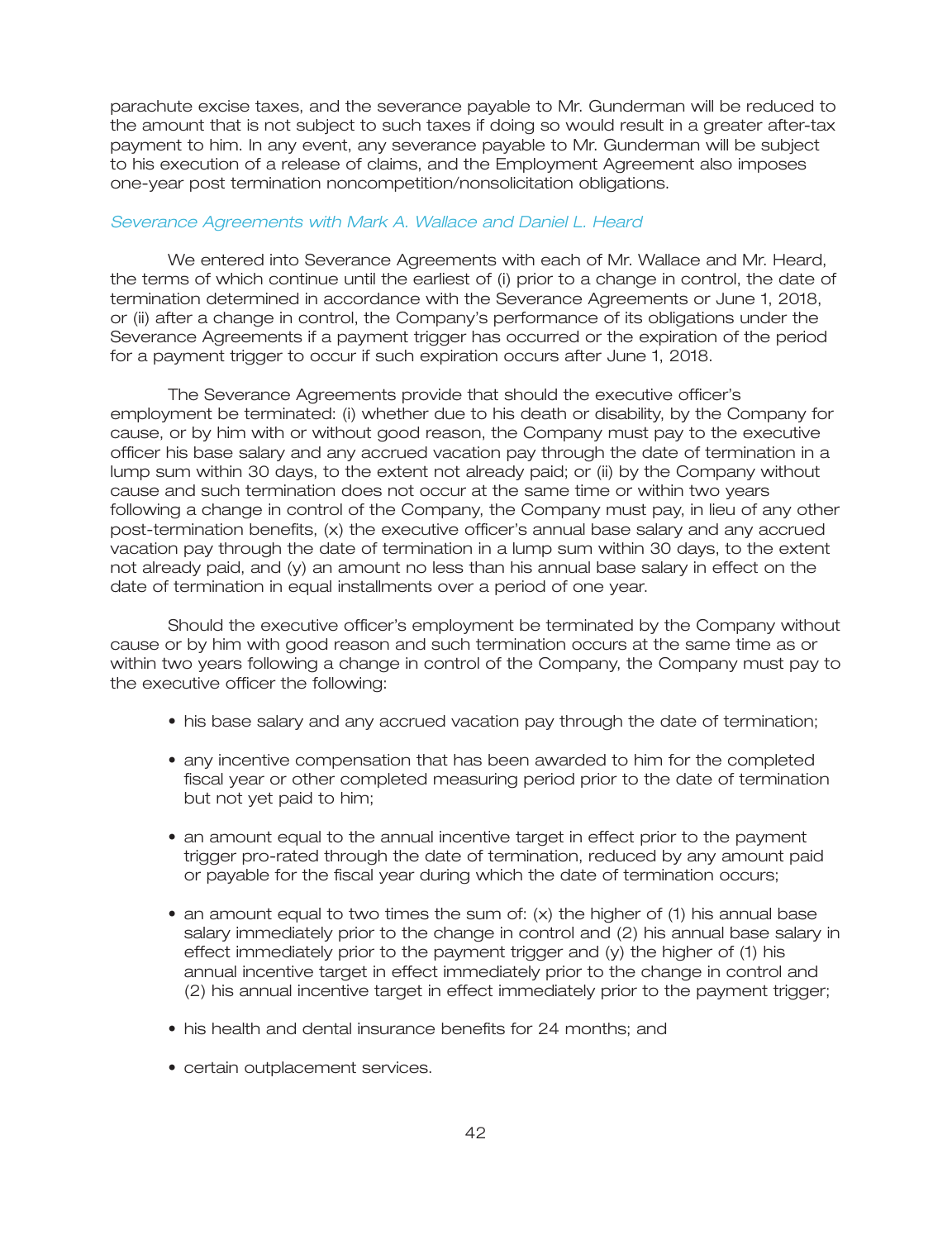parachute excise taxes, and the severance payable to Mr. Gunderman will be reduced to the amount that is not subject to such taxes if doing so would result in a greater after-tax payment to him. In any event, any severance payable to Mr. Gunderman will be subject to his execution of a release of claims, and the Employment Agreement also imposes one-year post termination noncompetition/nonsolicitation obligations.

*Severance Agreements with Mark A. Wallace and Daniel L. Heard*

We entered into Severance Agreements with each of Mr. Wallace and Mr. Heard, the terms of which continue until the earliest of (i) prior to a change in control, the date of termination determined in accordance with the Severance Agreements or June 1, 2018, or (ii) after a change in control, the Company's performance of its obligations under the Severance Agreements if a payment trigger has occurred or the expiration of the period for a payment trigger to occur if such expiration occurs after June 1, 2018.

The Severance Agreements provide that should the executive officer's employment be terminated: (i) whether due to his death or disability, by the Company for cause, or by him with or without good reason, the Company must pay to the executive officer his base salary and any accrued vacation pay through the date of termination in a lump sum within 30 days, to the extent not already paid; or (ii) by the Company without cause and such termination does not occur at the same time or within two years following a change in control of the Company, the Company must pay, in lieu of any other post-termination benefits, (x) the executive officer's annual base salary and any accrued vacation pay through the date of termination in a lump sum within 30 days, to the extent not already paid, and (y) an amount no less than his annual base salary in effect on the date of termination in equal installments over a period of one year.

Should the executive officer's employment be terminated by the Company without cause or by him with good reason and such termination occurs at the same time as or within two years following a change in control of the Company, the Company must pay to the executive officer the following:

- his base salary and any accrued vacation pay through the date of termination;
- any incentive compensation that has been awarded to him for the completed fiscal year or other completed measuring period prior to the date of termination but not yet paid to him;
- an amount equal to the annual incentive target in effect prior to the payment trigger pro-rated through the date of termination, reduced by any amount paid or payable for the fiscal year during which the date of termination occurs;
- an amount equal to two times the sum of: (x) the higher of (1) his annual base salary immediately prior to the change in control and (2) his annual base salary in effect immediately prior to the payment trigger and (y) the higher of (1) his annual incentive target in effect immediately prior to the change in control and (2) his annual incentive target in effect immediately prior to the payment trigger;
- his health and dental insurance benefits for 24 months; and
- certain outplacement services.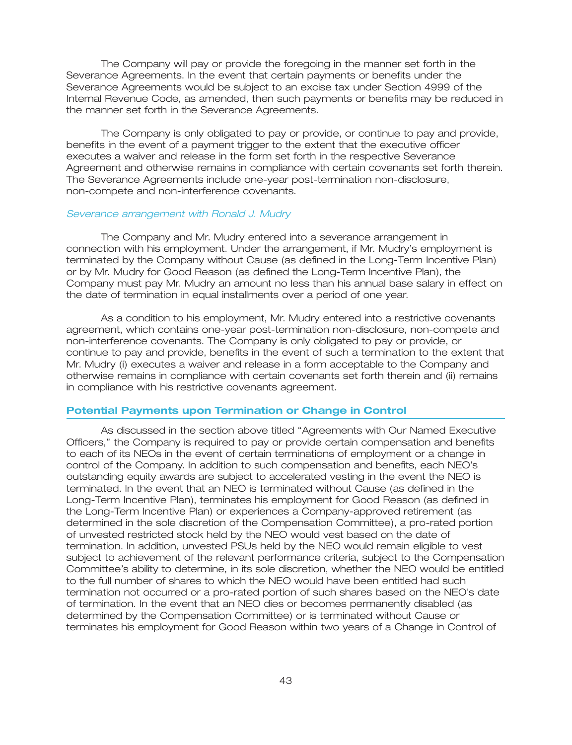The Company will pay or provide the foregoing in the manner set forth in the Severance Agreements. In the event that certain payments or benefits under the Severance Agreements would be subject to an excise tax under Section 4999 of the Internal Revenue Code, as amended, then such payments or benefits may be reduced in the manner set forth in the Severance Agreements.

The Company is only obligated to pay or provide, or continue to pay and provide, benefits in the event of a payment trigger to the extent that the executive officer executes a waiver and release in the form set forth in the respective Severance Agreement and otherwise remains in compliance with certain covenants set forth therein. The Severance Agreements include one-year post-termination non-disclosure, non-compete and non-interference covenants.

*Severance arrangement with Ronald J. Mudry*

The Company and Mr. Mudry entered into a severance arrangement in connection with his employment. Under the arrangement, if Mr. Mudry's employment is terminated by the Company without Cause (as defined in the Long-Term Incentive Plan) or by Mr. Mudry for Good Reason (as defined the Long-Term Incentive Plan), the Company must pay Mr. Mudry an amount no less than his annual base salary in effect on the date of termination in equal installments over a period of one year.

As a condition to his employment, Mr. Mudry entered into a restrictive covenants agreement, which contains one-year post-termination non-disclosure, non-compete and non-interference covenants. The Company is only obligated to pay or provide, or continue to pay and provide, benefits in the event of such a termination to the extent that Mr. Mudry (i) executes a waiver and release in a form acceptable to the Company and otherwise remains in compliance with certain covenants set forth therein and (ii) remains in compliance with his restrictive covenants agreement.

## Potential Payments upon Termination or Change in Control

As discussed in the section above titled "Agreements with Our Named Executive Officers," the Company is required to pay or provide certain compensation and benefits to each of its NEOs in the event of certain terminations of employment or a change in control of the Company. In addition to such compensation and benefits, each NEO's outstanding equity awards are subject to accelerated vesting in the event the NEO is terminated. In the event that an NEO is terminated without Cause (as defined in the Long-Term Incentive Plan), terminates his employment for Good Reason (as defined in the Long-Term Incentive Plan) or experiences a Company-approved retirement (as determined in the sole discretion of the Compensation Committee), a pro-rated portion of unvested restricted stock held by the NEO would vest based on the date of termination. In addition, unvested PSUs held by the NEO would remain eligible to vest subject to achievement of the relevant performance criteria, subject to the Compensation Committee's ability to determine, in its sole discretion, whether the NEO would be entitled to the full number of shares to which the NEO would have been entitled had such termination not occurred or a pro-rated portion of such shares based on the NEO's date of termination. In the event that an NEO dies or becomes permanently disabled (as determined by the Compensation Committee) or is terminated without Cause or terminates his employment for Good Reason within two years of a Change in Control of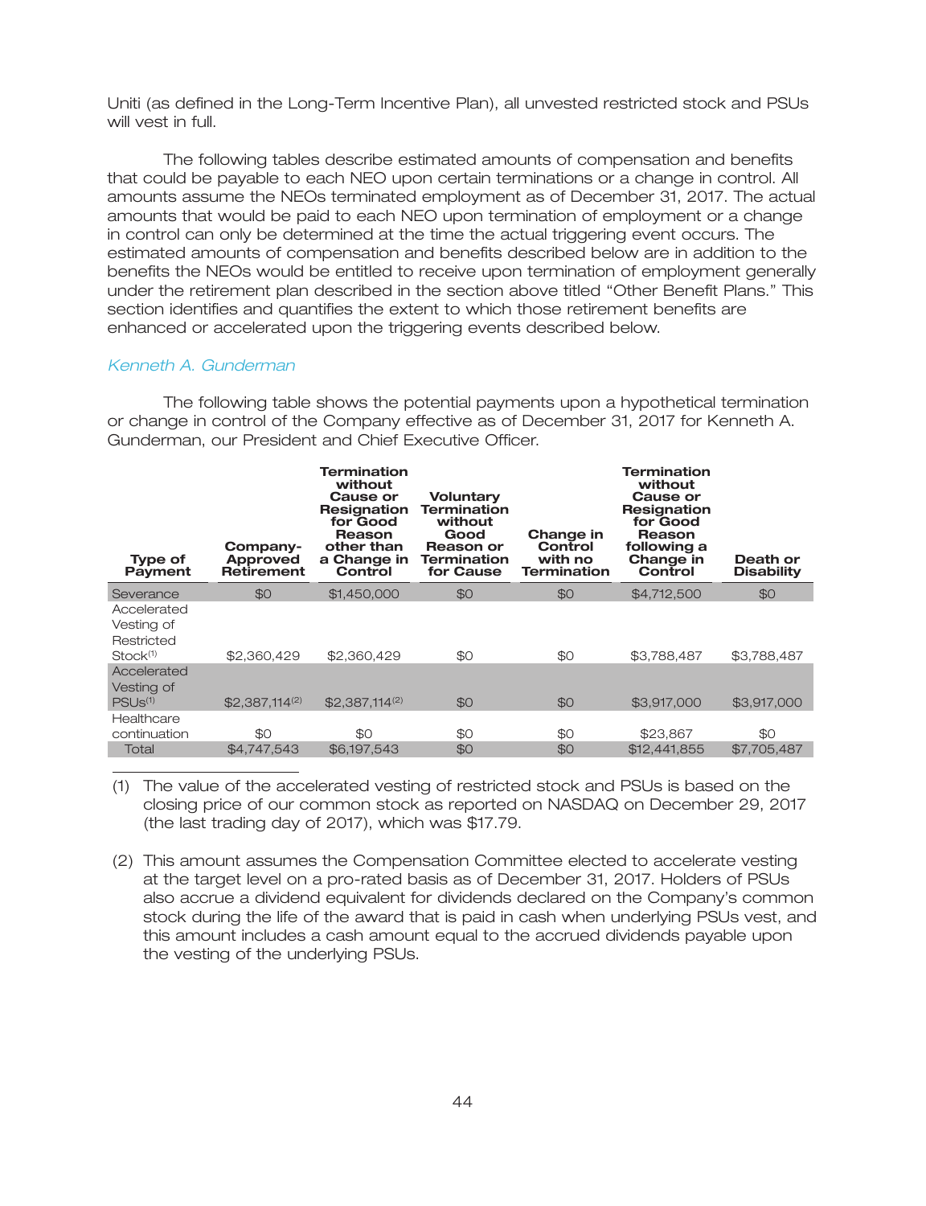Uniti (as defined in the Long-Term Incentive Plan), all unvested restricted stock and PSUs will vest in full.

The following tables describe estimated amounts of compensation and benefits that could be payable to each NEO upon certain terminations or a change in control. All amounts assume the NEOs terminated employment as of December 31, 2017. The actual amounts that would be paid to each NEO upon termination of employment or a change in control can only be determined at the time the actual triggering event occurs. The estimated amounts of compensation and benefits described below are in addition to the benefits the NEOs would be entitled to receive upon termination of employment generally under the retirement plan described in the section above titled "Other Benefit Plans." This section identifies and quantifies the extent to which those retirement benefits are enhanced or accelerated upon the triggering events described below.

*Kenneth A. Gunderman*

The following table shows the potential payments upon a hypothetical termination or change in control of the Company effective as of December 31, 2017 for Kenneth A. Gunderman, our President and Chief Executive Officer.

| Type of Payment | Company-Approved Retirement | Termination without Cause or Resignation for Good Reason other than a Change in Control | Voluntary Termination without Good Reason or Termination for Cause | Change in Control with no Termination | Termination without Cause or Resignation for Good Reason following a Change in Control | Death or Disability |
|---|---|---|---|---|---|---|
| Severance | $0 | $1,450,000 | $0 | $0 | $4,712,500 | $0 |
| Accelerated Vesting of Restricted Stock[1] | $2,360,429 | $2,360,429 | $0 | $0 | $3,788,487 | $3,788,487 |
| Accelerated Vesting of PSUs[1] | $2,387,114[2] | $2,387,114[2] | $0 | $0 | $3,917,000 | $3,917,000 |
| Healthcare continuation | $0 | $0 | $0 | $0 | $23,867 | $0 |
| Total | $4,747,543 | $6,197,543 | $0 | $0 | $12,441,855 | $7,705,487 |

(1) The value of the accelerated vesting of restricted stock and PSUs is based on the closing price of our common stock as reported on NASDAQ on December 29, 2017 (the last trading day of 2017), which was $17.79.

(2) This amount assumes the Compensation Committee elected to accelerate vesting at the target level on a pro-rated basis as of December 31, 2017. Holders of PSUs also accrue a dividend equivalent for dividends declared on the Company's common stock during the life of the award that is paid in cash when underlying PSUs vest, and this amount includes a cash amount equal to the accrued dividends payable upon the vesting of the underlying PSUs.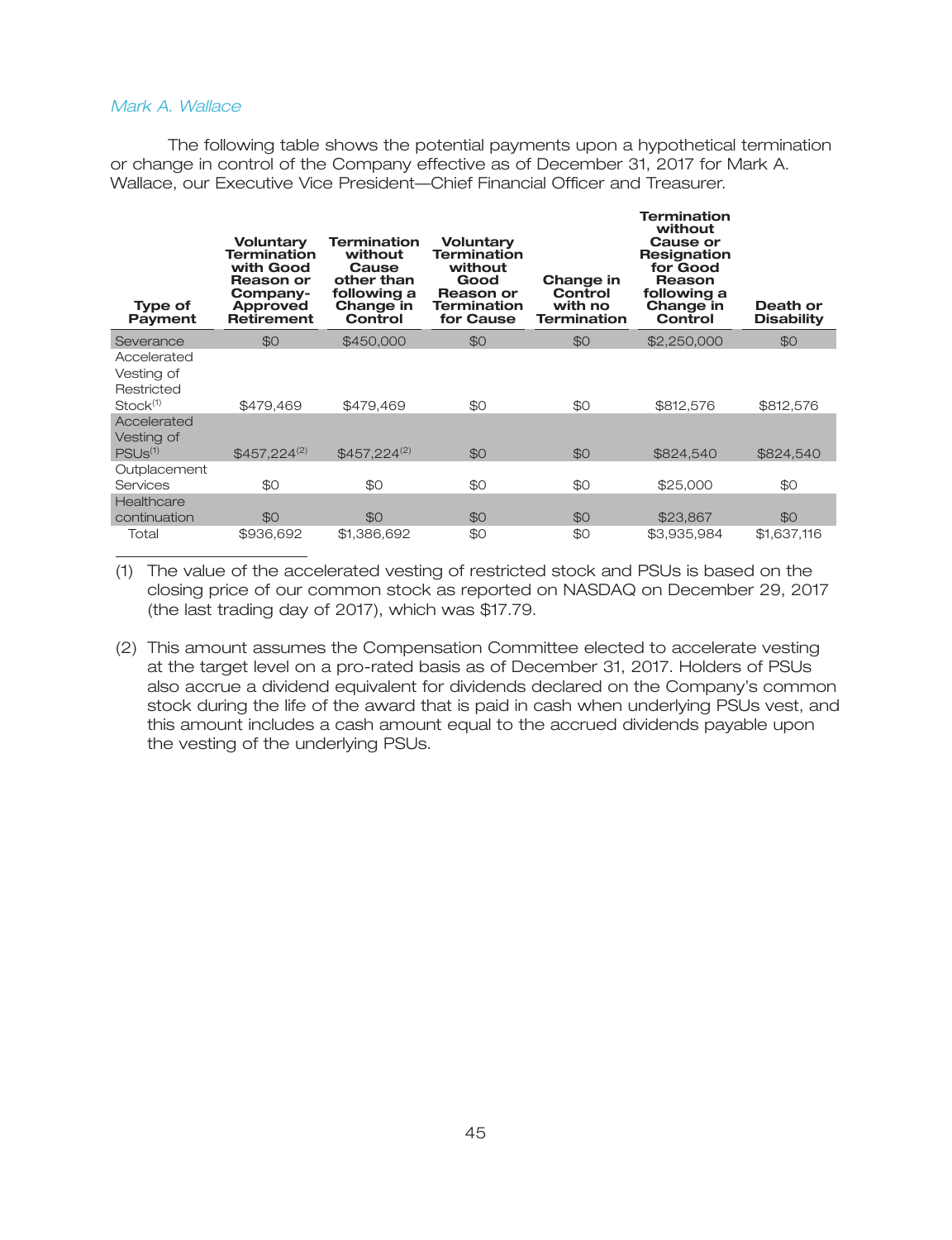*Mark A. Wallace*

The following table shows the potential payments upon a hypothetical termination or change in control of the Company effective as of December 31, 2017 for Mark A. Wallace, our Executive Vice President—Chief Financial Officer and Treasurer.

| Type of Payment | Voluntary Termination with Good Reason or Company-Approved Retirement | Termination without Cause other than following a Change in Control | Voluntary Termination without Good Reason or Termination for Cause | Change in Control with no Termination | Termination without Cause or Resignation for Good Reason following a Change in Control | Death or Disability |
|---|---|---|---|---|---|---|
| Severance | $0 | $450,000 | $0 | $0 | $2,250,000 | $0 |
| Accelerated Vesting of Restricted Stock[(1)] | $479,469 | $479,469 | $0 | $0 | $812,576 | $812,576 |
| Accelerated Vesting of PSUs[(1)] | $457,224[(2)] | $457,224[(2)] | $0 | $0 | $824,540 | $824,540 |
| Outplacement Services | $0 | $0 | $0 | $0 | $25,000 | $0 |
| Healthcare continuation | $0 | $0 | $0 | $0 | $23,867 | $0 |
| Total | $936,692 | $1,386,692 | $0 | $0 | $3,935,984 | $1,637,116 |

(1) The value of the accelerated vesting of restricted stock and PSUs is based on the closing price of our common stock as reported on NASDAQ on December 29, 2017 (the last trading day of 2017), which was $17.79.

(2) This amount assumes the Compensation Committee elected to accelerate vesting at the target level on a pro-rated basis as of December 31, 2017. Holders of PSUs also accrue a dividend equivalent for dividends declared on the Company's common stock during the life of the award that is paid in cash when underlying PSUs vest, and this amount includes a cash amount equal to the accrued dividends payable upon the vesting of the underlying PSUs.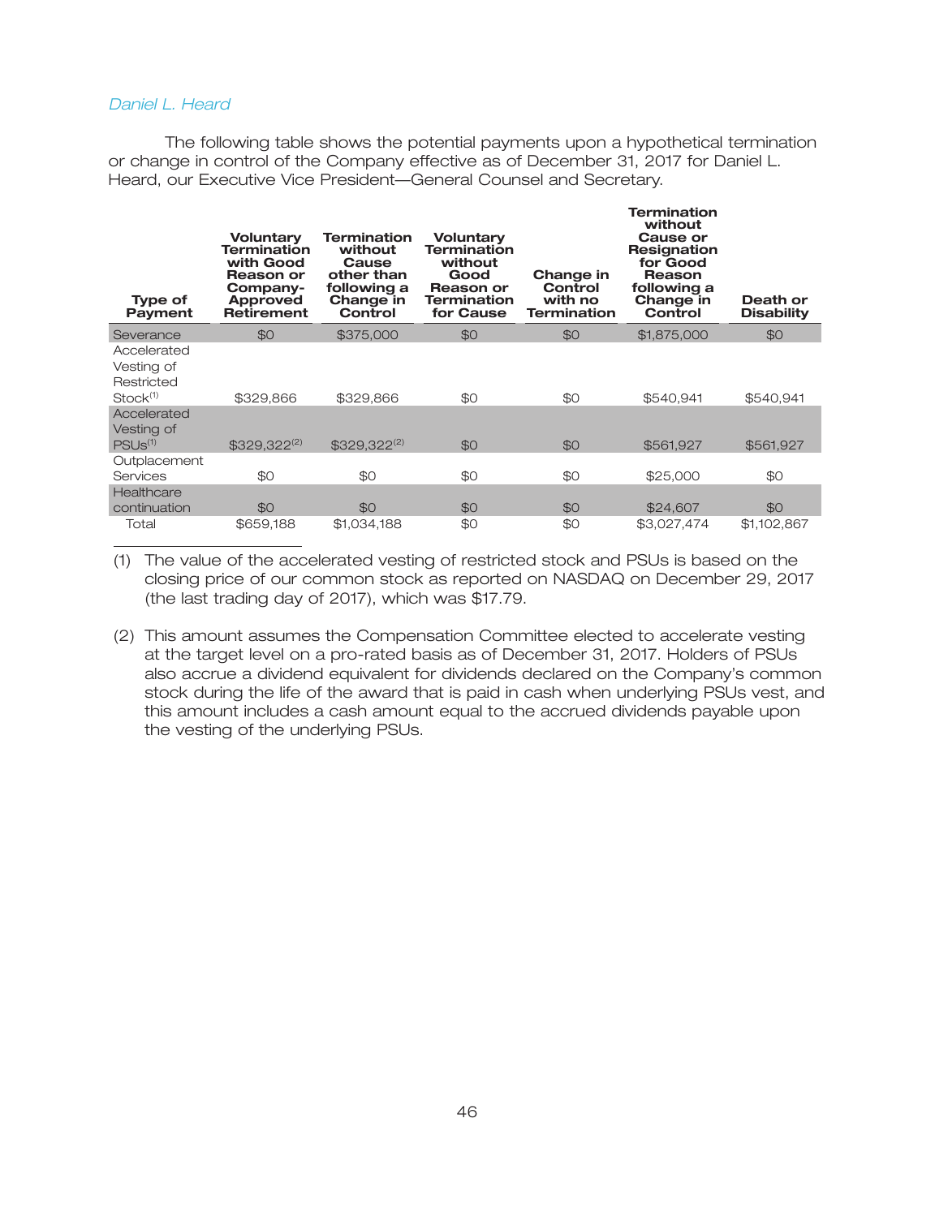*Daniel L. Heard*

The following table shows the potential payments upon a hypothetical termination or change in control of the Company effective as of December 31, 2017 for Daniel L. Heard, our Executive Vice President—General Counsel and Secretary.

| Type of Payment | Voluntary Termination with Good Reason or Company-Approved Retirement | Termination without Cause other than following a Change in Control | Voluntary Termination without Good Reason or Termination for Cause | Change in Control with no Termination | Termination without Cause or Resignation for Good Reason following a Change in Control | Death or Disability |
|---|---|---|---|---|---|---|
| Severance | $0 | $375,000 | $0 | $0 | $1,875,000 | $0 |
| Accelerated Vesting of Restricted Stock[(1)] | $329,866 | $329,866 | $0 | $0 | $540,941 | $540,941 |
| Accelerated Vesting of PSUs[(1)] | $329,322[(2)] | $329,322[(2)] | $0 | $0 | $561,927 | $561,927 |
| Outplacement Services | $0 | $0 | $0 | $0 | $25,000 | $0 |
| Healthcare continuation | $0 | $0 | $0 | $0 | $24,607 | $0 |
| Total | $659,188 | $1,034,188 | $0 | $0 | $3,027,474 | $1,102,867 |

(1) The value of the accelerated vesting of restricted stock and PSUs is based on the closing price of our common stock as reported on NASDAQ on December 29, 2017 (the last trading day of 2017), which was $17.79.

(2) This amount assumes the Compensation Committee elected to accelerate vesting at the target level on a pro-rated basis as of December 31, 2017. Holders of PSUs also accrue a dividend equivalent for dividends declared on the Company's common stock during the life of the award that is paid in cash when underlying PSUs vest, and this amount includes a cash amount equal to the accrued dividends payable upon the vesting of the underlying PSUs.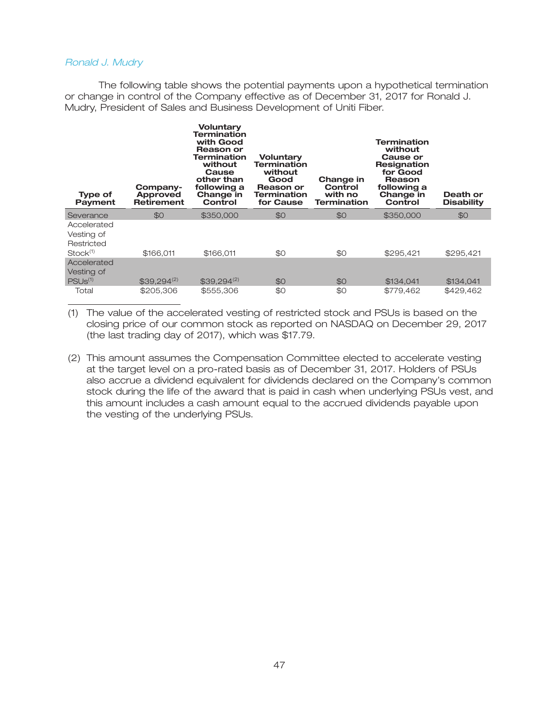*Ronald J. Mudry*

The following table shows the potential payments upon a hypothetical termination or change in control of the Company effective as of December 31, 2017 for Ronald J. Mudry, President of Sales and Business Development of Uniti Fiber.

| Type of Payment | Company-Approved Retirement | Voluntary Termination with Good Reason or Termination without Cause other than following a Change in Control | Voluntary Termination without Good Reason or Termination for Cause | Change in Control with no Termination | Termination without Cause or Resignation for Good Reason following a Change in Control | Death or Disability |
|---|---|---|---|---|---|---|
| Severance | $0 | $350,000 | $0 | $0 | $350,000 | $0 |
| Accelerated Vesting of Restricted Stock[(1)] | $166,011 | $166,011 | $0 | $0 | $295,421 | $295,421 |
| Accelerated Vesting of PSUs[(1)] | $39,294[(2)] | $39,294[(2)] | $0 | $0 | $134,041 | $134,041 |
| Total | $205,306 | $555,306 | $0 | $0 | $779,462 | $429,462 |

(1) The value of the accelerated vesting of restricted stock and PSUs is based on the closing price of our common stock as reported on NASDAQ on December 29, 2017 (the last trading day of 2017), which was $17.79.

(2) This amount assumes the Compensation Committee elected to accelerate vesting at the target level on a pro-rated basis as of December 31, 2017. Holders of PSUs also accrue a dividend equivalent for dividends declared on the Company's common stock during the life of the award that is paid in cash when underlying PSUs vest, and this amount includes a cash amount equal to the accrued dividends payable upon the vesting of the underlying PSUs.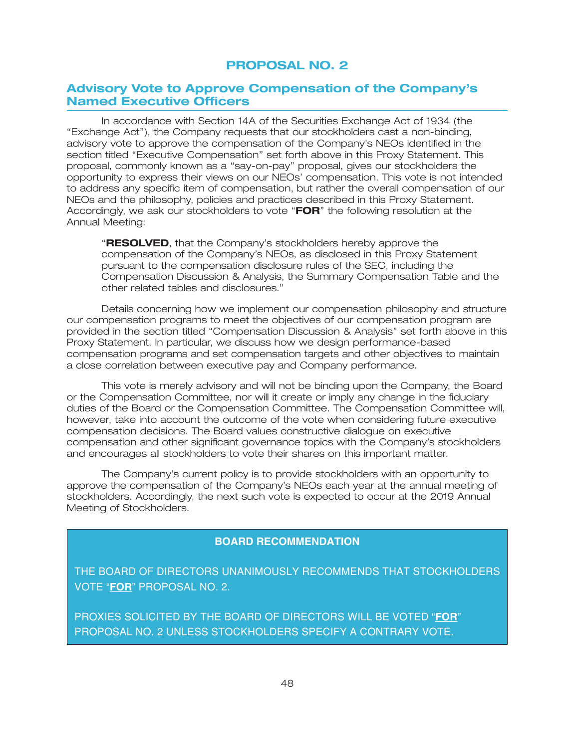# PROPOSAL NO. 2

## Advisory Vote to Approve Compensation of the Company's Named Executive Officers

In accordance with Section 14A of the Securities Exchange Act of 1934 (the "Exchange Act"), the Company requests that our stockholders cast a non-binding, advisory vote to approve the compensation of the Company's NEOs identified in the section titled "Executive Compensation" set forth above in this Proxy Statement. This proposal, commonly known as a "say-on-pay" proposal, gives our stockholders the opportunity to express their views on our NEOs' compensation. This vote is not intended to address any specific item of compensation, but rather the overall compensation of our NEOs and the philosophy, policies and practices described in this Proxy Statement. Accordingly, we ask our stockholders to vote "**FOR**" the following resolution at the Annual Meeting:

> "**RESOLVED**, that the Company's stockholders hereby approve the compensation of the Company's NEOs, as disclosed in this Proxy Statement pursuant to the compensation disclosure rules of the SEC, including the Compensation Discussion & Analysis, the Summary Compensation Table and the other related tables and disclosures."

Details concerning how we implement our compensation philosophy and structure our compensation programs to meet the objectives of our compensation program are provided in the section titled "Compensation Discussion & Analysis" set forth above in this Proxy Statement. In particular, we discuss how we design performance-based compensation programs and set compensation targets and other objectives to maintain a close correlation between executive pay and Company performance.

This vote is merely advisory and will not be binding upon the Company, the Board or the Compensation Committee, nor will it create or imply any change in the fiduciary duties of the Board or the Compensation Committee. The Compensation Committee will, however, take into account the outcome of the vote when considering future executive compensation decisions. The Board values constructive dialogue on executive compensation and other significant governance topics with the Company's stockholders and encourages all stockholders to vote their shares on this important matter.

The Company's current policy is to provide stockholders with an opportunity to approve the compensation of the Company's NEOs each year at the annual meeting of stockholders. Accordingly, the next such vote is expected to occur at the 2019 Annual Meeting of Stockholders.

**BOARD RECOMMENDATION**

THE BOARD OF DIRECTORS UNANIMOUSLY RECOMMENDS THAT STOCKHOLDERS VOTE "**FOR**" PROPOSAL NO. 2.

PROXIES SOLICITED BY THE BOARD OF DIRECTORS WILL BE VOTED "**FOR**" PROPOSAL NO. 2 UNLESS STOCKHOLDERS SPECIFY A CONTRARY VOTE.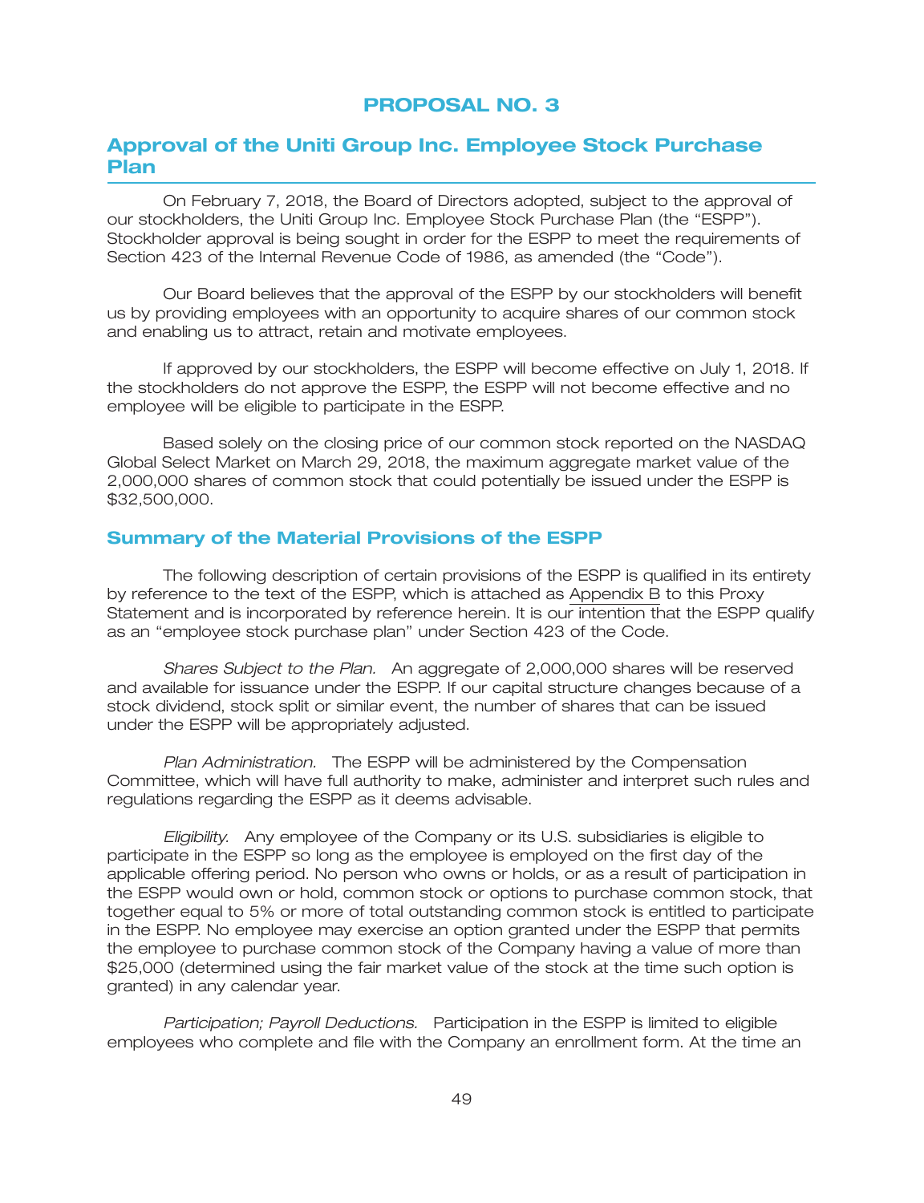# PROPOSAL NO. 3

## Approval of the Uniti Group Inc. Employee Stock Purchase Plan

On February 7, 2018, the Board of Directors adopted, subject to the approval of our stockholders, the Uniti Group Inc. Employee Stock Purchase Plan (the "ESPP"). Stockholder approval is being sought in order for the ESPP to meet the requirements of Section 423 of the Internal Revenue Code of 1986, as amended (the "Code").

Our Board believes that the approval of the ESPP by our stockholders will benefit us by providing employees with an opportunity to acquire shares of our common stock and enabling us to attract, retain and motivate employees.

If approved by our stockholders, the ESPP will become effective on July 1, 2018. If the stockholders do not approve the ESPP, the ESPP will not become effective and no employee will be eligible to participate in the ESPP.

Based solely on the closing price of our common stock reported on the NASDAQ Global Select Market on March 29, 2018, the maximum aggregate market value of the 2,000,000 shares of common stock that could potentially be issued under the ESPP is $32,500,000.

### Summary of the Material Provisions of the ESPP

The following description of certain provisions of the ESPP is qualified in its entirety by reference to the text of the ESPP, which is attached as Appendix B to this Proxy Statement and is incorporated by reference herein. It is our intention that the ESPP qualify as an "employee stock purchase plan" under Section 423 of the Code.

*Shares Subject to the Plan.* An aggregate of 2,000,000 shares will be reserved and available for issuance under the ESPP. If our capital structure changes because of a stock dividend, stock split or similar event, the number of shares that can be issued under the ESPP will be appropriately adjusted.

*Plan Administration.* The ESPP will be administered by the Compensation Committee, which will have full authority to make, administer and interpret such rules and regulations regarding the ESPP as it deems advisable.

*Eligibility.* Any employee of the Company or its U.S. subsidiaries is eligible to participate in the ESPP so long as the employee is employed on the first day of the applicable offering period. No person who owns or holds, or as a result of participation in the ESPP would own or hold, common stock or options to purchase common stock, that together equal to 5% or more of total outstanding common stock is entitled to participate in the ESPP. No employee may exercise an option granted under the ESPP that permits the employee to purchase common stock of the Company having a value of more than $25,000 (determined using the fair market value of the stock at the time such option is granted) in any calendar year.

*Participation; Payroll Deductions.* Participation in the ESPP is limited to eligible employees who complete and file with the Company an enrollment form. At the time an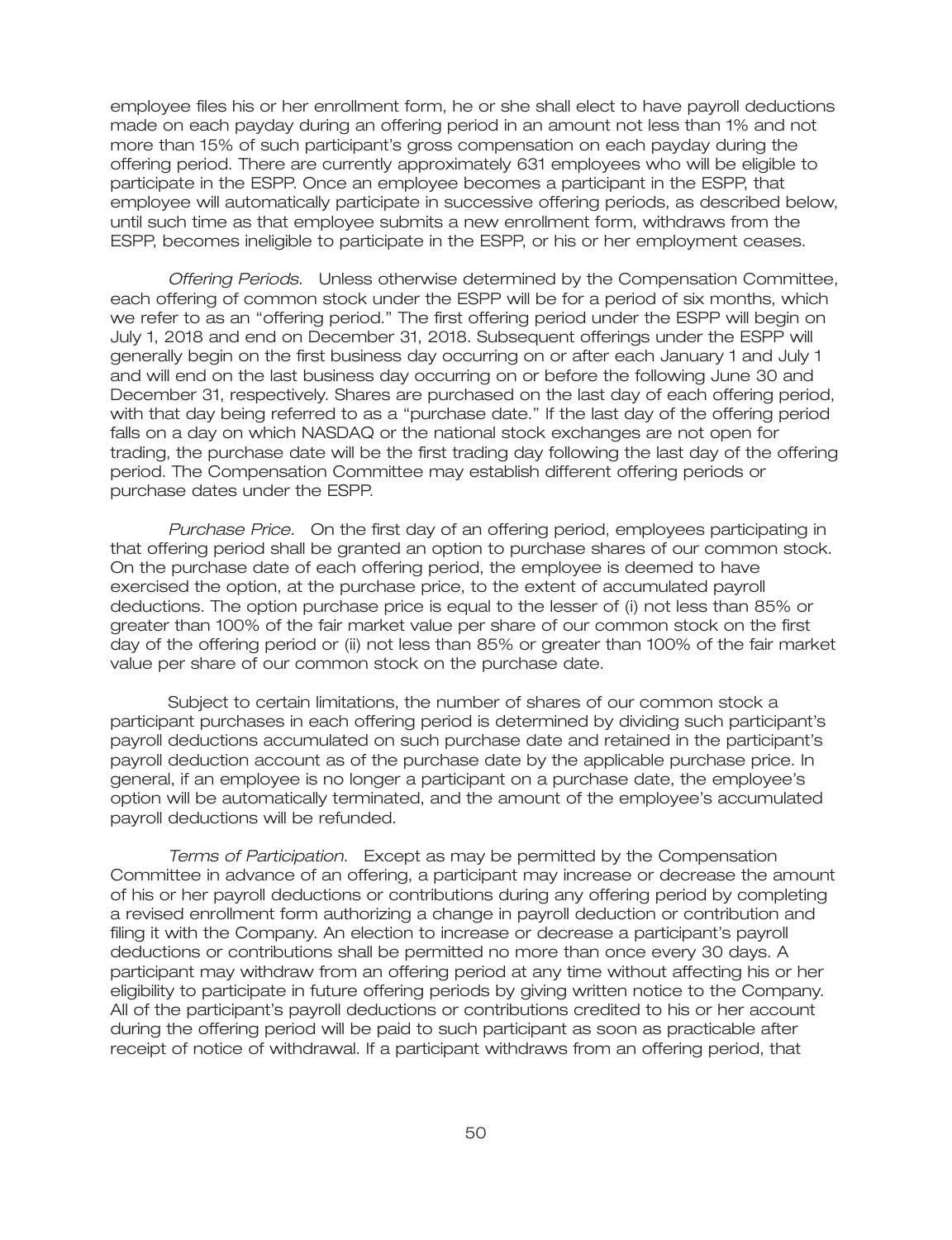employee files his or her enrollment form, he or she shall elect to have payroll deductions made on each payday during an offering period in an amount not less than 1% and not more than 15% of such participant's gross compensation on each payday during the offering period. There are currently approximately 631 employees who will be eligible to participate in the ESPP. Once an employee becomes a participant in the ESPP, that employee will automatically participate in successive offering periods, as described below, until such time as that employee submits a new enrollment form, withdraws from the ESPP, becomes ineligible to participate in the ESPP, or his or her employment ceases.

*Offering Periods.* Unless otherwise determined by the Compensation Committee, each offering of common stock under the ESPP will be for a period of six months, which we refer to as an "offering period." The first offering period under the ESPP will begin on July 1, 2018 and end on December 31, 2018. Subsequent offerings under the ESPP will generally begin on the first business day occurring on or after each January 1 and July 1 and will end on the last business day occurring on or before the following June 30 and December 31, respectively. Shares are purchased on the last day of each offering period, with that day being referred to as a "purchase date." If the last day of the offering period falls on a day on which NASDAQ or the national stock exchanges are not open for trading, the purchase date will be the first trading day following the last day of the offering period. The Compensation Committee may establish different offering periods or purchase dates under the ESPP.

*Purchase Price.* On the first day of an offering period, employees participating in that offering period shall be granted an option to purchase shares of our common stock. On the purchase date of each offering period, the employee is deemed to have exercised the option, at the purchase price, to the extent of accumulated payroll deductions. The option purchase price is equal to the lesser of (i) not less than 85% or greater than 100% of the fair market value per share of our common stock on the first day of the offering period or (ii) not less than 85% or greater than 100% of the fair market value per share of our common stock on the purchase date.

Subject to certain limitations, the number of shares of our common stock a participant purchases in each offering period is determined by dividing such participant's payroll deductions accumulated on such purchase date and retained in the participant's payroll deduction account as of the purchase date by the applicable purchase price. In general, if an employee is no longer a participant on a purchase date, the employee's option will be automatically terminated, and the amount of the employee's accumulated payroll deductions will be refunded.

*Terms of Participation.* Except as may be permitted by the Compensation Committee in advance of an offering, a participant may increase or decrease the amount of his or her payroll deductions or contributions during any offering period by completing a revised enrollment form authorizing a change in payroll deduction or contribution and filing it with the Company. An election to increase or decrease a participant's payroll deductions or contributions shall be permitted no more than once every 30 days. A participant may withdraw from an offering period at any time without affecting his or her eligibility to participate in future offering periods by giving written notice to the Company. All of the participant's payroll deductions or contributions credited to his or her account during the offering period will be paid to such participant as soon as practicable after receipt of notice of withdrawal. If a participant withdraws from an offering period, that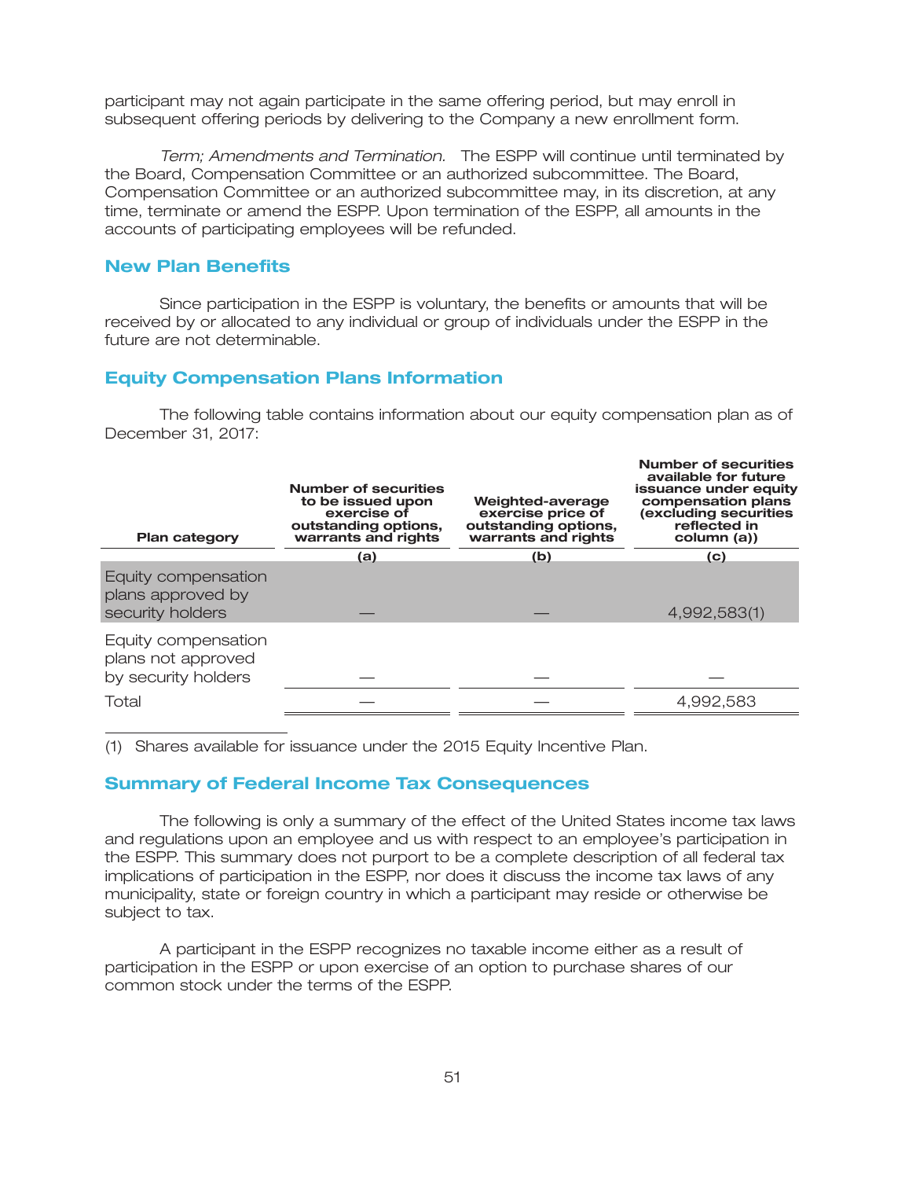participant may not again participate in the same offering period, but may enroll in subsequent offering periods by delivering to the Company a new enrollment form.

*Term; Amendments and Termination.* The ESPP will continue until terminated by the Board, Compensation Committee or an authorized subcommittee. The Board, Compensation Committee or an authorized subcommittee may, in its discretion, at any time, terminate or amend the ESPP. Upon termination of the ESPP, all amounts in the accounts of participating employees will be refunded.

## New Plan Benefits

Since participation in the ESPP is voluntary, the benefits or amounts that will be received by or allocated to any individual or group of individuals under the ESPP in the future are not determinable.

## Equity Compensation Plans Information

The following table contains information about our equity compensation plan as of December 31, 2017:

| Plan category | Number of securities to be issued upon exercise of outstanding options, warrants and rights | Weighted-average exercise price of outstanding options, warrants and rights | Number of securities available for future issuance under equity compensation plans (excluding securities reflected in column (a)) |
|---|---|---|---|
| | (a) | (b) | (c) |
| Equity compensation plans approved by security holders | — | — | 4,992,583(1) |
| Equity compensation plans not approved by security holders | — | — | — |
| Total | — | — | 4,992,583 |

(1) Shares available for issuance under the 2015 Equity Incentive Plan.

## Summary of Federal Income Tax Consequences

The following is only a summary of the effect of the United States income tax laws and regulations upon an employee and us with respect to an employee's participation in the ESPP. This summary does not purport to be a complete description of all federal tax implications of participation in the ESPP, nor does it discuss the income tax laws of any municipality, state or foreign country in which a participant may reside or otherwise be subject to tax.

A participant in the ESPP recognizes no taxable income either as a result of participation in the ESPP or upon exercise of an option to purchase shares of our common stock under the terms of the ESPP.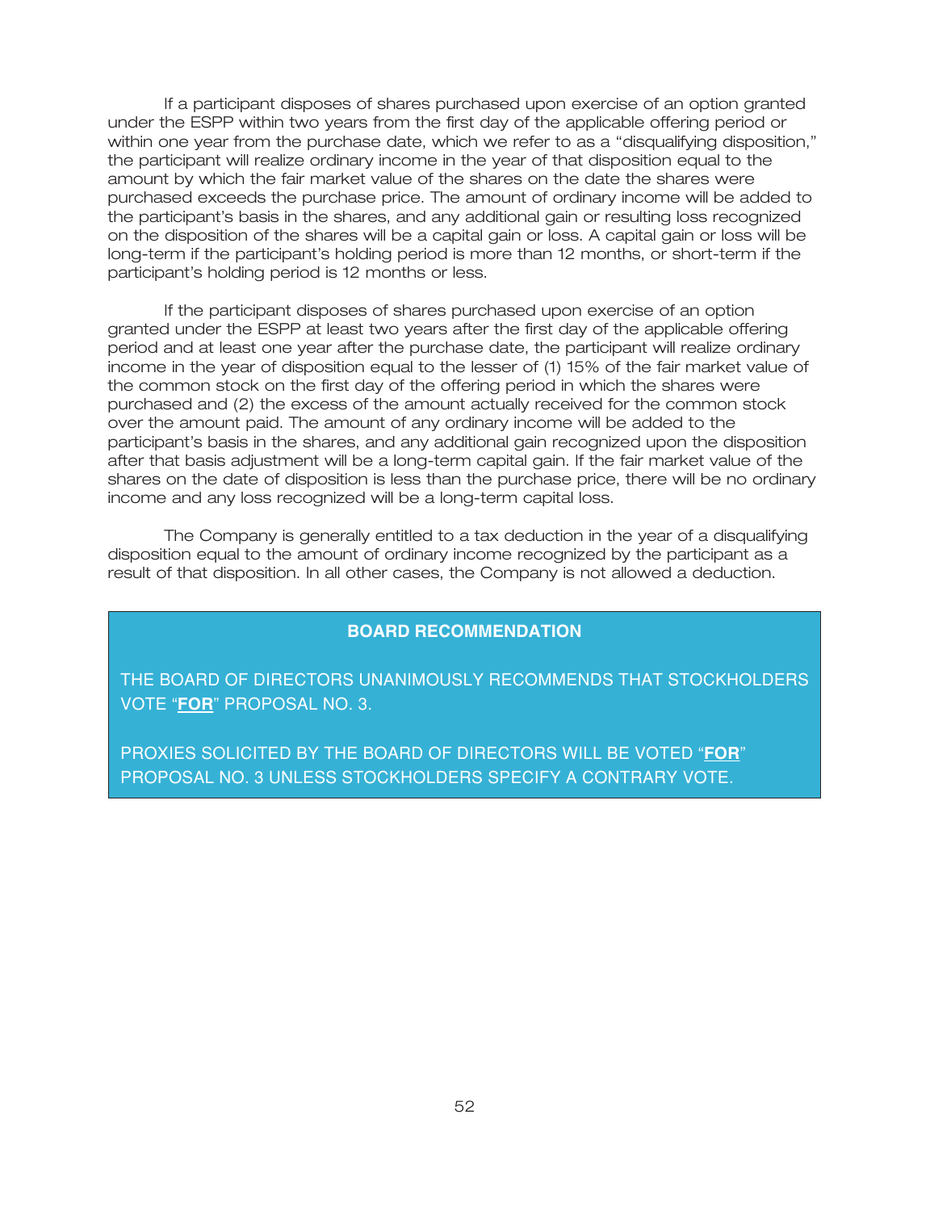If a participant disposes of shares purchased upon exercise of an option granted under the ESPP within two years from the first day of the applicable offering period or within one year from the purchase date, which we refer to as a "disqualifying disposition," the participant will realize ordinary income in the year of that disposition equal to the amount by which the fair market value of the shares on the date the shares were purchased exceeds the purchase price. The amount of ordinary income will be added to the participant's basis in the shares, and any additional gain or resulting loss recognized on the disposition of the shares will be a capital gain or loss. A capital gain or loss will be long-term if the participant's holding period is more than 12 months, or short-term if the participant's holding period is 12 months or less.

If the participant disposes of shares purchased upon exercise of an option granted under the ESPP at least two years after the first day of the applicable offering period and at least one year after the purchase date, the participant will realize ordinary income in the year of disposition equal to the lesser of (1) 15% of the fair market value of the common stock on the first day of the offering period in which the shares were purchased and (2) the excess of the amount actually received for the common stock over the amount paid. The amount of any ordinary income will be added to the participant's basis in the shares, and any additional gain recognized upon the disposition after that basis adjustment will be a long-term capital gain. If the fair market value of the shares on the date of disposition is less than the purchase price, there will be no ordinary income and any loss recognized will be a long-term capital loss.

The Company is generally entitled to a tax deduction in the year of a disqualifying disposition equal to the amount of ordinary income recognized by the participant as a result of that disposition. In all other cases, the Company is not allowed a deduction.

**BOARD RECOMMENDATION**

THE BOARD OF DIRECTORS UNANIMOUSLY RECOMMENDS THAT STOCKHOLDERS VOTE "**FOR**" PROPOSAL NO. 3.

PROXIES SOLICITED BY THE BOARD OF DIRECTORS WILL BE VOTED "**FOR**" PROPOSAL NO. 3 UNLESS STOCKHOLDERS SPECIFY A CONTRARY VOTE.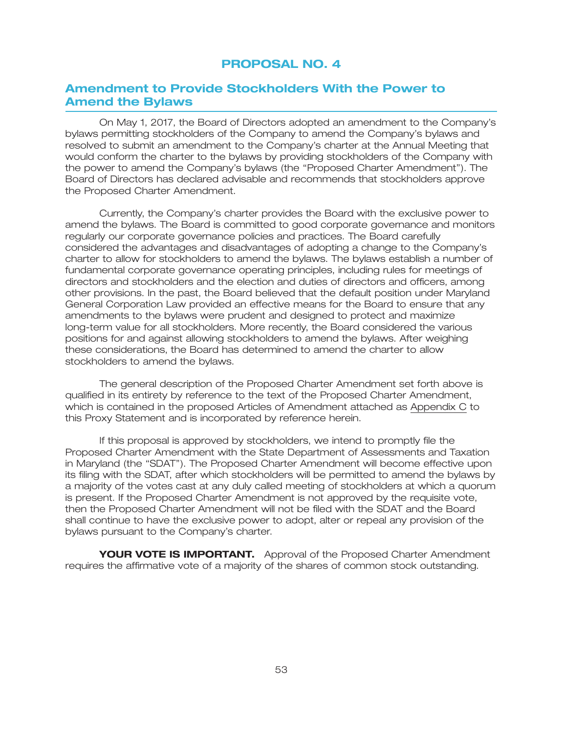# PROPOSAL NO. 4

## Amendment to Provide Stockholders With the Power to Amend the Bylaws

On May 1, 2017, the Board of Directors adopted an amendment to the Company's bylaws permitting stockholders of the Company to amend the Company's bylaws and resolved to submit an amendment to the Company's charter at the Annual Meeting that would conform the charter to the bylaws by providing stockholders of the Company with the power to amend the Company's bylaws (the "Proposed Charter Amendment"). The Board of Directors has declared advisable and recommends that stockholders approve the Proposed Charter Amendment.

Currently, the Company's charter provides the Board with the exclusive power to amend the bylaws. The Board is committed to good corporate governance and monitors regularly our corporate governance policies and practices. The Board carefully considered the advantages and disadvantages of adopting a change to the Company's charter to allow for stockholders to amend the bylaws. The bylaws establish a number of fundamental corporate governance operating principles, including rules for meetings of directors and stockholders and the election and duties of directors and officers, among other provisions. In the past, the Board believed that the default position under Maryland General Corporation Law provided an effective means for the Board to ensure that any amendments to the bylaws were prudent and designed to protect and maximize long-term value for all stockholders. More recently, the Board considered the various positions for and against allowing stockholders to amend the bylaws. After weighing these considerations, the Board has determined to amend the charter to allow stockholders to amend the bylaws.

The general description of the Proposed Charter Amendment set forth above is qualified in its entirety by reference to the text of the Proposed Charter Amendment, which is contained in the proposed Articles of Amendment attached as Appendix C to this Proxy Statement and is incorporated by reference herein.

If this proposal is approved by stockholders, we intend to promptly file the Proposed Charter Amendment with the State Department of Assessments and Taxation in Maryland (the "SDAT"). The Proposed Charter Amendment will become effective upon its filing with the SDAT, after which stockholders will be permitted to amend the bylaws by a majority of the votes cast at any duly called meeting of stockholders at which a quorum is present. If the Proposed Charter Amendment is not approved by the requisite vote, then the Proposed Charter Amendment will not be filed with the SDAT and the Board shall continue to have the exclusive power to adopt, alter or repeal any provision of the bylaws pursuant to the Company's charter.

**YOUR VOTE IS IMPORTANT.** Approval of the Proposed Charter Amendment requires the affirmative vote of a majority of the shares of common stock outstanding.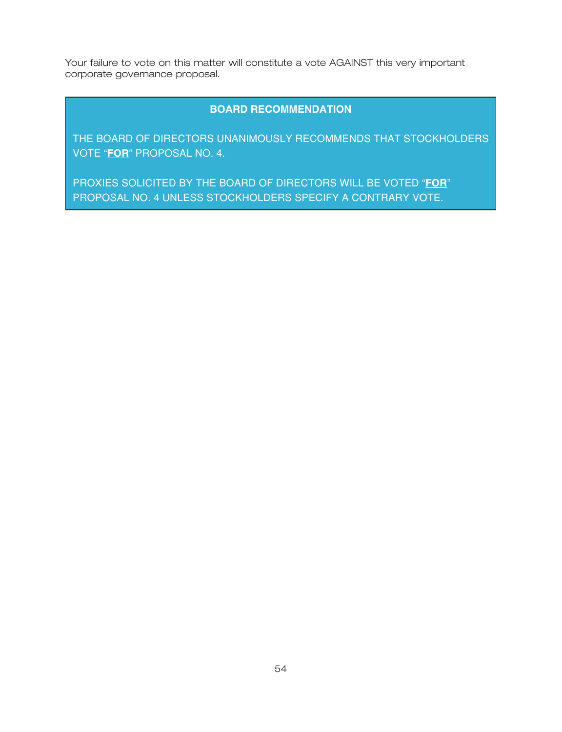Your failure to vote on this matter will constitute a vote AGAINST this very important corporate governance proposal.

**BOARD RECOMMENDATION**

THE BOARD OF DIRECTORS UNANIMOUSLY RECOMMENDS THAT STOCKHOLDERS VOTE "**FOR**" PROPOSAL NO. 4.

PROXIES SOLICITED BY THE BOARD OF DIRECTORS WILL BE VOTED "**FOR**" PROPOSAL NO. 4 UNLESS STOCKHOLDERS SPECIFY A CONTRARY VOTE.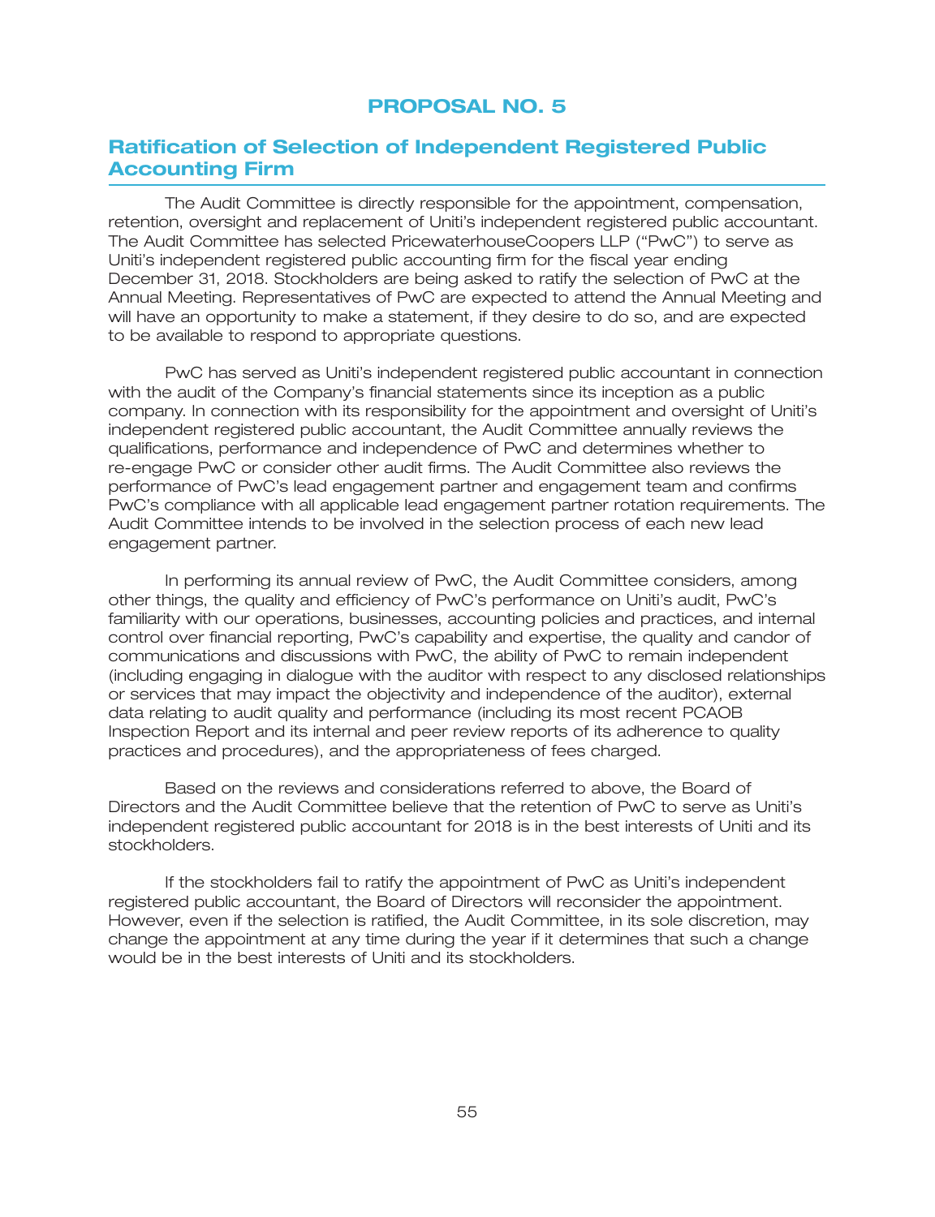# PROPOSAL NO. 5

## Ratification of Selection of Independent Registered Public Accounting Firm

The Audit Committee is directly responsible for the appointment, compensation, retention, oversight and replacement of Uniti's independent registered public accountant. The Audit Committee has selected PricewaterhouseCoopers LLP ("PwC") to serve as Uniti's independent registered public accounting firm for the fiscal year ending December 31, 2018. Stockholders are being asked to ratify the selection of PwC at the Annual Meeting. Representatives of PwC are expected to attend the Annual Meeting and will have an opportunity to make a statement, if they desire to do so, and are expected to be available to respond to appropriate questions.

PwC has served as Uniti's independent registered public accountant in connection with the audit of the Company's financial statements since its inception as a public company. In connection with its responsibility for the appointment and oversight of Uniti's independent registered public accountant, the Audit Committee annually reviews the qualifications, performance and independence of PwC and determines whether to re-engage PwC or consider other audit firms. The Audit Committee also reviews the performance of PwC's lead engagement partner and engagement team and confirms PwC's compliance with all applicable lead engagement partner rotation requirements. The Audit Committee intends to be involved in the selection process of each new lead engagement partner.

In performing its annual review of PwC, the Audit Committee considers, among other things, the quality and efficiency of PwC's performance on Uniti's audit, PwC's familiarity with our operations, businesses, accounting policies and practices, and internal control over financial reporting, PwC's capability and expertise, the quality and candor of communications and discussions with PwC, the ability of PwC to remain independent (including engaging in dialogue with the auditor with respect to any disclosed relationships or services that may impact the objectivity and independence of the auditor), external data relating to audit quality and performance (including its most recent PCAOB Inspection Report and its internal and peer review reports of its adherence to quality practices and procedures), and the appropriateness of fees charged.

Based on the reviews and considerations referred to above, the Board of Directors and the Audit Committee believe that the retention of PwC to serve as Uniti's independent registered public accountant for 2018 is in the best interests of Uniti and its stockholders.

If the stockholders fail to ratify the appointment of PwC as Uniti's independent registered public accountant, the Board of Directors will reconsider the appointment. However, even if the selection is ratified, the Audit Committee, in its sole discretion, may change the appointment at any time during the year if it determines that such a change would be in the best interests of Uniti and its stockholders.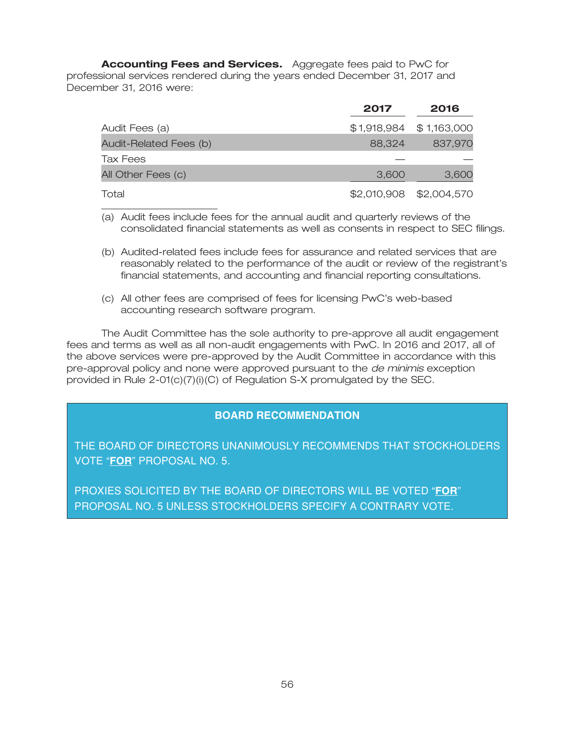**Accounting Fees and Services.** Aggregate fees paid to PwC for professional services rendered during the years ended December 31, 2017 and December 31, 2016 were:

| | 2017 | 2016 |
|---|---|---|
| Audit Fees (a) | $1,918,984 | $1,163,000 |
| Audit-Related Fees (b) | 88,324 | 837,970 |
| Tax Fees | — | — |
| All Other Fees (c) | 3,600 | 3,600 |
| Total | $2,010,908 | $2,004,570 |

(a) Audit fees include fees for the annual audit and quarterly reviews of the consolidated financial statements as well as consents in respect to SEC filings.

(b) Audited-related fees include fees for assurance and related services that are reasonably related to the performance of the audit or review of the registrant's financial statements, and accounting and financial reporting consultations.

(c) All other fees are comprised of fees for licensing PwC's web-based accounting research software program.

The Audit Committee has the sole authority to pre-approve all audit engagement fees and terms as well as all non-audit engagements with PwC. In 2016 and 2017, all of the above services were pre-approved by the Audit Committee in accordance with this pre-approval policy and none were approved pursuant to the *de minimis* exception provided in Rule 2-01(c)(7)(i)(C) of Regulation S-X promulgated by the SEC.

**BOARD RECOMMENDATION**

THE BOARD OF DIRECTORS UNANIMOUSLY RECOMMENDS THAT STOCKHOLDERS VOTE "**FOR**" PROPOSAL NO. 5.

PROXIES SOLICITED BY THE BOARD OF DIRECTORS WILL BE VOTED "**FOR**" PROPOSAL NO. 5 UNLESS STOCKHOLDERS SPECIFY A CONTRARY VOTE.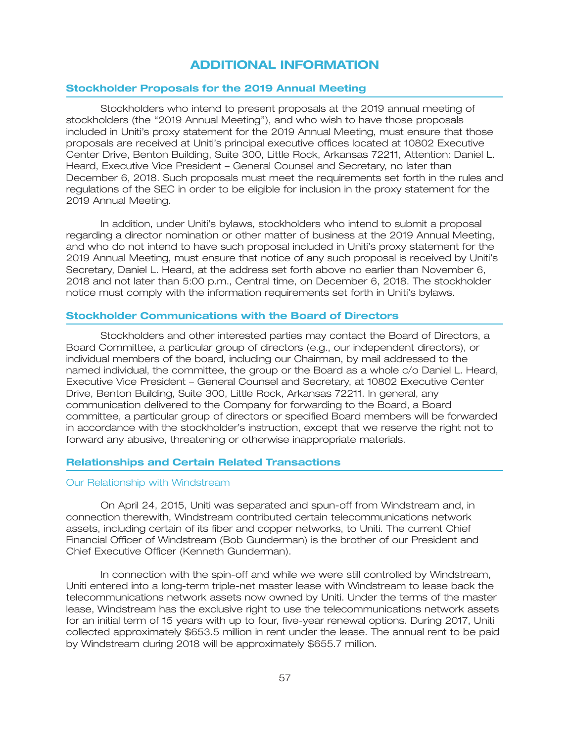# ADDITIONAL INFORMATION

## Stockholder Proposals for the 2019 Annual Meeting

Stockholders who intend to present proposals at the 2019 annual meeting of stockholders (the "2019 Annual Meeting"), and who wish to have those proposals included in Uniti's proxy statement for the 2019 Annual Meeting, must ensure that those proposals are received at Uniti's principal executive offices located at 10802 Executive Center Drive, Benton Building, Suite 300, Little Rock, Arkansas 72211, Attention: Daniel L. Heard, Executive Vice President – General Counsel and Secretary, no later than December 6, 2018. Such proposals must meet the requirements set forth in the rules and regulations of the SEC in order to be eligible for inclusion in the proxy statement for the 2019 Annual Meeting.

In addition, under Uniti's bylaws, stockholders who intend to submit a proposal regarding a director nomination or other matter of business at the 2019 Annual Meeting, and who do not intend to have such proposal included in Uniti's proxy statement for the 2019 Annual Meeting, must ensure that notice of any such proposal is received by Uniti's Secretary, Daniel L. Heard, at the address set forth above no earlier than November 6, 2018 and not later than 5:00 p.m., Central time, on December 6, 2018. The stockholder notice must comply with the information requirements set forth in Uniti's bylaws.

## Stockholder Communications with the Board of Directors

Stockholders and other interested parties may contact the Board of Directors, a Board Committee, a particular group of directors (e.g., our independent directors), or individual members of the board, including our Chairman, by mail addressed to the named individual, the committee, the group or the Board as a whole c/o Daniel L. Heard, Executive Vice President – General Counsel and Secretary, at 10802 Executive Center Drive, Benton Building, Suite 300, Little Rock, Arkansas 72211. In general, any communication delivered to the Company for forwarding to the Board, a Board committee, a particular group of directors or specified Board members will be forwarded in accordance with the stockholder's instruction, except that we reserve the right not to forward any abusive, threatening or otherwise inappropriate materials.

## Relationships and Certain Related Transactions

### Our Relationship with Windstream

On April 24, 2015, Uniti was separated and spun-off from Windstream and, in connection therewith, Windstream contributed certain telecommunications network assets, including certain of its fiber and copper networks, to Uniti. The current Chief Financial Officer of Windstream (Bob Gunderman) is the brother of our President and Chief Executive Officer (Kenneth Gunderman).

In connection with the spin-off and while we were still controlled by Windstream, Uniti entered into a long-term triple-net master lease with Windstream to lease back the telecommunications network assets now owned by Uniti. Under the terms of the master lease, Windstream has the exclusive right to use the telecommunications network assets for an initial term of 15 years with up to four, five-year renewal options. During 2017, Uniti collected approximately $653.5 million in rent under the lease. The annual rent to be paid by Windstream during 2018 will be approximately $655.7 million.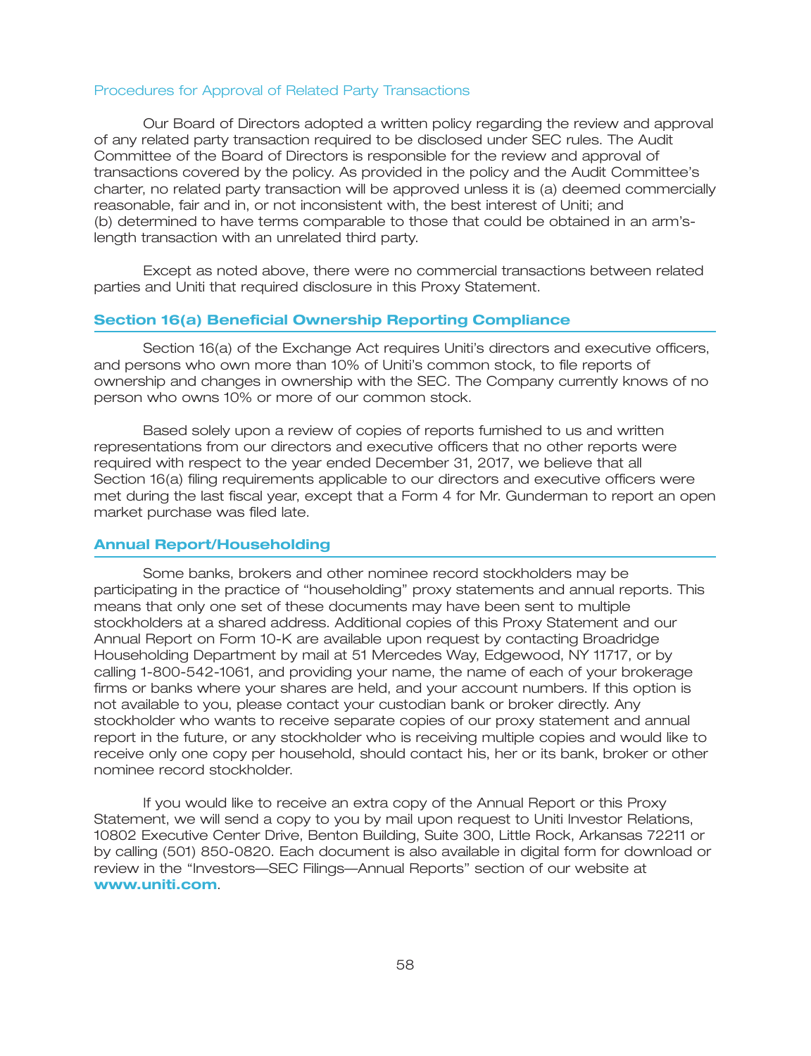### Procedures for Approval of Related Party Transactions

Our Board of Directors adopted a written policy regarding the review and approval of any related party transaction required to be disclosed under SEC rules. The Audit Committee of the Board of Directors is responsible for the review and approval of transactions covered by the policy. As provided in the policy and the Audit Committee's charter, no related party transaction will be approved unless it is (a) deemed commercially reasonable, fair and in, or not inconsistent with, the best interest of Uniti; and (b) determined to have terms comparable to those that could be obtained in an arm's-length transaction with an unrelated third party.

Except as noted above, there were no commercial transactions between related parties and Uniti that required disclosure in this Proxy Statement.

## Section 16(a) Beneficial Ownership Reporting Compliance

Section 16(a) of the Exchange Act requires Uniti's directors and executive officers, and persons who own more than 10% of Uniti's common stock, to file reports of ownership and changes in ownership with the SEC. The Company currently knows of no person who owns 10% or more of our common stock.

Based solely upon a review of copies of reports furnished to us and written representations from our directors and executive officers that no other reports were required with respect to the year ended December 31, 2017, we believe that all Section 16(a) filing requirements applicable to our directors and executive officers were met during the last fiscal year, except that a Form 4 for Mr. Gunderman to report an open market purchase was filed late.

## Annual Report/Householding

Some banks, brokers and other nominee record stockholders may be participating in the practice of "householding" proxy statements and annual reports. This means that only one set of these documents may have been sent to multiple stockholders at a shared address. Additional copies of this Proxy Statement and our Annual Report on Form 10-K are available upon request by contacting Broadridge Householding Department by mail at 51 Mercedes Way, Edgewood, NY 11717, or by calling 1-800-542-1061, and providing your name, the name of each of your brokerage firms or banks where your shares are held, and your account numbers. If this option is not available to you, please contact your custodian bank or broker directly. Any stockholder who wants to receive separate copies of our proxy statement and annual report in the future, or any stockholder who is receiving multiple copies and would like to receive only one copy per household, should contact his, her or its bank, broker or other nominee record stockholder.

If you would like to receive an extra copy of the Annual Report or this Proxy Statement, we will send a copy to you by mail upon request to Uniti Investor Relations, 10802 Executive Center Drive, Benton Building, Suite 300, Little Rock, Arkansas 72211 or by calling (501) 850-0820. Each document is also available in digital form for download or review in the "Investors—SEC Filings—Annual Reports" section of our website at **www.uniti.com**.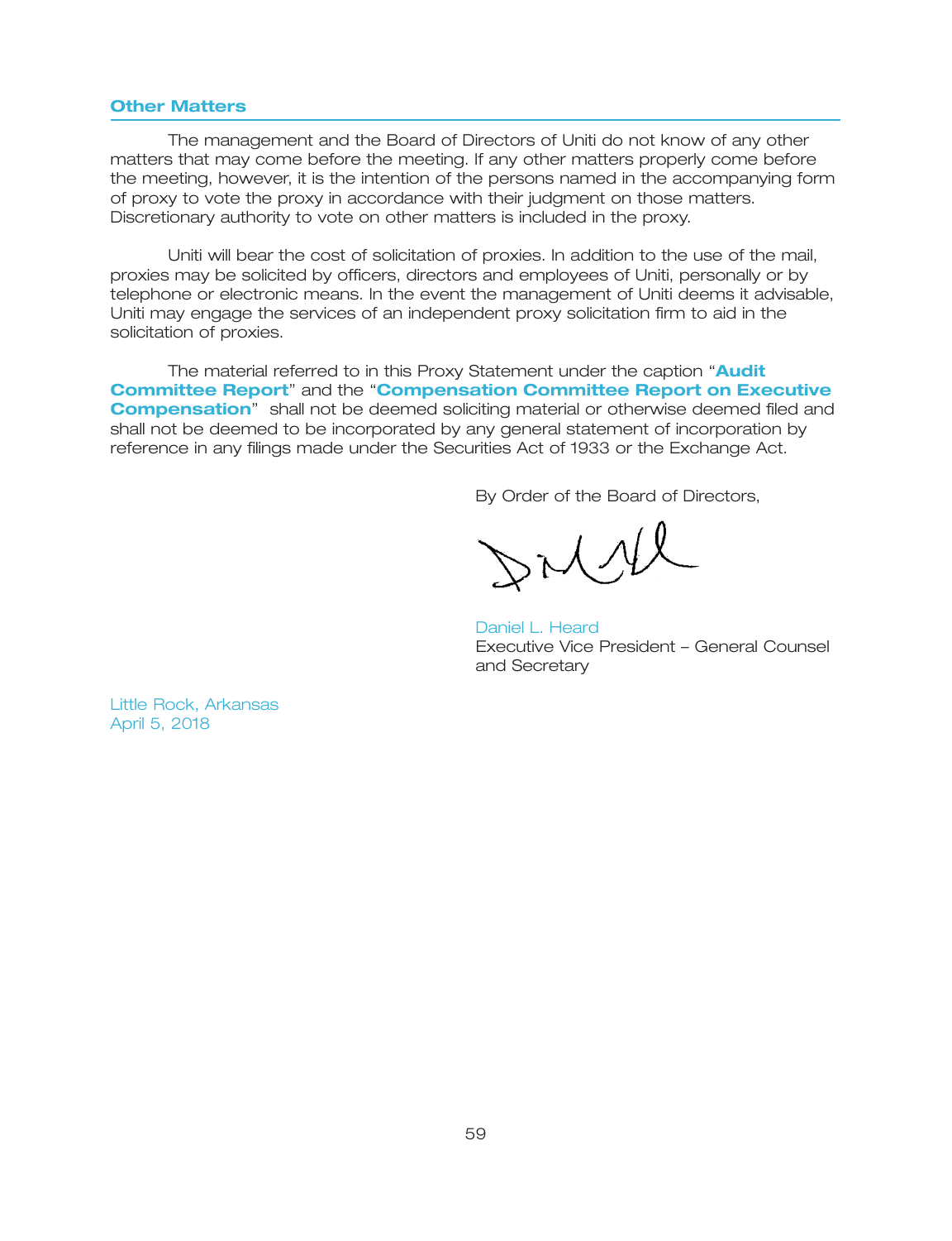## Other Matters

The management and the Board of Directors of Uniti do not know of any other matters that may come before the meeting. If any other matters properly come before the meeting, however, it is the intention of the persons named in the accompanying form of proxy to vote the proxy in accordance with their judgment on those matters. Discretionary authority to vote on other matters is included in the proxy.

Uniti will bear the cost of solicitation of proxies. In addition to the use of the mail, proxies may be solicited by officers, directors and employees of Uniti, personally or by telephone or electronic means. In the event the management of Uniti deems it advisable, Uniti may engage the services of an independent proxy solicitation firm to aid in the solicitation of proxies.

The material referred to in this Proxy Statement under the caption "**Audit Committee Report**" and the "**Compensation Committee Report on Executive Compensation**" shall not be deemed soliciting material or otherwise deemed filed and shall not be deemed to be incorporated by any general statement of incorporation by reference in any filings made under the Securities Act of 1933 or the Exchange Act.

By Order of the Board of Directors,

Daniel L. Heard
Executive Vice President – General Counsel and Secretary

Little Rock, Arkansas
April 5, 2018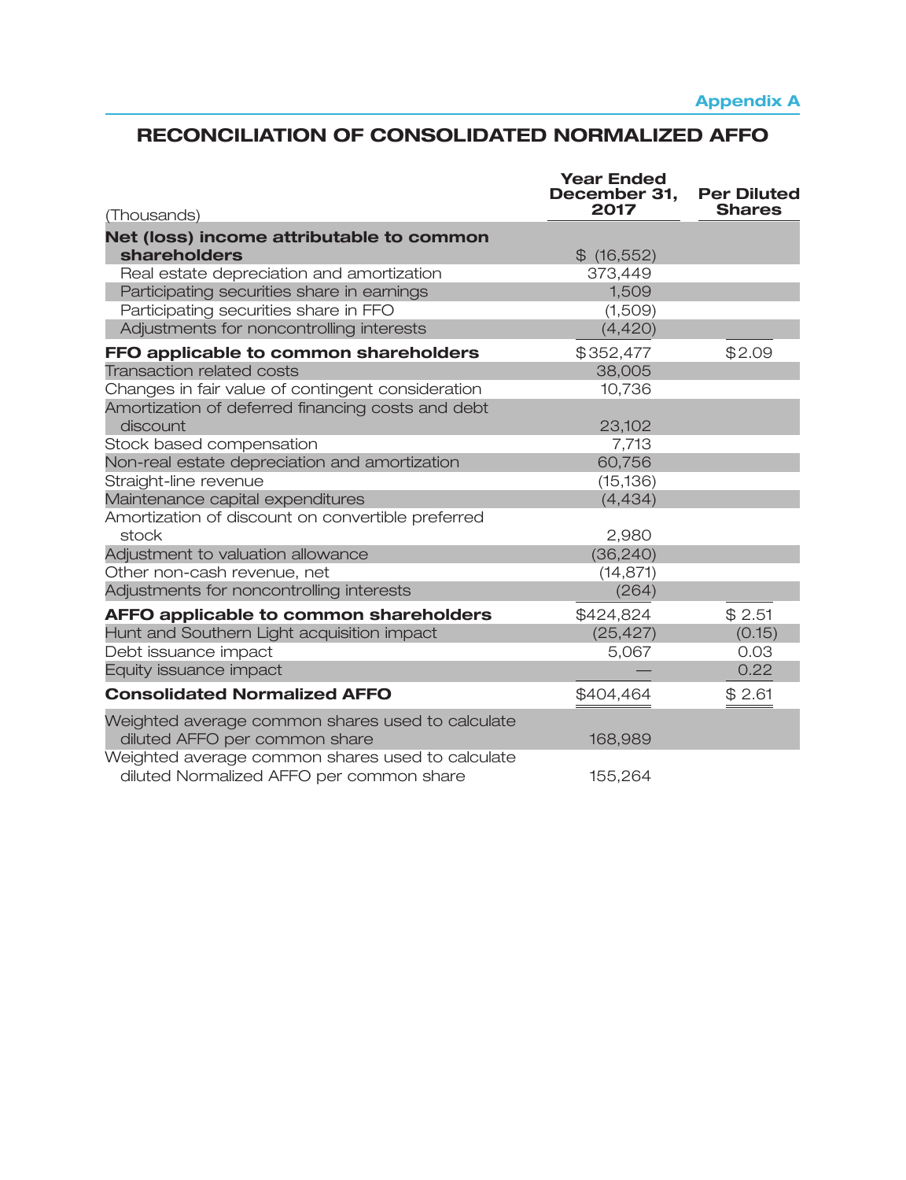Appendix A

## RECONCILIATION OF CONSOLIDATED NORMALIZED AFFO

| (Thousands) | Year Ended December 31, 2017 | Per Diluted Shares |
|---|---|---|
| **Net (loss) income attributable to common shareholders** | $ (16,552) | |
| Real estate depreciation and amortization | 373,449 | |
| Participating securities share in earnings | 1,509 | |
| Participating securities share in FFO | (1,509) | |
| Adjustments for noncontrolling interests | (4,420) | |
| **FFO applicable to common shareholders** | $352,477 | $2.09 |
| Transaction related costs | 38,005 | |
| Changes in fair value of contingent consideration | 10,736 | |
| Amortization of deferred financing costs and debt discount | 23,102 | |
| Stock based compensation | 7,713 | |
| Non-real estate depreciation and amortization | 60,756 | |
| Straight-line revenue | (15,136) | |
| Maintenance capital expenditures | (4,434) | |
| Amortization of discount on convertible preferred stock | 2,980 | |
| Adjustment to valuation allowance | (36,240) | |
| Other non-cash revenue, net | (14,871) | |
| Adjustments for noncontrolling interests | (264) | |
| **AFFO applicable to common shareholders** | $424,824 | $ 2.51 |
| Hunt and Southern Light acquisition impact | (25,427) | (0.15) |
| Debt issuance impact | 5,067 | 0.03 |
| Equity issuance impact | — | 0.22 |
| **Consolidated Normalized AFFO** | $404,464 | $ 2.61 |
| Weighted average common shares used to calculate diluted AFFO per common share | 168,989 | |
| Weighted average common shares used to calculate diluted Normalized AFFO per common share | 155,264 | |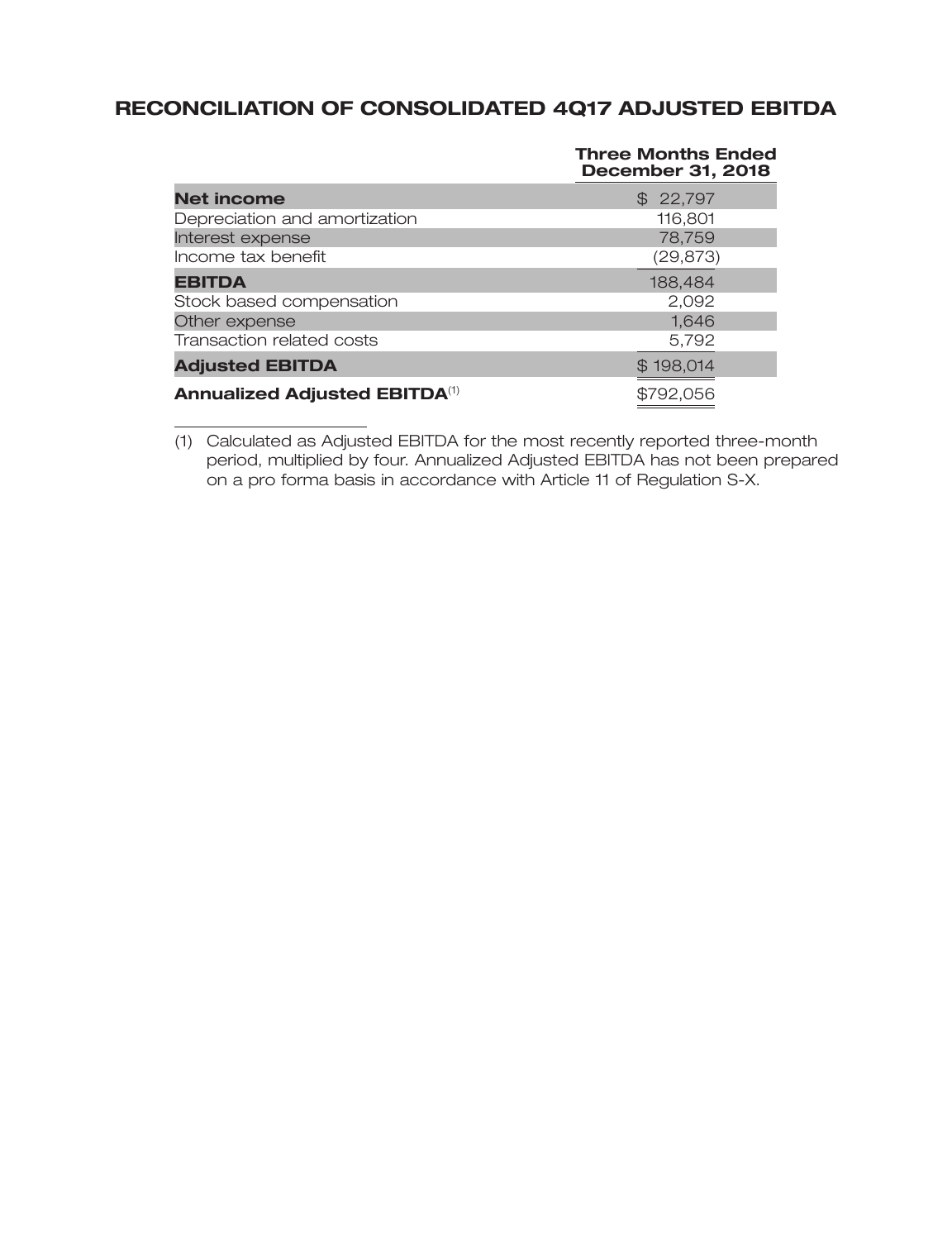# RECONCILIATION OF CONSOLIDATED 4Q17 ADJUSTED EBITDA

| | Three Months Ended December 31, 2018 |
|---|---|
| **Net income** | $ 22,797 |
| Depreciation and amortization | 116,801 |
| Interest expense | 78,759 |
| Income tax benefit | (29,873) |
| **EBITDA** | 188,484 |
| Stock based compensation | 2,092 |
| Other expense | 1,646 |
| Transaction related costs | 5,792 |
| **Adjusted EBITDA** | $ 198,014 |
| **Annualized Adjusted EBITDA**[(1)] | $792,056 |

(1) Calculated as Adjusted EBITDA for the most recently reported three-month period, multiplied by four. Annualized Adjusted EBITDA has not been prepared on a pro forma basis in accordance with Article 11 of Regulation S-X.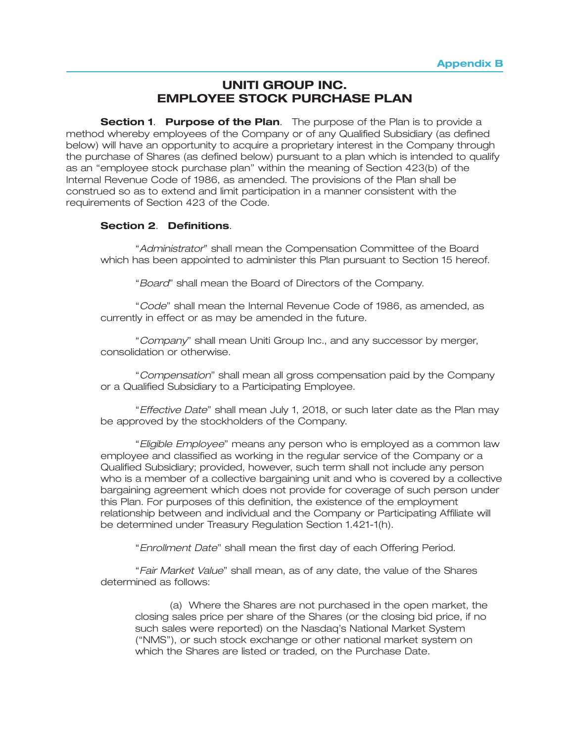Appendix B

# UNITI GROUP INC.
# EMPLOYEE STOCK PURCHASE PLAN

**Section 1**. **Purpose of the Plan**. The purpose of the Plan is to provide a method whereby employees of the Company or of any Qualified Subsidiary (as defined below) will have an opportunity to acquire a proprietary interest in the Company through the purchase of Shares (as defined below) pursuant to a plan which is intended to qualify as an "employee stock purchase plan" within the meaning of Section 423(b) of the Internal Revenue Code of 1986, as amended. The provisions of the Plan shall be construed so as to extend and limit participation in a manner consistent with the requirements of Section 423 of the Code.

**Section 2**. **Definitions**.

"*Administrator*" shall mean the Compensation Committee of the Board which has been appointed to administer this Plan pursuant to Section 15 hereof.

"*Board*" shall mean the Board of Directors of the Company.

"*Code*" shall mean the Internal Revenue Code of 1986, as amended, as currently in effect or as may be amended in the future.

"*Company*" shall mean Uniti Group Inc., and any successor by merger, consolidation or otherwise.

"*Compensation*" shall mean all gross compensation paid by the Company or a Qualified Subsidiary to a Participating Employee.

"*Effective Date*" shall mean July 1, 2018, or such later date as the Plan may be approved by the stockholders of the Company.

"*Eligible Employee*" means any person who is employed as a common law employee and classified as working in the regular service of the Company or a Qualified Subsidiary; provided, however, such term shall not include any person who is a member of a collective bargaining unit and who is covered by a collective bargaining agreement which does not provide for coverage of such person under this Plan. For purposes of this definition, the existence of the employment relationship between and individual and the Company or Participating Affiliate will be determined under Treasury Regulation Section 1.421-1(h).

"*Enrollment Date*" shall mean the first day of each Offering Period.

"*Fair Market Value*" shall mean, as of any date, the value of the Shares determined as follows:

(a) Where the Shares are not purchased in the open market, the closing sales price per share of the Shares (or the closing bid price, if no such sales were reported) on the Nasdaq's National Market System ("NMS"), or such stock exchange or other national market system on which the Shares are listed or traded, on the Purchase Date.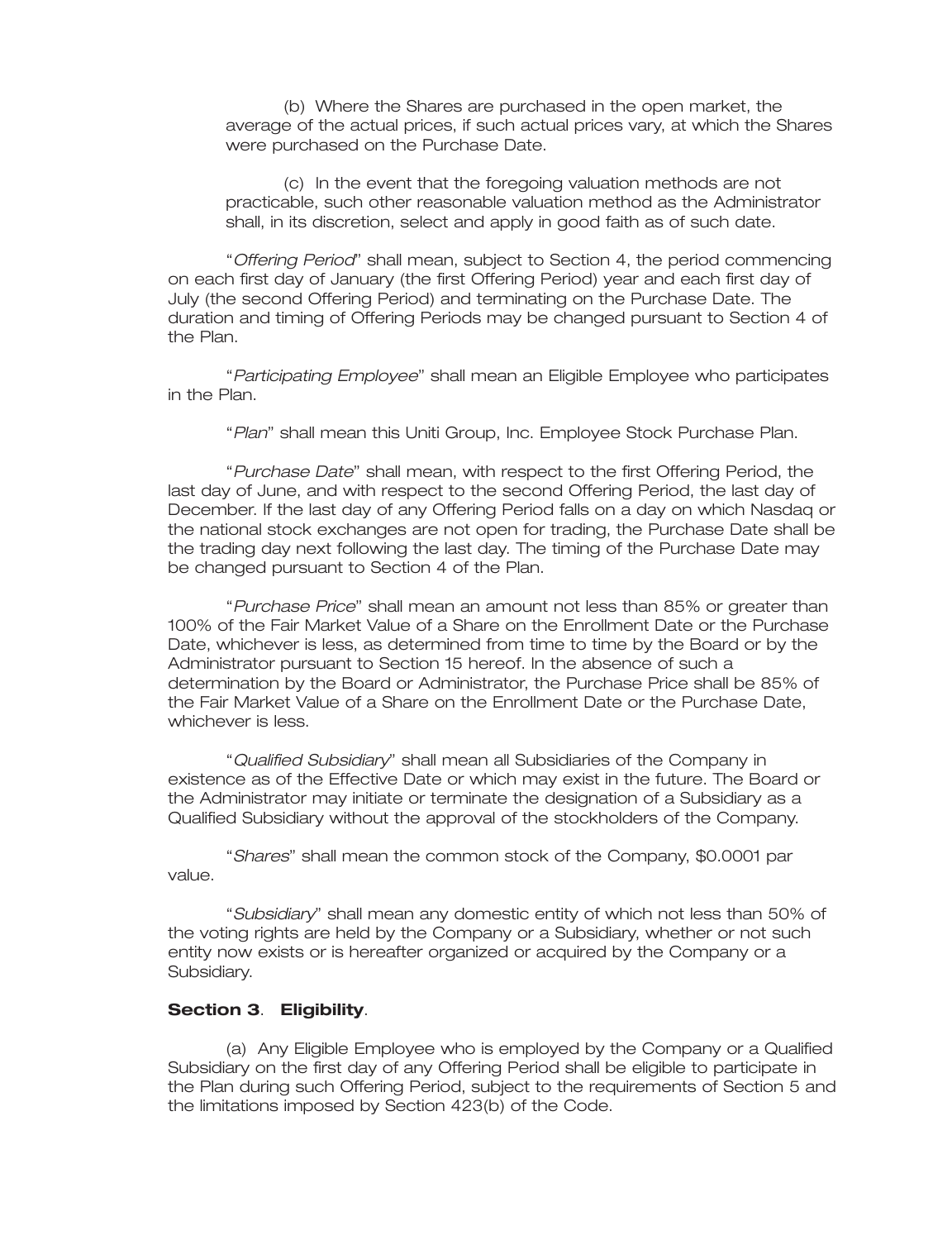(b) Where the Shares are purchased in the open market, the average of the actual prices, if such actual prices vary, at which the Shares were purchased on the Purchase Date.

(c) In the event that the foregoing valuation methods are not practicable, such other reasonable valuation method as the Administrator shall, in its discretion, select and apply in good faith as of such date.

"*Offering Period*" shall mean, subject to Section 4, the period commencing on each first day of January (the first Offering Period) year and each first day of July (the second Offering Period) and terminating on the Purchase Date. The duration and timing of Offering Periods may be changed pursuant to Section 4 of the Plan.

"*Participating Employee*" shall mean an Eligible Employee who participates in the Plan.

"*Plan*" shall mean this Uniti Group, Inc. Employee Stock Purchase Plan.

"*Purchase Date*" shall mean, with respect to the first Offering Period, the last day of June, and with respect to the second Offering Period, the last day of December. If the last day of any Offering Period falls on a day on which Nasdaq or the national stock exchanges are not open for trading, the Purchase Date shall be the trading day next following the last day. The timing of the Purchase Date may be changed pursuant to Section 4 of the Plan.

"*Purchase Price*" shall mean an amount not less than 85% or greater than 100% of the Fair Market Value of a Share on the Enrollment Date or the Purchase Date, whichever is less, as determined from time to time by the Board or by the Administrator pursuant to Section 15 hereof. In the absence of such a determination by the Board or Administrator, the Purchase Price shall be 85% of the Fair Market Value of a Share on the Enrollment Date or the Purchase Date, whichever is less.

"*Qualified Subsidiary*" shall mean all Subsidiaries of the Company in existence as of the Effective Date or which may exist in the future. The Board or the Administrator may initiate or terminate the designation of a Subsidiary as a Qualified Subsidiary without the approval of the stockholders of the Company.

"*Shares*" shall mean the common stock of the Company, $0.0001 par value.

"*Subsidiary*" shall mean any domestic entity of which not less than 50% of the voting rights are held by the Company or a Subsidiary, whether or not such entity now exists or is hereafter organized or acquired by the Company or a Subsidiary.

**Section 3**. **Eligibility**.

(a) Any Eligible Employee who is employed by the Company or a Qualified Subsidiary on the first day of any Offering Period shall be eligible to participate in the Plan during such Offering Period, subject to the requirements of Section 5 and the limitations imposed by Section 423(b) of the Code.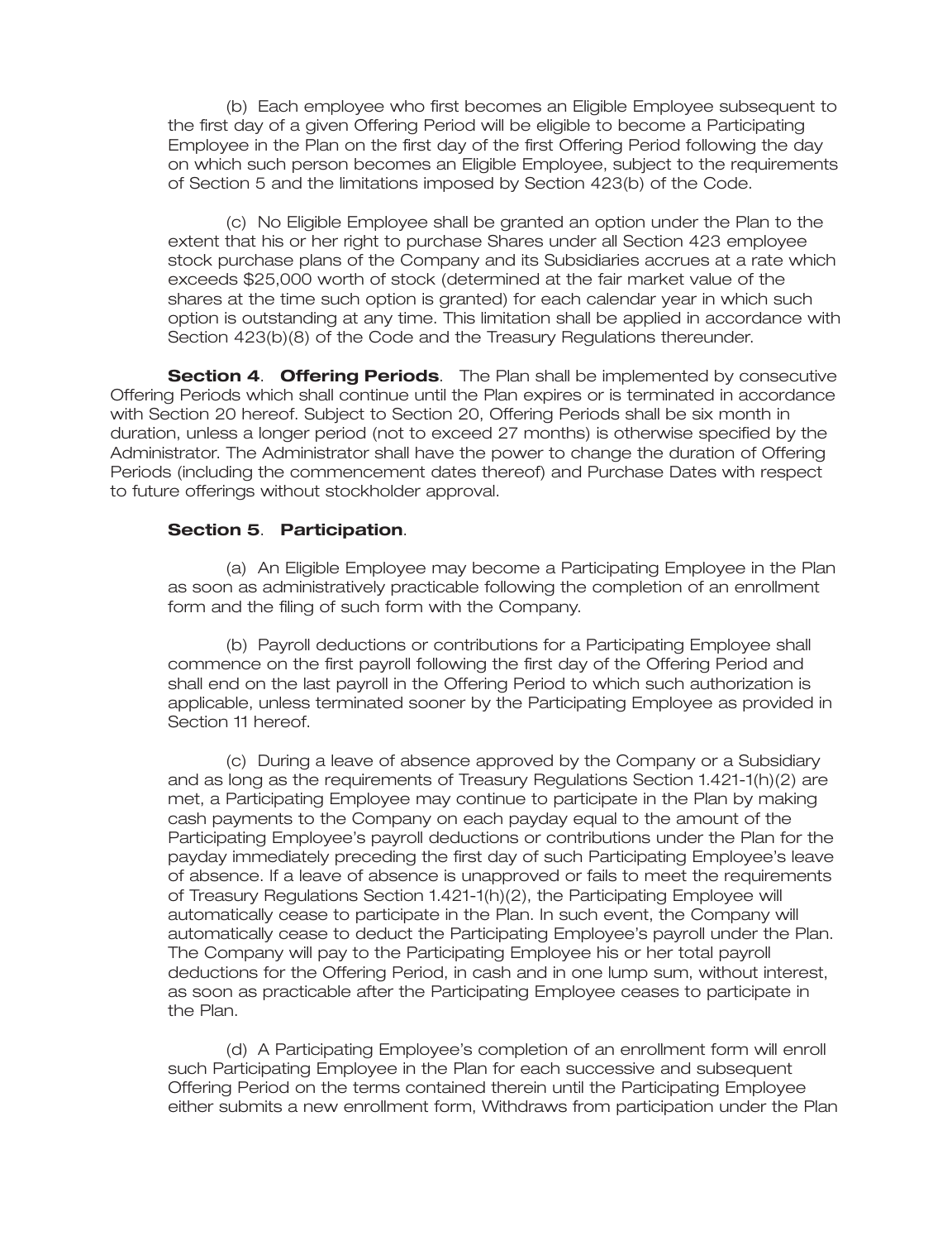(b) Each employee who first becomes an Eligible Employee subsequent to the first day of a given Offering Period will be eligible to become a Participating Employee in the Plan on the first day of the first Offering Period following the day on which such person becomes an Eligible Employee, subject to the requirements of Section 5 and the limitations imposed by Section 423(b) of the Code.

(c) No Eligible Employee shall be granted an option under the Plan to the extent that his or her right to purchase Shares under all Section 423 employee stock purchase plans of the Company and its Subsidiaries accrues at a rate which exceeds $25,000 worth of stock (determined at the fair market value of the shares at the time such option is granted) for each calendar year in which such option is outstanding at any time. This limitation shall be applied in accordance with Section 423(b)(8) of the Code and the Treasury Regulations thereunder.

**Section 4**. **Offering Periods**. The Plan shall be implemented by consecutive Offering Periods which shall continue until the Plan expires or is terminated in accordance with Section 20 hereof. Subject to Section 20, Offering Periods shall be six month in duration, unless a longer period (not to exceed 27 months) is otherwise specified by the Administrator. The Administrator shall have the power to change the duration of Offering Periods (including the commencement dates thereof) and Purchase Dates with respect to future offerings without stockholder approval.

**Section 5**. **Participation**.

(a) An Eligible Employee may become a Participating Employee in the Plan as soon as administratively practicable following the completion of an enrollment form and the filing of such form with the Company.

(b) Payroll deductions or contributions for a Participating Employee shall commence on the first payroll following the first day of the Offering Period and shall end on the last payroll in the Offering Period to which such authorization is applicable, unless terminated sooner by the Participating Employee as provided in Section 11 hereof.

(c) During a leave of absence approved by the Company or a Subsidiary and as long as the requirements of Treasury Regulations Section 1.421-1(h)(2) are met, a Participating Employee may continue to participate in the Plan by making cash payments to the Company on each payday equal to the amount of the Participating Employee's payroll deductions or contributions under the Plan for the payday immediately preceding the first day of such Participating Employee's leave of absence. If a leave of absence is unapproved or fails to meet the requirements of Treasury Regulations Section 1.421-1(h)(2), the Participating Employee will automatically cease to participate in the Plan. In such event, the Company will automatically cease to deduct the Participating Employee's payroll under the Plan. The Company will pay to the Participating Employee his or her total payroll deductions for the Offering Period, in cash and in one lump sum, without interest, as soon as practicable after the Participating Employee ceases to participate in the Plan.

(d) A Participating Employee's completion of an enrollment form will enroll such Participating Employee in the Plan for each successive and subsequent Offering Period on the terms contained therein until the Participating Employee either submits a new enrollment form, Withdraws from participation under the Plan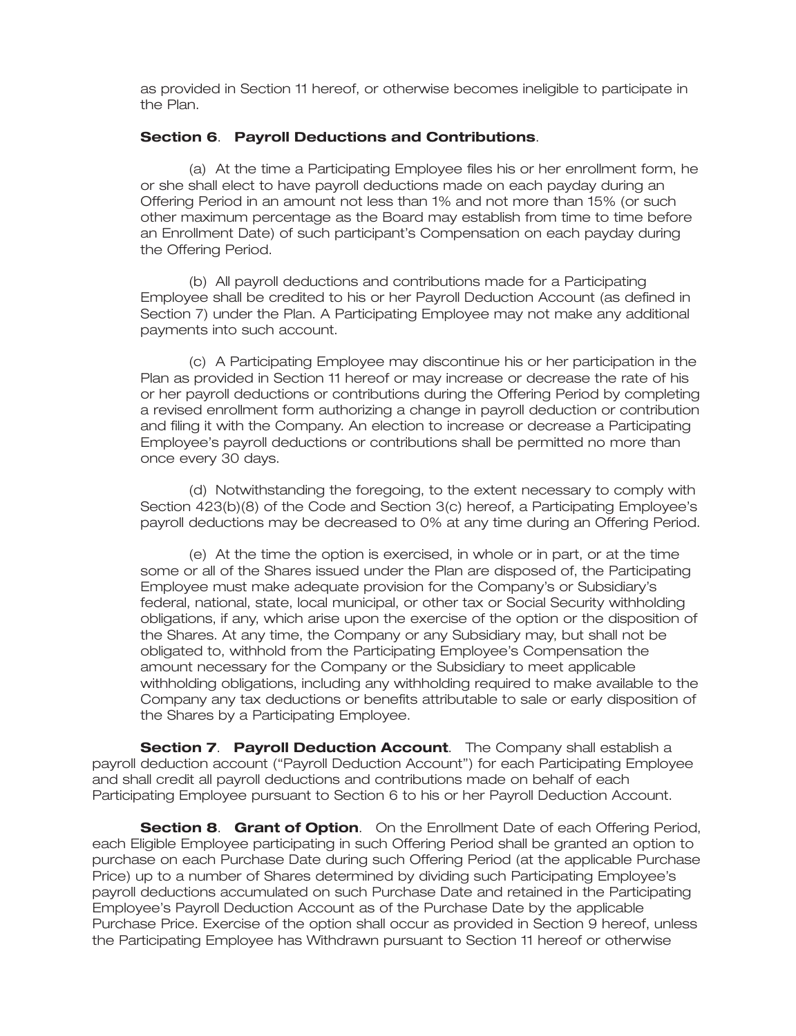as provided in Section 11 hereof, or otherwise becomes ineligible to participate in the Plan.

**Section 6**. **Payroll Deductions and Contributions**.

(a) At the time a Participating Employee files his or her enrollment form, he or she shall elect to have payroll deductions made on each payday during an Offering Period in an amount not less than 1% and not more than 15% (or such other maximum percentage as the Board may establish from time to time before an Enrollment Date) of such participant's Compensation on each payday during the Offering Period.

(b) All payroll deductions and contributions made for a Participating Employee shall be credited to his or her Payroll Deduction Account (as defined in Section 7) under the Plan. A Participating Employee may not make any additional payments into such account.

(c) A Participating Employee may discontinue his or her participation in the Plan as provided in Section 11 hereof or may increase or decrease the rate of his or her payroll deductions or contributions during the Offering Period by completing a revised enrollment form authorizing a change in payroll deduction or contribution and filing it with the Company. An election to increase or decrease a Participating Employee's payroll deductions or contributions shall be permitted no more than once every 30 days.

(d) Notwithstanding the foregoing, to the extent necessary to comply with Section 423(b)(8) of the Code and Section 3(c) hereof, a Participating Employee's payroll deductions may be decreased to 0% at any time during an Offering Period.

(e) At the time the option is exercised, in whole or in part, or at the time some or all of the Shares issued under the Plan are disposed of, the Participating Employee must make adequate provision for the Company's or Subsidiary's federal, national, state, local municipal, or other tax or Social Security withholding obligations, if any, which arise upon the exercise of the option or the disposition of the Shares. At any time, the Company or any Subsidiary may, but shall not be obligated to, withhold from the Participating Employee's Compensation the amount necessary for the Company or the Subsidiary to meet applicable withholding obligations, including any withholding required to make available to the Company any tax deductions or benefits attributable to sale or early disposition of the Shares by a Participating Employee.

**Section 7**. **Payroll Deduction Account**. The Company shall establish a payroll deduction account ("Payroll Deduction Account") for each Participating Employee and shall credit all payroll deductions and contributions made on behalf of each Participating Employee pursuant to Section 6 to his or her Payroll Deduction Account.

**Section 8**. **Grant of Option**. On the Enrollment Date of each Offering Period, each Eligible Employee participating in such Offering Period shall be granted an option to purchase on each Purchase Date during such Offering Period (at the applicable Purchase Price) up to a number of Shares determined by dividing such Participating Employee's payroll deductions accumulated on such Purchase Date and retained in the Participating Employee's Payroll Deduction Account as of the Purchase Date by the applicable Purchase Price. Exercise of the option shall occur as provided in Section 9 hereof, unless the Participating Employee has Withdrawn pursuant to Section 11 hereof or otherwise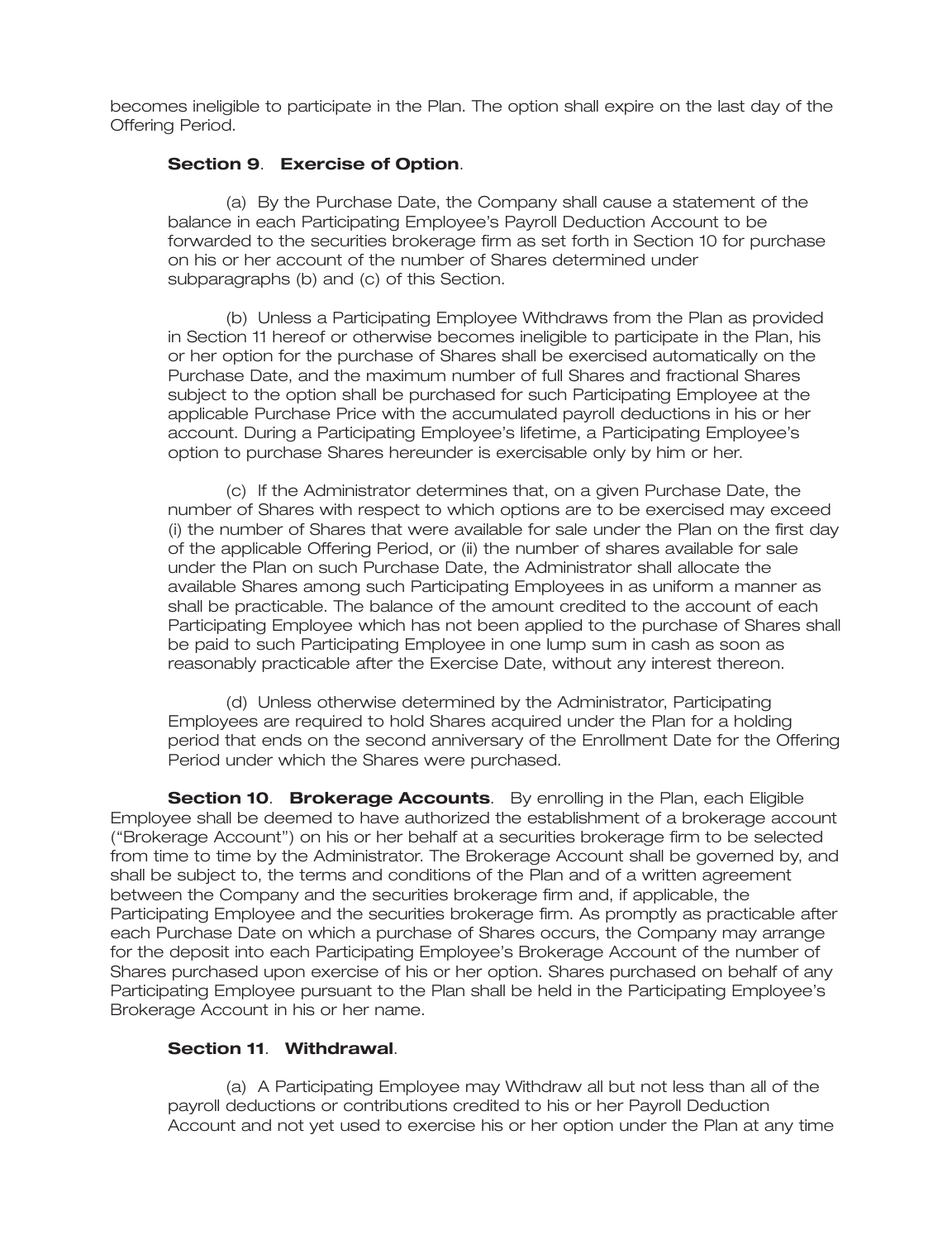becomes ineligible to participate in the Plan. The option shall expire on the last day of the Offering Period.

**Section 9**. **Exercise of Option**.

(a) By the Purchase Date, the Company shall cause a statement of the balance in each Participating Employee's Payroll Deduction Account to be forwarded to the securities brokerage firm as set forth in Section 10 for purchase on his or her account of the number of Shares determined under subparagraphs (b) and (c) of this Section.

(b) Unless a Participating Employee Withdraws from the Plan as provided in Section 11 hereof or otherwise becomes ineligible to participate in the Plan, his or her option for the purchase of Shares shall be exercised automatically on the Purchase Date, and the maximum number of full Shares and fractional Shares subject to the option shall be purchased for such Participating Employee at the applicable Purchase Price with the accumulated payroll deductions in his or her account. During a Participating Employee's lifetime, a Participating Employee's option to purchase Shares hereunder is exercisable only by him or her.

(c) If the Administrator determines that, on a given Purchase Date, the number of Shares with respect to which options are to be exercised may exceed (i) the number of Shares that were available for sale under the Plan on the first day of the applicable Offering Period, or (ii) the number of shares available for sale under the Plan on such Purchase Date, the Administrator shall allocate the available Shares among such Participating Employees in as uniform a manner as shall be practicable. The balance of the amount credited to the account of each Participating Employee which has not been applied to the purchase of Shares shall be paid to such Participating Employee in one lump sum in cash as soon as reasonably practicable after the Exercise Date, without any interest thereon.

(d) Unless otherwise determined by the Administrator, Participating Employees are required to hold Shares acquired under the Plan for a holding period that ends on the second anniversary of the Enrollment Date for the Offering Period under which the Shares were purchased.

**Section 10**. **Brokerage Accounts**. By enrolling in the Plan, each Eligible Employee shall be deemed to have authorized the establishment of a brokerage account ("Brokerage Account") on his or her behalf at a securities brokerage firm to be selected from time to time by the Administrator. The Brokerage Account shall be governed by, and shall be subject to, the terms and conditions of the Plan and of a written agreement between the Company and the securities brokerage firm and, if applicable, the Participating Employee and the securities brokerage firm. As promptly as practicable after each Purchase Date on which a purchase of Shares occurs, the Company may arrange for the deposit into each Participating Employee's Brokerage Account of the number of Shares purchased upon exercise of his or her option. Shares purchased on behalf of any Participating Employee pursuant to the Plan shall be held in the Participating Employee's Brokerage Account in his or her name.

**Section 11**. **Withdrawal**.

(a) A Participating Employee may Withdraw all but not less than all of the payroll deductions or contributions credited to his or her Payroll Deduction Account and not yet used to exercise his or her option under the Plan at any time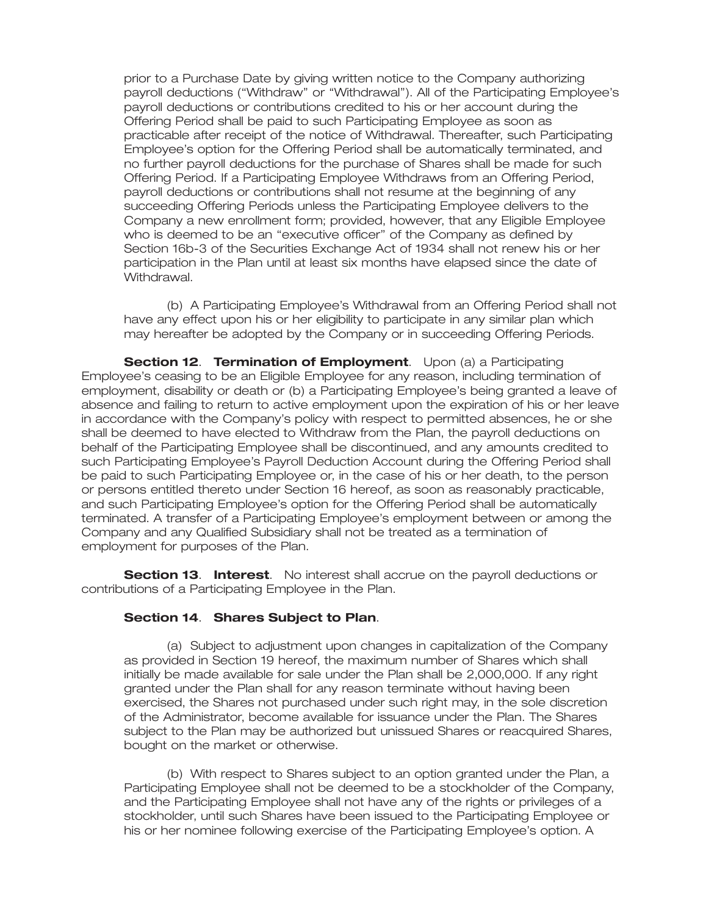prior to a Purchase Date by giving written notice to the Company authorizing payroll deductions ("Withdraw" or "Withdrawal"). All of the Participating Employee's payroll deductions or contributions credited to his or her account during the Offering Period shall be paid to such Participating Employee as soon as practicable after receipt of the notice of Withdrawal. Thereafter, such Participating Employee's option for the Offering Period shall be automatically terminated, and no further payroll deductions for the purchase of Shares shall be made for such Offering Period. If a Participating Employee Withdraws from an Offering Period, payroll deductions or contributions shall not resume at the beginning of any succeeding Offering Periods unless the Participating Employee delivers to the Company a new enrollment form; provided, however, that any Eligible Employee who is deemed to be an "executive officer" of the Company as defined by Section 16b-3 of the Securities Exchange Act of 1934 shall not renew his or her participation in the Plan until at least six months have elapsed since the date of Withdrawal.

(b) A Participating Employee's Withdrawal from an Offering Period shall not have any effect upon his or her eligibility to participate in any similar plan which may hereafter be adopted by the Company or in succeeding Offering Periods.

**Section 12**. **Termination of Employment**. Upon (a) a Participating Employee's ceasing to be an Eligible Employee for any reason, including termination of employment, disability or death or (b) a Participating Employee's being granted a leave of absence and failing to return to active employment upon the expiration of his or her leave in accordance with the Company's policy with respect to permitted absences, he or she shall be deemed to have elected to Withdraw from the Plan, the payroll deductions on behalf of the Participating Employee shall be discontinued, and any amounts credited to such Participating Employee's Payroll Deduction Account during the Offering Period shall be paid to such Participating Employee or, in the case of his or her death, to the person or persons entitled thereto under Section 16 hereof, as soon as reasonably practicable, and such Participating Employee's option for the Offering Period shall be automatically terminated. A transfer of a Participating Employee's employment between or among the Company and any Qualified Subsidiary shall not be treated as a termination of employment for purposes of the Plan.

**Section 13**. **Interest**. No interest shall accrue on the payroll deductions or contributions of a Participating Employee in the Plan.

**Section 14**. **Shares Subject to Plan**.

(a) Subject to adjustment upon changes in capitalization of the Company as provided in Section 19 hereof, the maximum number of Shares which shall initially be made available for sale under the Plan shall be 2,000,000. If any right granted under the Plan shall for any reason terminate without having been exercised, the Shares not purchased under such right may, in the sole discretion of the Administrator, become available for issuance under the Plan. The Shares subject to the Plan may be authorized but unissued Shares or reacquired Shares, bought on the market or otherwise.

(b) With respect to Shares subject to an option granted under the Plan, a Participating Employee shall not be deemed to be a stockholder of the Company, and the Participating Employee shall not have any of the rights or privileges of a stockholder, until such Shares have been issued to the Participating Employee or his or her nominee following exercise of the Participating Employee's option. A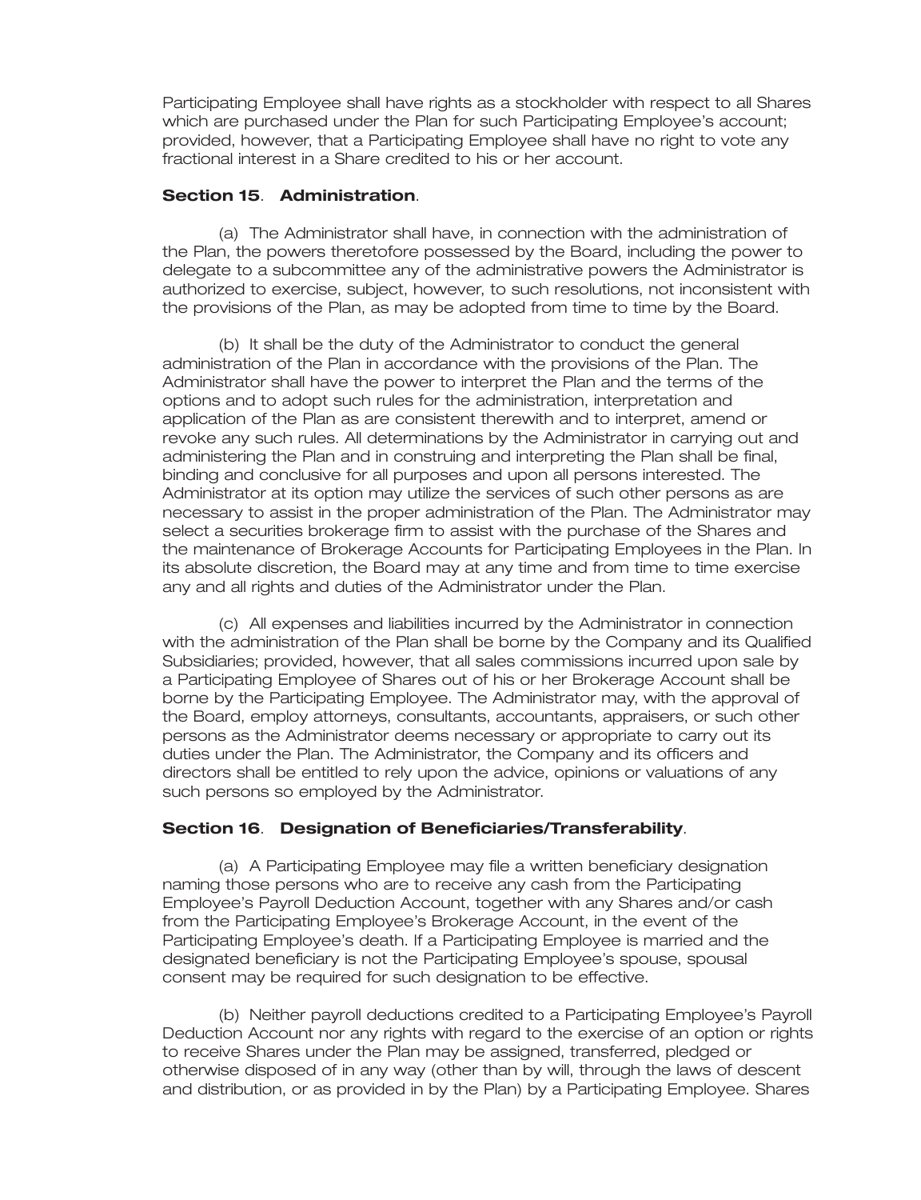Participating Employee shall have rights as a stockholder with respect to all Shares which are purchased under the Plan for such Participating Employee's account; provided, however, that a Participating Employee shall have no right to vote any fractional interest in a Share credited to his or her account.

### Section 15. Administration.

(a) The Administrator shall have, in connection with the administration of the Plan, the powers theretofore possessed by the Board, including the power to delegate to a subcommittee any of the administrative powers the Administrator is authorized to exercise, subject, however, to such resolutions, not inconsistent with the provisions of the Plan, as may be adopted from time to time by the Board.

(b) It shall be the duty of the Administrator to conduct the general administration of the Plan in accordance with the provisions of the Plan. The Administrator shall have the power to interpret the Plan and the terms of the options and to adopt such rules for the administration, interpretation and application of the Plan as are consistent therewith and to interpret, amend or revoke any such rules. All determinations by the Administrator in carrying out and administering the Plan and in construing and interpreting the Plan shall be final, binding and conclusive for all purposes and upon all persons interested. The Administrator at its option may utilize the services of such other persons as are necessary to assist in the proper administration of the Plan. The Administrator may select a securities brokerage firm to assist with the purchase of the Shares and the maintenance of Brokerage Accounts for Participating Employees in the Plan. In its absolute discretion, the Board may at any time and from time to time exercise any and all rights and duties of the Administrator under the Plan.

(c) All expenses and liabilities incurred by the Administrator in connection with the administration of the Plan shall be borne by the Company and its Qualified Subsidiaries; provided, however, that all sales commissions incurred upon sale by a Participating Employee of Shares out of his or her Brokerage Account shall be borne by the Participating Employee. The Administrator may, with the approval of the Board, employ attorneys, consultants, accountants, appraisers, or such other persons as the Administrator deems necessary or appropriate to carry out its duties under the Plan. The Administrator, the Company and its officers and directors shall be entitled to rely upon the advice, opinions or valuations of any such persons so employed by the Administrator.

### Section 16. Designation of Beneficiaries/Transferability.

(a) A Participating Employee may file a written beneficiary designation naming those persons who are to receive any cash from the Participating Employee's Payroll Deduction Account, together with any Shares and/or cash from the Participating Employee's Brokerage Account, in the event of the Participating Employee's death. If a Participating Employee is married and the designated beneficiary is not the Participating Employee's spouse, spousal consent may be required for such designation to be effective.

(b) Neither payroll deductions credited to a Participating Employee's Payroll Deduction Account nor any rights with regard to the exercise of an option or rights to receive Shares under the Plan may be assigned, transferred, pledged or otherwise disposed of in any way (other than by will, through the laws of descent and distribution, or as provided in by the Plan) by a Participating Employee. Shares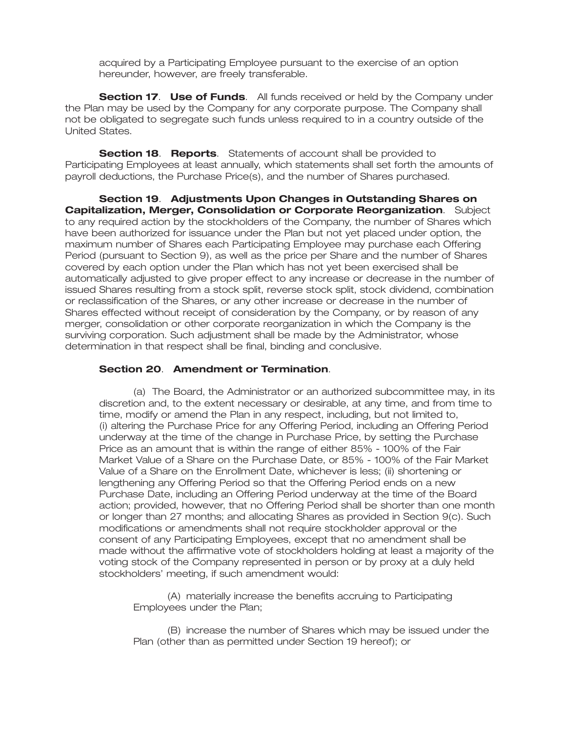acquired by a Participating Employee pursuant to the exercise of an option hereunder, however, are freely transferable.

**Section 17**. **Use of Funds**. All funds received or held by the Company under the Plan may be used by the Company for any corporate purpose. The Company shall not be obligated to segregate such funds unless required to in a country outside of the United States.

**Section 18**. **Reports**. Statements of account shall be provided to Participating Employees at least annually, which statements shall set forth the amounts of payroll deductions, the Purchase Price(s), and the number of Shares purchased.

**Section 19**. **Adjustments Upon Changes in Outstanding Shares on Capitalization, Merger, Consolidation or Corporate Reorganization**. Subject to any required action by the stockholders of the Company, the number of Shares which have been authorized for issuance under the Plan but not yet placed under option, the maximum number of Shares each Participating Employee may purchase each Offering Period (pursuant to Section 9), as well as the price per Share and the number of Shares covered by each option under the Plan which has not yet been exercised shall be automatically adjusted to give proper effect to any increase or decrease in the number of issued Shares resulting from a stock split, reverse stock split, stock dividend, combination or reclassification of the Shares, or any other increase or decrease in the number of Shares effected without receipt of consideration by the Company, or by reason of any merger, consolidation or other corporate reorganization in which the Company is the surviving corporation. Such adjustment shall be made by the Administrator, whose determination in that respect shall be final, binding and conclusive.

**Section 20**. **Amendment or Termination**.

(a) The Board, the Administrator or an authorized subcommittee may, in its discretion and, to the extent necessary or desirable, at any time, and from time to time, modify or amend the Plan in any respect, including, but not limited to, (i) altering the Purchase Price for any Offering Period, including an Offering Period underway at the time of the change in Purchase Price, by setting the Purchase Price as an amount that is within the range of either 85% - 100% of the Fair Market Value of a Share on the Purchase Date, or 85% - 100% of the Fair Market Value of a Share on the Enrollment Date, whichever is less; (ii) shortening or lengthening any Offering Period so that the Offering Period ends on a new Purchase Date, including an Offering Period underway at the time of the Board action; provided, however, that no Offering Period shall be shorter than one month or longer than 27 months; and allocating Shares as provided in Section 9(c). Such modifications or amendments shall not require stockholder approval or the consent of any Participating Employees, except that no amendment shall be made without the affirmative vote of stockholders holding at least a majority of the voting stock of the Company represented in person or by proxy at a duly held stockholders' meeting, if such amendment would:

(A) materially increase the benefits accruing to Participating Employees under the Plan;

(B) increase the number of Shares which may be issued under the Plan (other than as permitted under Section 19 hereof); or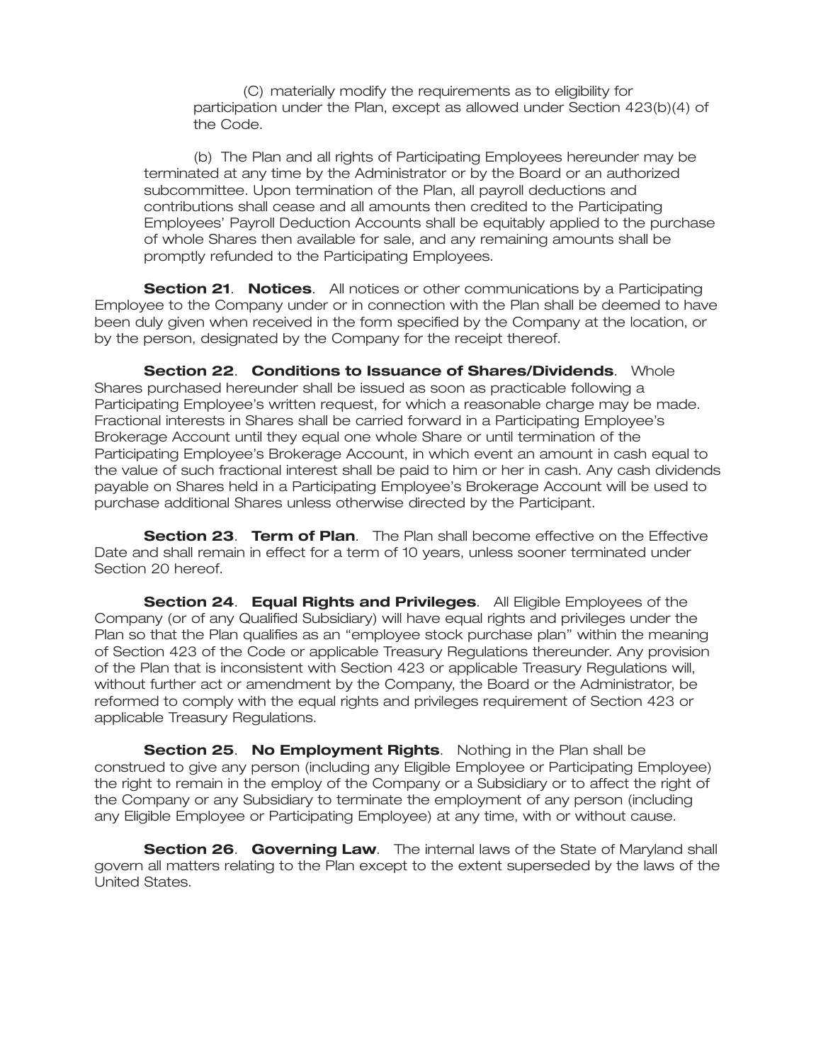(C) materially modify the requirements as to eligibility for participation under the Plan, except as allowed under Section 423(b)(4) of the Code.

(b) The Plan and all rights of Participating Employees hereunder may be terminated at any time by the Administrator or by the Board or an authorized subcommittee. Upon termination of the Plan, all payroll deductions and contributions shall cease and all amounts then credited to the Participating Employees' Payroll Deduction Accounts shall be equitably applied to the purchase of whole Shares then available for sale, and any remaining amounts shall be promptly refunded to the Participating Employees.

**Section 21**. **Notices**. All notices or other communications by a Participating Employee to the Company under or in connection with the Plan shall be deemed to have been duly given when received in the form specified by the Company at the location, or by the person, designated by the Company for the receipt thereof.

**Section 22**. **Conditions to Issuance of Shares/Dividends**. Whole Shares purchased hereunder shall be issued as soon as practicable following a Participating Employee's written request, for which a reasonable charge may be made. Fractional interests in Shares shall be carried forward in a Participating Employee's Brokerage Account until they equal one whole Share or until termination of the Participating Employee's Brokerage Account, in which event an amount in cash equal to the value of such fractional interest shall be paid to him or her in cash. Any cash dividends payable on Shares held in a Participating Employee's Brokerage Account will be used to purchase additional Shares unless otherwise directed by the Participant.

**Section 23**. **Term of Plan**. The Plan shall become effective on the Effective Date and shall remain in effect for a term of 10 years, unless sooner terminated under Section 20 hereof.

**Section 24**. **Equal Rights and Privileges**. All Eligible Employees of the Company (or of any Qualified Subsidiary) will have equal rights and privileges under the Plan so that the Plan qualifies as an "employee stock purchase plan" within the meaning of Section 423 of the Code or applicable Treasury Regulations thereunder. Any provision of the Plan that is inconsistent with Section 423 or applicable Treasury Regulations will, without further act or amendment by the Company, the Board or the Administrator, be reformed to comply with the equal rights and privileges requirement of Section 423 or applicable Treasury Regulations.

**Section 25**. **No Employment Rights**. Nothing in the Plan shall be construed to give any person (including any Eligible Employee or Participating Employee) the right to remain in the employ of the Company or a Subsidiary or to affect the right of the Company or any Subsidiary to terminate the employment of any person (including any Eligible Employee or Participating Employee) at any time, with or without cause.

**Section 26**. **Governing Law**. The internal laws of the State of Maryland shall govern all matters relating to the Plan except to the extent superseded by the laws of the United States.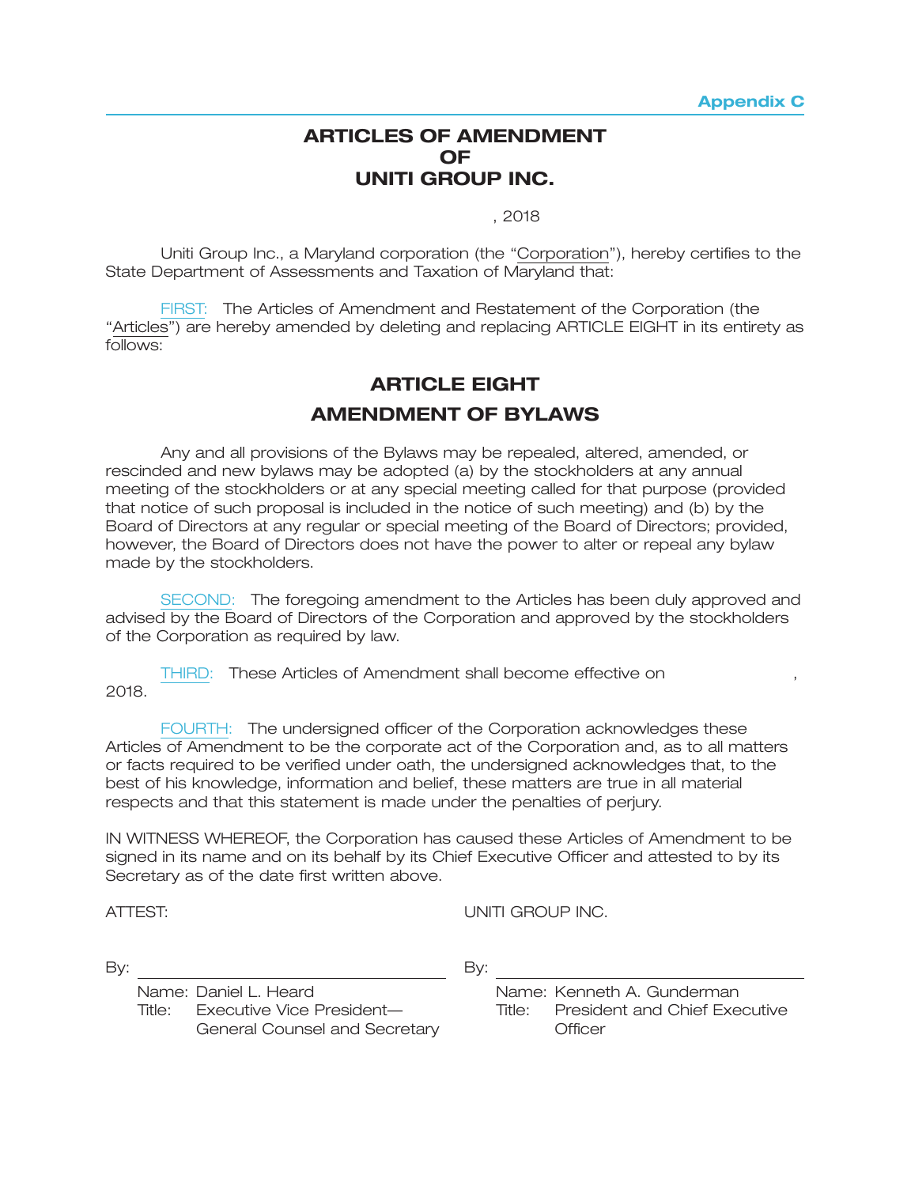Appendix C

# ARTICLES OF AMENDMENT OF UNITI GROUP INC.

, 2018

Uniti Group Inc., a Maryland corporation (the "Corporation"), hereby certifies to the State Department of Assessments and Taxation of Maryland that:

FIRST: The Articles of Amendment and Restatement of the Corporation (the "Articles") are hereby amended by deleting and replacing ARTICLE EIGHT in its entirety as follows:

## ARTICLE EIGHT

## AMENDMENT OF BYLAWS

Any and all provisions of the Bylaws may be repealed, altered, amended, or rescinded and new bylaws may be adopted (a) by the stockholders at any annual meeting of the stockholders or at any special meeting called for that purpose (provided that notice of such proposal is included in the notice of such meeting) and (b) by the Board of Directors at any regular or special meeting of the Board of Directors; provided, however, the Board of Directors does not have the power to alter or repeal any bylaw made by the stockholders.

SECOND: The foregoing amendment to the Articles has been duly approved and advised by the Board of Directors of the Corporation and approved by the stockholders of the Corporation as required by law.

THIRD: These Articles of Amendment shall become effective on , 2018.

FOURTH: The undersigned officer of the Corporation acknowledges these Articles of Amendment to be the corporate act of the Corporation and, as to all matters or facts required to be verified under oath, the undersigned acknowledges that, to the best of his knowledge, information and belief, these matters are true in all material respects and that this statement is made under the penalties of perjury.

IN WITNESS WHEREOF, the Corporation has caused these Articles of Amendment to be signed in its name and on its behalf by its Chief Executive Officer and attested to by its Secretary as of the date first written above.

ATTEST:

By: ______________________________

Name: Daniel L. Heard
Title: Executive Vice President—General Counsel and Secretary

UNITI GROUP INC.

By: ______________________________

Name: Kenneth A. Gunderman
Title: President and Chief Executive Officer